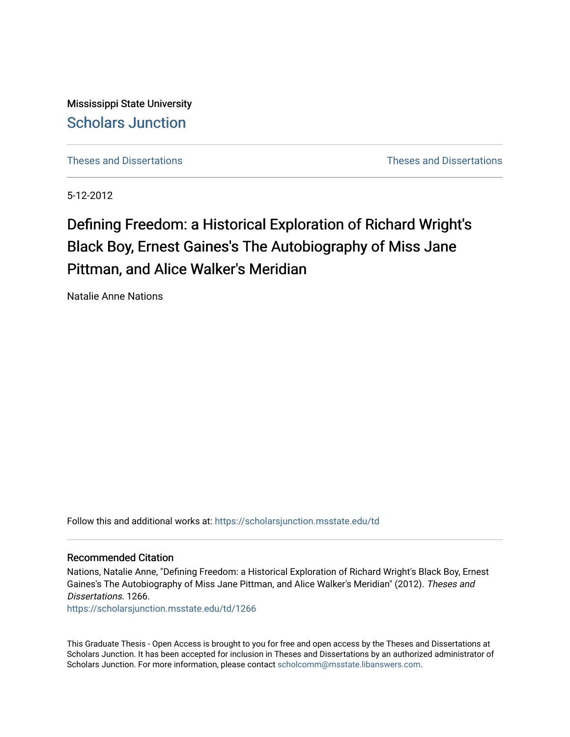Mississippi State University

[Scholars Junction](https://scholarsjunction.msstate.edu/)

Theses and Dissertations — Theses and Dissertations

5-12-2012

# Defining Freedom: a Historical Exploration of Richard Wright's Black Boy, Ernest Gaines's The Autobiography of Miss Jane Pittman, and Alice Walker's Meridian

Natalie Anne Nations

Follow this and additional works at: https://scholarsjunction.msstate.edu/td

## Recommended Citation

Nations, Natalie Anne, "Defining Freedom: a Historical Exploration of Richard Wright's Black Boy, Ernest Gaines's The Autobiography of Miss Jane Pittman, and Alice Walker's Meridian" (2012). *Theses and Dissertations*. 1266.
https://scholarsjunction.msstate.edu/td/1266

This Graduate Thesis - Open Access is brought to you for free and open access by the Theses and Dissertations at Scholars Junction. It has been accepted for inclusion in Theses and Dissertations by an authorized administrator of Scholars Junction. For more information, please contact scholcomm@msstate.libanswers.com.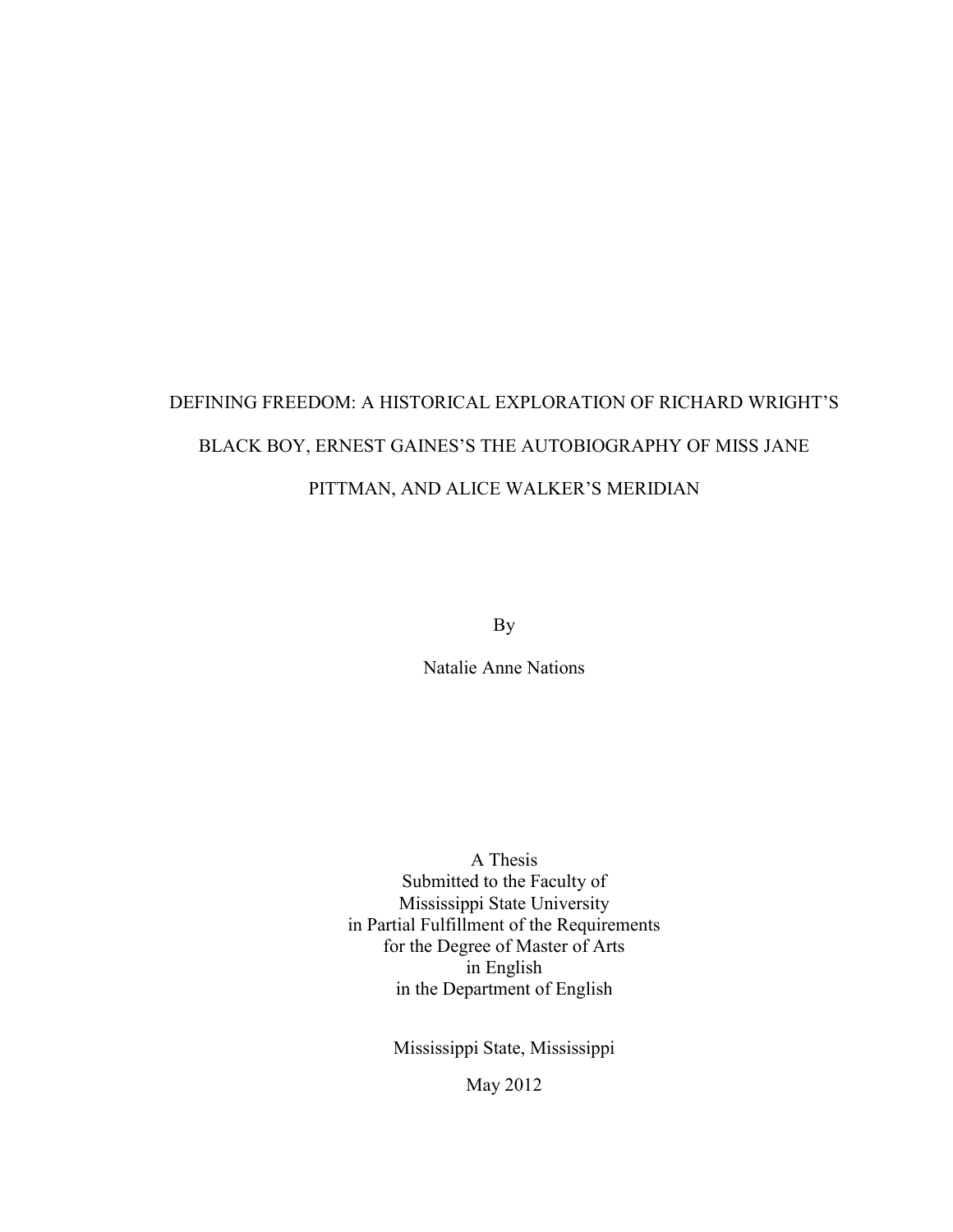# DEFINING FREEDOM: A HISTORICAL EXPLORATION OF RICHARD WRIGHT'S BLACK BOY, ERNEST GAINES'S THE AUTOBIOGRAPHY OF MISS JANE PITTMAN, AND ALICE WALKER'S MERIDIAN

By

Natalie Anne Nations

A Thesis
Submitted to the Faculty of
Mississippi State University
in Partial Fulfillment of the Requirements
for the Degree of Master of Arts
in English
in the Department of English

Mississippi State, Mississippi

May 2012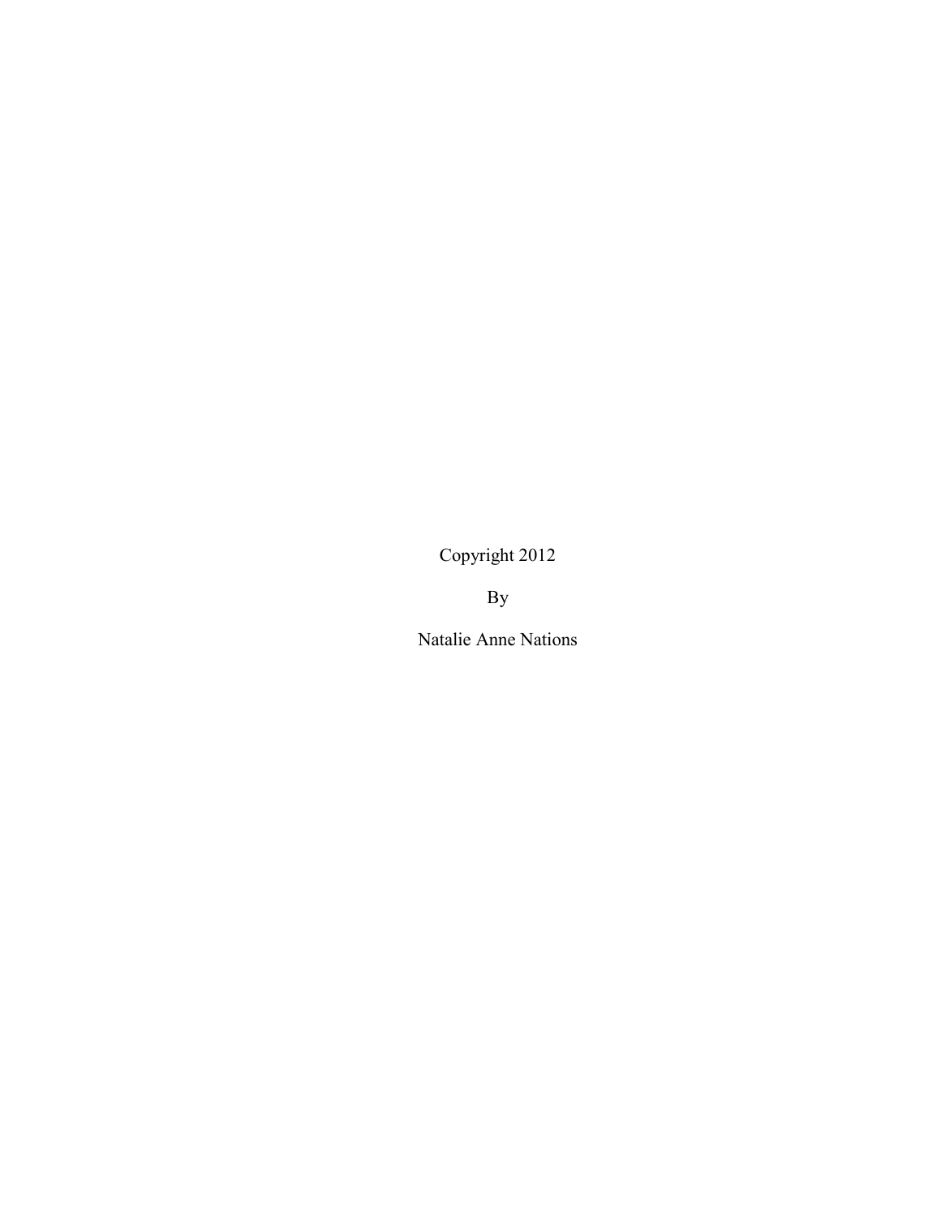Copyright 2012

By

Natalie Anne Nations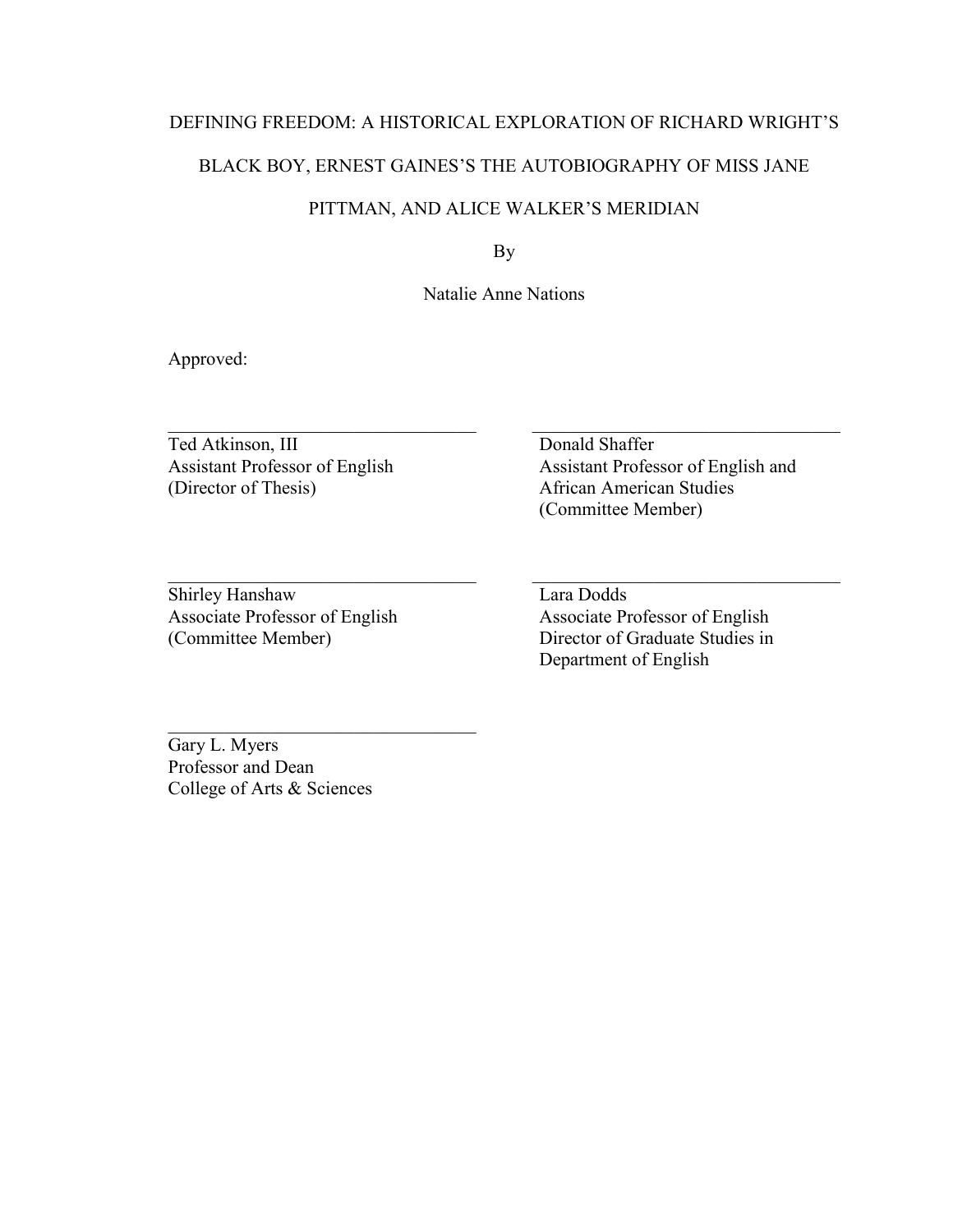DEFINING FREEDOM: A HISTORICAL EXPLORATION OF RICHARD WRIGHT'S BLACK BOY, ERNEST GAINES'S THE AUTOBIOGRAPHY OF MISS JANE PITTMAN, AND ALICE WALKER'S MERIDIAN

By

Natalie Anne Nations

Approved:

Ted Atkinson, III
Assistant Professor of English
(Director of Thesis)

Donald Shaffer
Assistant Professor of English and African American Studies
(Committee Member)

Shirley Hanshaw
Associate Professor of English
(Committee Member)

Lara Dodds
Associate Professor of English
Director of Graduate Studies in Department of English

Gary L. Myers
Professor and Dean
College of Arts & Sciences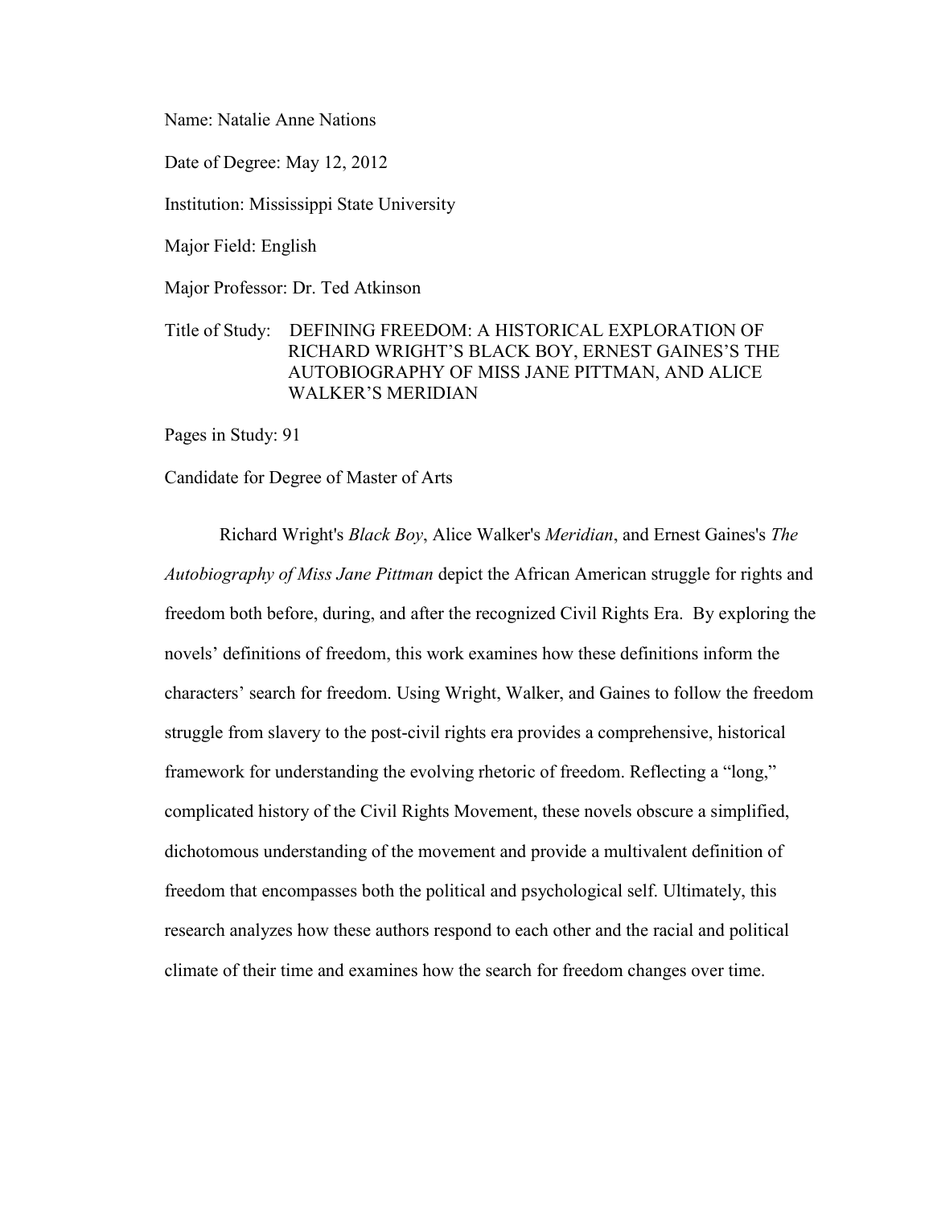Name: Natalie Anne Nations

Date of Degree: May 12, 2012

Institution: Mississippi State University

Major Field: English

Major Professor: Dr. Ted Atkinson

Title of Study: DEFINING FREEDOM: A HISTORICAL EXPLORATION OF RICHARD WRIGHT'S BLACK BOY, ERNEST GAINES'S THE AUTOBIOGRAPHY OF MISS JANE PITTMAN, AND ALICE WALKER'S MERIDIAN

Pages in Study: 91

Candidate for Degree of Master of Arts

Richard Wright's *Black Boy*, Alice Walker's *Meridian*, and Ernest Gaines's *The Autobiography of Miss Jane Pittman* depict the African American struggle for rights and freedom both before, during, and after the recognized Civil Rights Era. By exploring the novels' definitions of freedom, this work examines how these definitions inform the characters' search for freedom. Using Wright, Walker, and Gaines to follow the freedom struggle from slavery to the post-civil rights era provides a comprehensive, historical framework for understanding the evolving rhetoric of freedom. Reflecting a "long," complicated history of the Civil Rights Movement, these novels obscure a simplified, dichotomous understanding of the movement and provide a multivalent definition of freedom that encompasses both the political and psychological self. Ultimately, this research analyzes how these authors respond to each other and the racial and political climate of their time and examines how the search for freedom changes over time.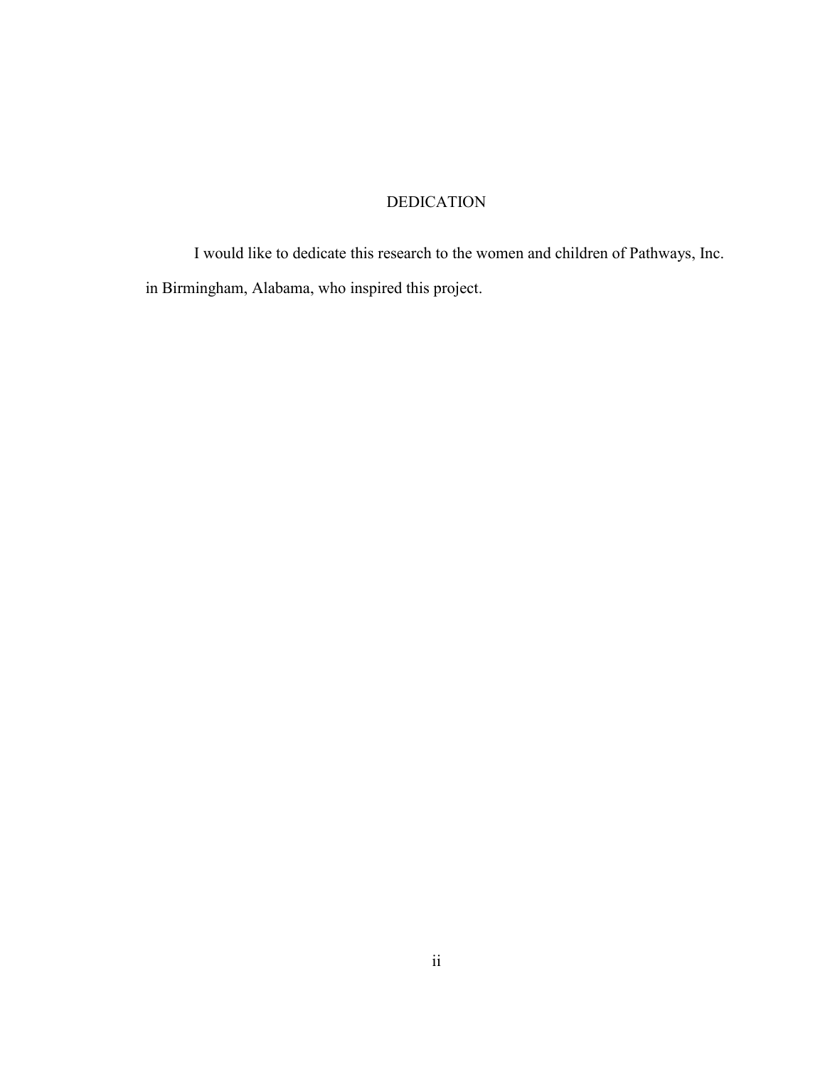# DEDICATION

I would like to dedicate this research to the women and children of Pathways, Inc. in Birmingham, Alabama, who inspired this project.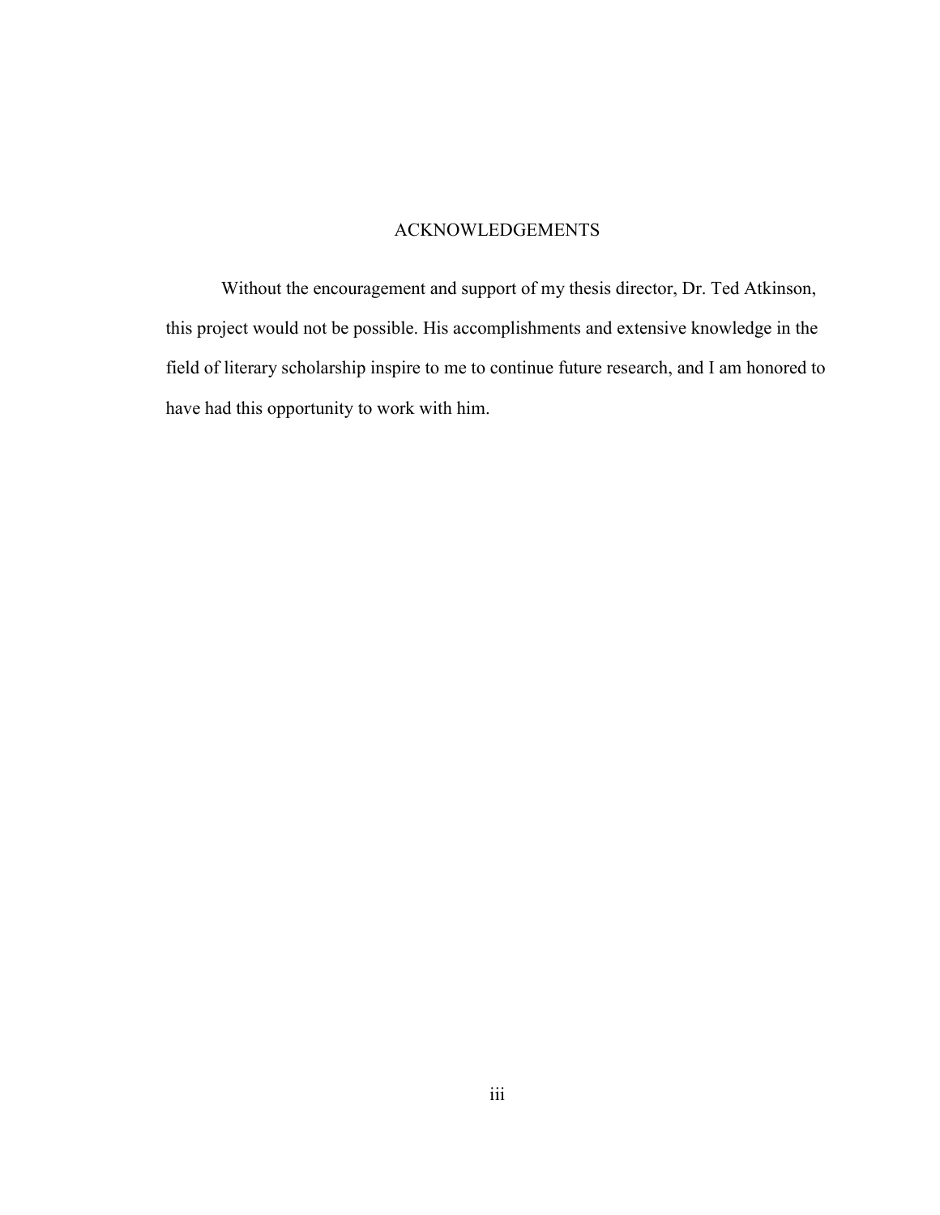# ACKNOWLEDGEMENTS

Without the encouragement and support of my thesis director, Dr. Ted Atkinson, this project would not be possible. His accomplishments and extensive knowledge in the field of literary scholarship inspire to me to continue future research, and I am honored to have had this opportunity to work with him.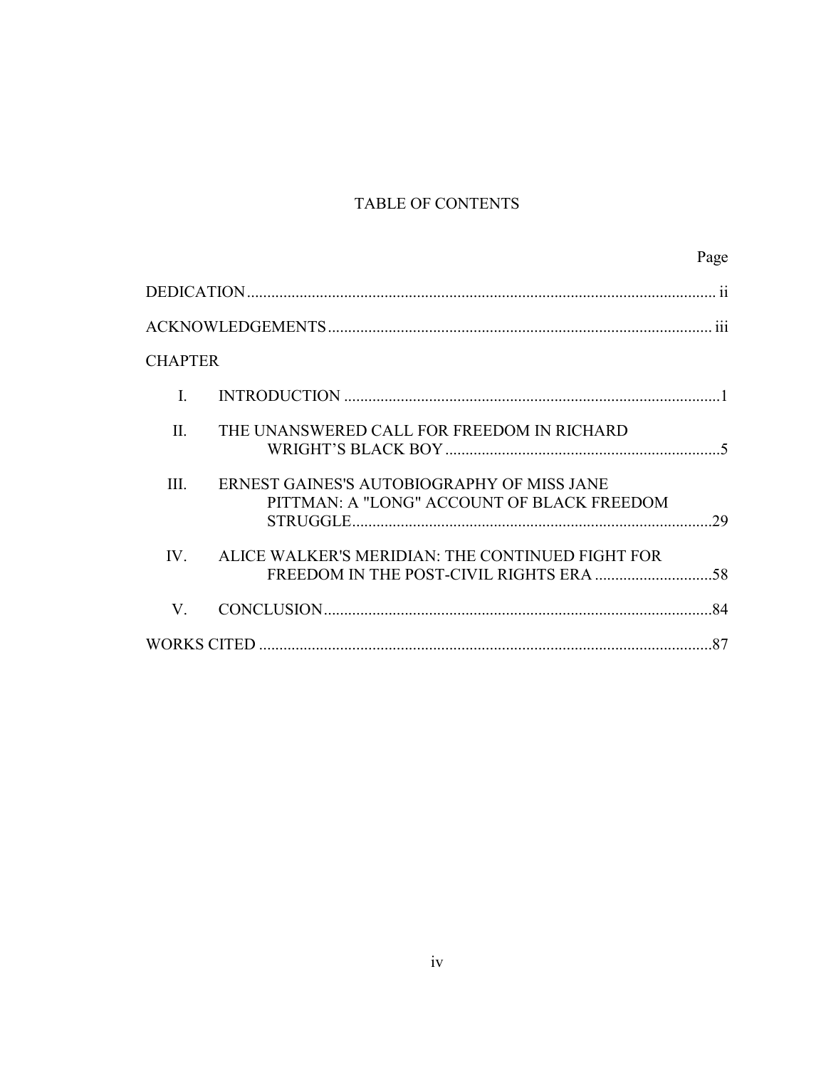# TABLE OF CONTENTS

| | Page |
|---|---|
| DEDICATION | ii |
| ACKNOWLEDGEMENTS | iii |
| CHAPTER | |
| I. INTRODUCTION | 1 |
| II. THE UNANSWERED CALL FOR FREEDOM IN RICHARD WRIGHT'S BLACK BOY | 5 |
| III. ERNEST GAINES'S AUTOBIOGRAPHY OF MISS JANE PITTMAN: A "LONG" ACCOUNT OF BLACK FREEDOM STRUGGLE | 29 |
| IV. ALICE WALKER'S MERIDIAN: THE CONTINUED FIGHT FOR FREEDOM IN THE POST-CIVIL RIGHTS ERA | 58 |
| V. CONCLUSION | 84 |
| WORKS CITED | 87 |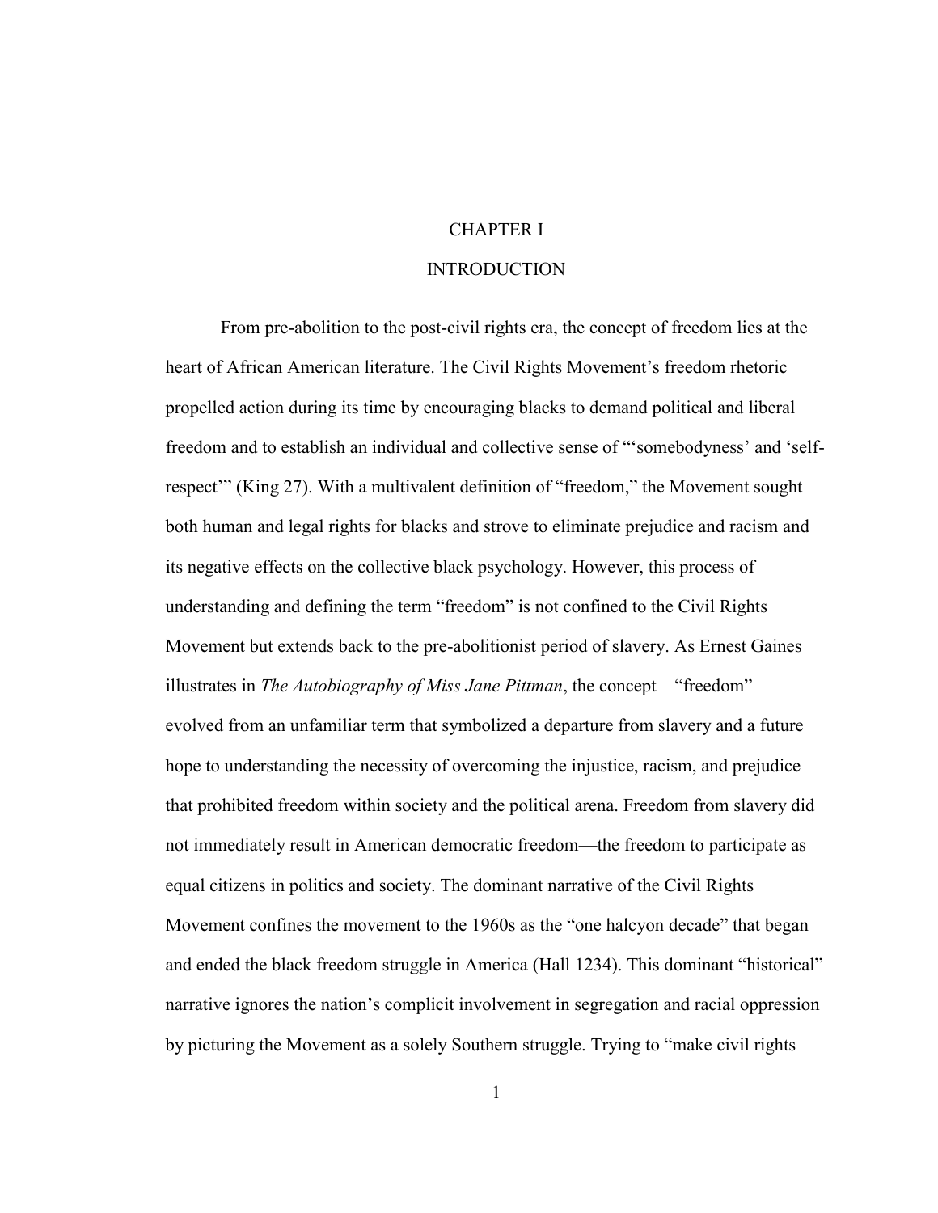# CHAPTER I

# INTRODUCTION

From pre-abolition to the post-civil rights era, the concept of freedom lies at the heart of African American literature. The Civil Rights Movement's freedom rhetoric propelled action during its time by encouraging blacks to demand political and liberal freedom and to establish an individual and collective sense of "'somebodyness' and 'self-respect'" (King 27). With a multivalent definition of "freedom," the Movement sought both human and legal rights for blacks and strove to eliminate prejudice and racism and its negative effects on the collective black psychology. However, this process of understanding and defining the term "freedom" is not confined to the Civil Rights Movement but extends back to the pre-abolitionist period of slavery. As Ernest Gaines illustrates in *The Autobiography of Miss Jane Pittman*, the concept—"freedom"—evolved from an unfamiliar term that symbolized a departure from slavery and a future hope to understanding the necessity of overcoming the injustice, racism, and prejudice that prohibited freedom within society and the political arena. Freedom from slavery did not immediately result in American democratic freedom—the freedom to participate as equal citizens in politics and society. The dominant narrative of the Civil Rights Movement confines the movement to the 1960s as the "one halcyon decade" that began and ended the black freedom struggle in America (Hall 1234). This dominant "historical" narrative ignores the nation's complicit involvement in segregation and racial oppression by picturing the Movement as a solely Southern struggle. Trying to "make civil rights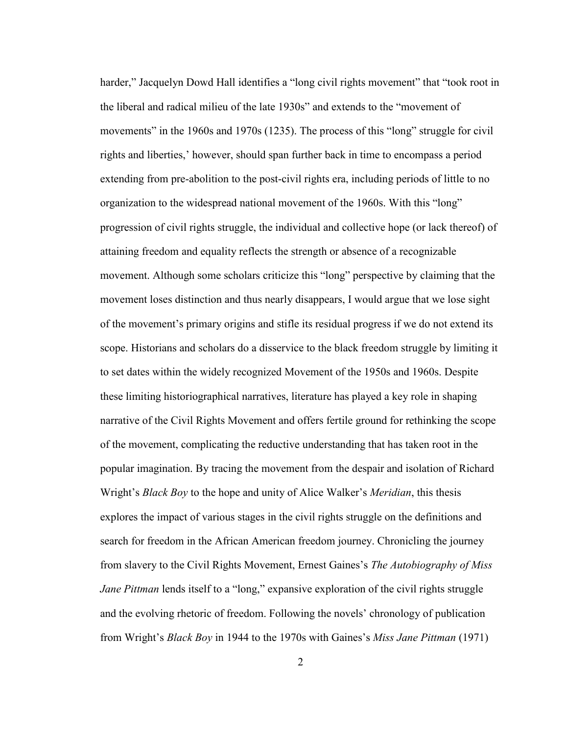harder," Jacquelyn Dowd Hall identifies a "long civil rights movement" that "took root in the liberal and radical milieu of the late 1930s" and extends to the "movement of movements" in the 1960s and 1970s (1235). The process of this "long" struggle for civil rights and liberties,' however, should span further back in time to encompass a period extending from pre-abolition to the post-civil rights era, including periods of little to no organization to the widespread national movement of the 1960s. With this "long" progression of civil rights struggle, the individual and collective hope (or lack thereof) of attaining freedom and equality reflects the strength or absence of a recognizable movement. Although some scholars criticize this "long" perspective by claiming that the movement loses distinction and thus nearly disappears, I would argue that we lose sight of the movement's primary origins and stifle its residual progress if we do not extend its scope. Historians and scholars do a disservice to the black freedom struggle by limiting it to set dates within the widely recognized Movement of the 1950s and 1960s. Despite these limiting historiographical narratives, literature has played a key role in shaping narrative of the Civil Rights Movement and offers fertile ground for rethinking the scope of the movement, complicating the reductive understanding that has taken root in the popular imagination. By tracing the movement from the despair and isolation of Richard Wright's *Black Boy* to the hope and unity of Alice Walker's *Meridian*, this thesis explores the impact of various stages in the civil rights struggle on the definitions and search for freedom in the African American freedom journey. Chronicling the journey from slavery to the Civil Rights Movement, Ernest Gaines's *The Autobiography of Miss Jane Pittman* lends itself to a "long," expansive exploration of the civil rights struggle and the evolving rhetoric of freedom. Following the novels' chronology of publication from Wright's *Black Boy* in 1944 to the 1970s with Gaines's *Miss Jane Pittman* (1971)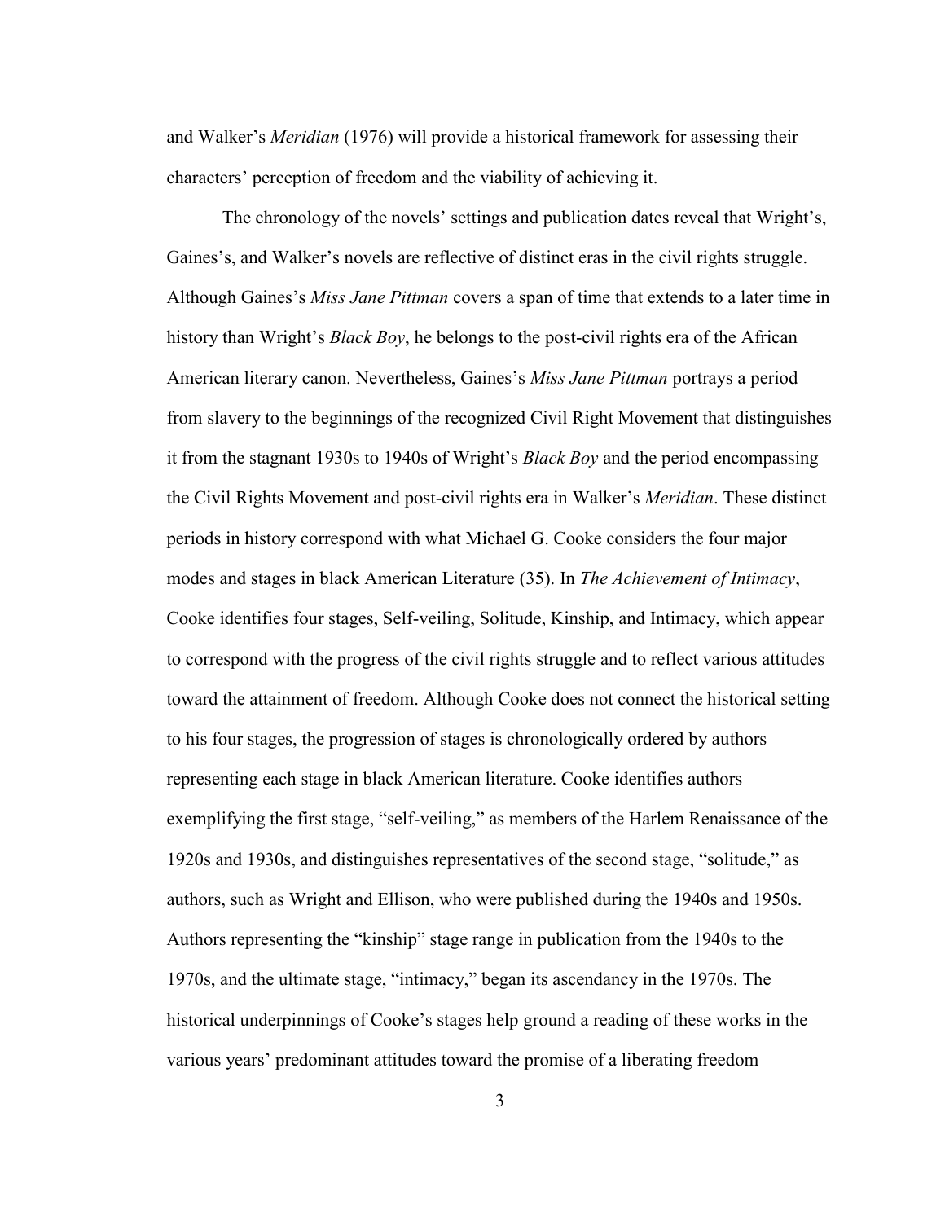and Walker's *Meridian* (1976) will provide a historical framework for assessing their characters' perception of freedom and the viability of achieving it.

The chronology of the novels' settings and publication dates reveal that Wright's, Gaines's, and Walker's novels are reflective of distinct eras in the civil rights struggle. Although Gaines's *Miss Jane Pittman* covers a span of time that extends to a later time in history than Wright's *Black Boy*, he belongs to the post-civil rights era of the African American literary canon. Nevertheless, Gaines's *Miss Jane Pittman* portrays a period from slavery to the beginnings of the recognized Civil Right Movement that distinguishes it from the stagnant 1930s to 1940s of Wright's *Black Boy* and the period encompassing the Civil Rights Movement and post-civil rights era in Walker's *Meridian*. These distinct periods in history correspond with what Michael G. Cooke considers the four major modes and stages in black American Literature (35). In *The Achievement of Intimacy*, Cooke identifies four stages, Self-veiling, Solitude, Kinship, and Intimacy, which appear to correspond with the progress of the civil rights struggle and to reflect various attitudes toward the attainment of freedom. Although Cooke does not connect the historical setting to his four stages, the progression of stages is chronologically ordered by authors representing each stage in black American literature. Cooke identifies authors exemplifying the first stage, "self-veiling," as members of the Harlem Renaissance of the 1920s and 1930s, and distinguishes representatives of the second stage, "solitude," as authors, such as Wright and Ellison, who were published during the 1940s and 1950s. Authors representing the "kinship" stage range in publication from the 1940s to the 1970s, and the ultimate stage, "intimacy," began its ascendancy in the 1970s. The historical underpinnings of Cooke's stages help ground a reading of these works in the various years' predominant attitudes toward the promise of a liberating freedom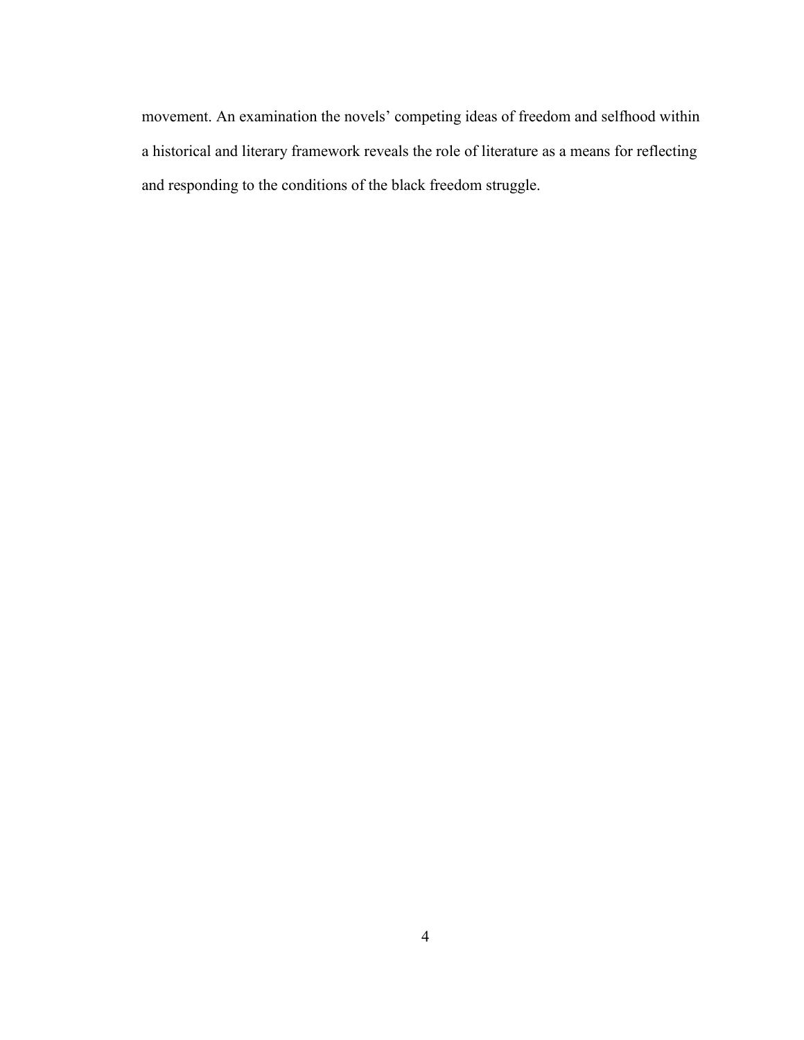movement. An examination the novels' competing ideas of freedom and selfhood within a historical and literary framework reveals the role of literature as a means for reflecting and responding to the conditions of the black freedom struggle.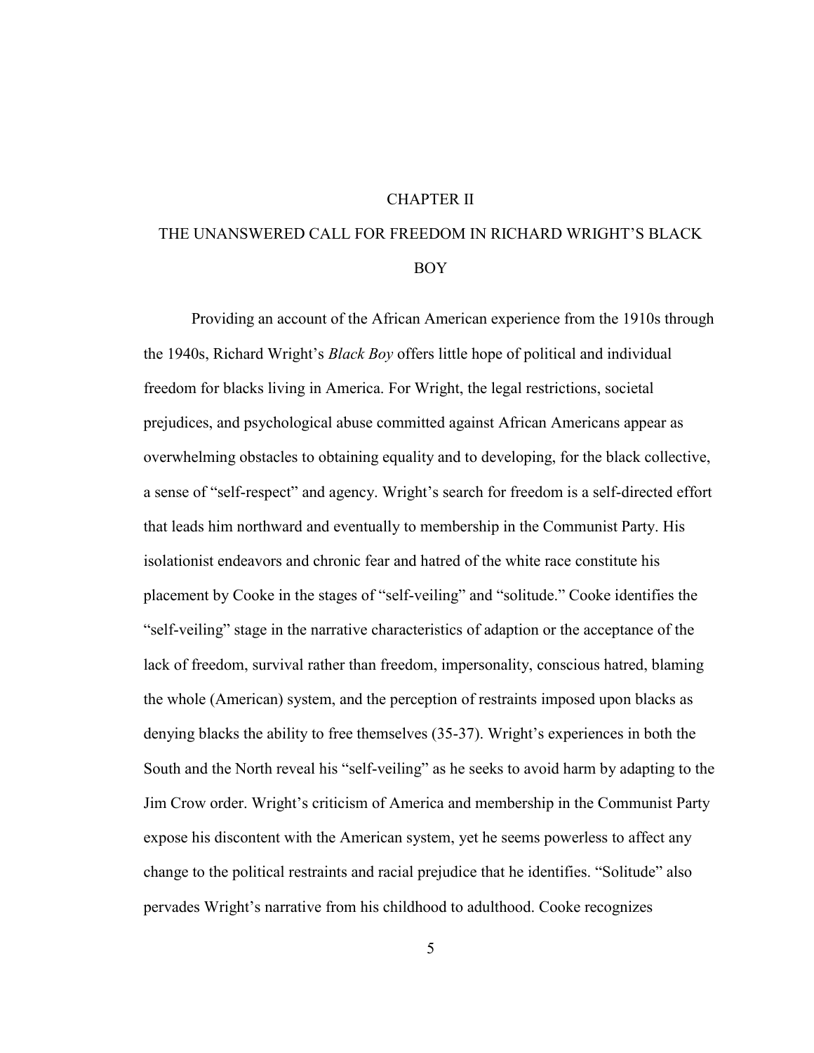# CHAPTER II

# THE UNANSWERED CALL FOR FREEDOM IN RICHARD WRIGHT'S BLACK BOY

Providing an account of the African American experience from the 1910s through the 1940s, Richard Wright's *Black Boy* offers little hope of political and individual freedom for blacks living in America. For Wright, the legal restrictions, societal prejudices, and psychological abuse committed against African Americans appear as overwhelming obstacles to obtaining equality and to developing, for the black collective, a sense of "self-respect" and agency. Wright's search for freedom is a self-directed effort that leads him northward and eventually to membership in the Communist Party. His isolationist endeavors and chronic fear and hatred of the white race constitute his placement by Cooke in the stages of "self-veiling" and "solitude." Cooke identifies the "self-veiling" stage in the narrative characteristics of adaption or the acceptance of the lack of freedom, survival rather than freedom, impersonality, conscious hatred, blaming the whole (American) system, and the perception of restraints imposed upon blacks as denying blacks the ability to free themselves (35-37). Wright's experiences in both the South and the North reveal his "self-veiling" as he seeks to avoid harm by adapting to the Jim Crow order. Wright's criticism of America and membership in the Communist Party expose his discontent with the American system, yet he seems powerless to affect any change to the political restraints and racial prejudice that he identifies. "Solitude" also pervades Wright's narrative from his childhood to adulthood. Cooke recognizes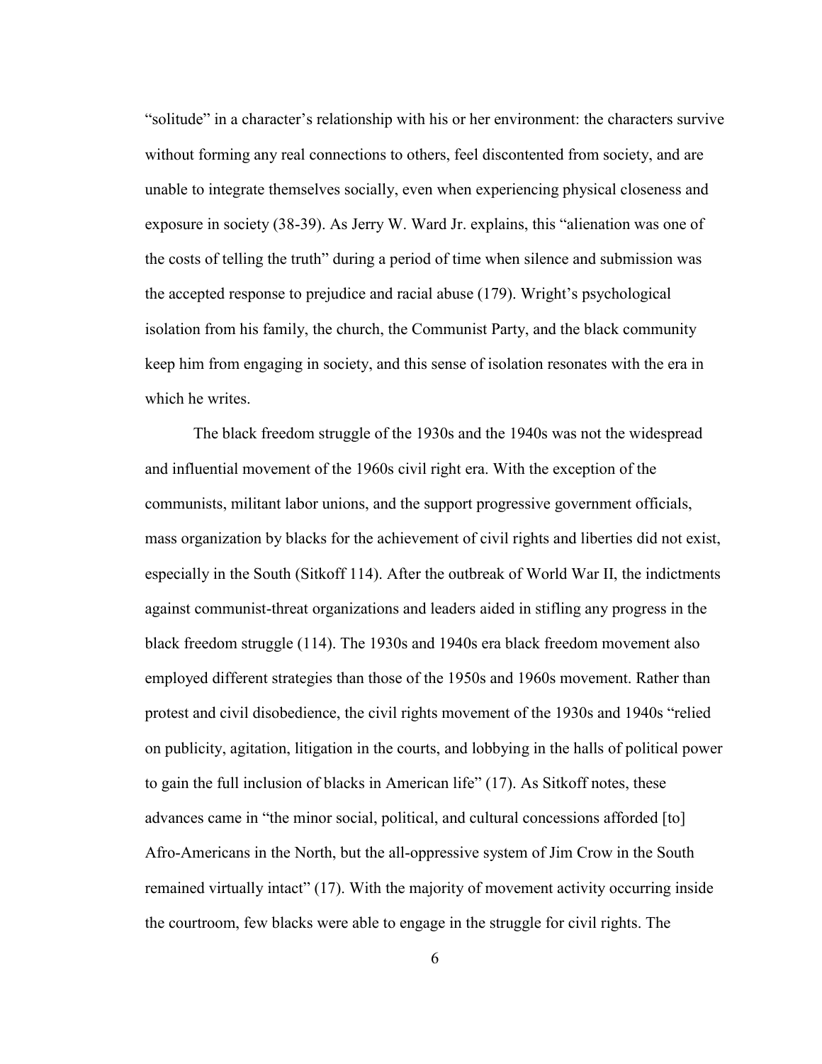"solitude" in a character's relationship with his or her environment: the characters survive without forming any real connections to others, feel discontented from society, and are unable to integrate themselves socially, even when experiencing physical closeness and exposure in society (38-39). As Jerry W. Ward Jr. explains, this "alienation was one of the costs of telling the truth" during a period of time when silence and submission was the accepted response to prejudice and racial abuse (179). Wright's psychological isolation from his family, the church, the Communist Party, and the black community keep him from engaging in society, and this sense of isolation resonates with the era in which he writes.

The black freedom struggle of the 1930s and the 1940s was not the widespread and influential movement of the 1960s civil right era. With the exception of the communists, militant labor unions, and the support progressive government officials, mass organization by blacks for the achievement of civil rights and liberties did not exist, especially in the South (Sitkoff 114). After the outbreak of World War II, the indictments against communist-threat organizations and leaders aided in stifling any progress in the black freedom struggle (114). The 1930s and 1940s era black freedom movement also employed different strategies than those of the 1950s and 1960s movement. Rather than protest and civil disobedience, the civil rights movement of the 1930s and 1940s "relied on publicity, agitation, litigation in the courts, and lobbying in the halls of political power to gain the full inclusion of blacks in American life" (17). As Sitkoff notes, these advances came in "the minor social, political, and cultural concessions afforded [to] Afro-Americans in the North, but the all-oppressive system of Jim Crow in the South remained virtually intact" (17). With the majority of movement activity occurring inside the courtroom, few blacks were able to engage in the struggle for civil rights. The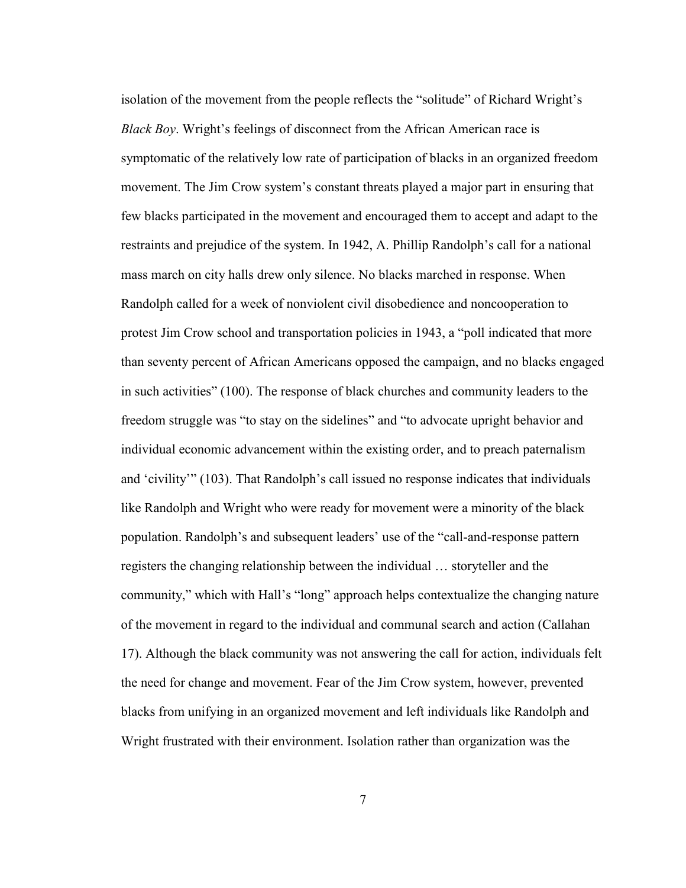isolation of the movement from the people reflects the "solitude" of Richard Wright's *Black Boy*. Wright's feelings of disconnect from the African American race is symptomatic of the relatively low rate of participation of blacks in an organized freedom movement. The Jim Crow system's constant threats played a major part in ensuring that few blacks participated in the movement and encouraged them to accept and adapt to the restraints and prejudice of the system. In 1942, A. Phillip Randolph's call for a national mass march on city halls drew only silence. No blacks marched in response. When Randolph called for a week of nonviolent civil disobedience and noncooperation to protest Jim Crow school and transportation policies in 1943, a "poll indicated that more than seventy percent of African Americans opposed the campaign, and no blacks engaged in such activities" (100). The response of black churches and community leaders to the freedom struggle was "to stay on the sidelines" and "to advocate upright behavior and individual economic advancement within the existing order, and to preach paternalism and 'civility'" (103). That Randolph's call issued no response indicates that individuals like Randolph and Wright who were ready for movement were a minority of the black population. Randolph's and subsequent leaders' use of the "call-and-response pattern registers the changing relationship between the individual … storyteller and the community," which with Hall's "long" approach helps contextualize the changing nature of the movement in regard to the individual and communal search and action (Callahan 17). Although the black community was not answering the call for action, individuals felt the need for change and movement. Fear of the Jim Crow system, however, prevented blacks from unifying in an organized movement and left individuals like Randolph and Wright frustrated with their environment. Isolation rather than organization was the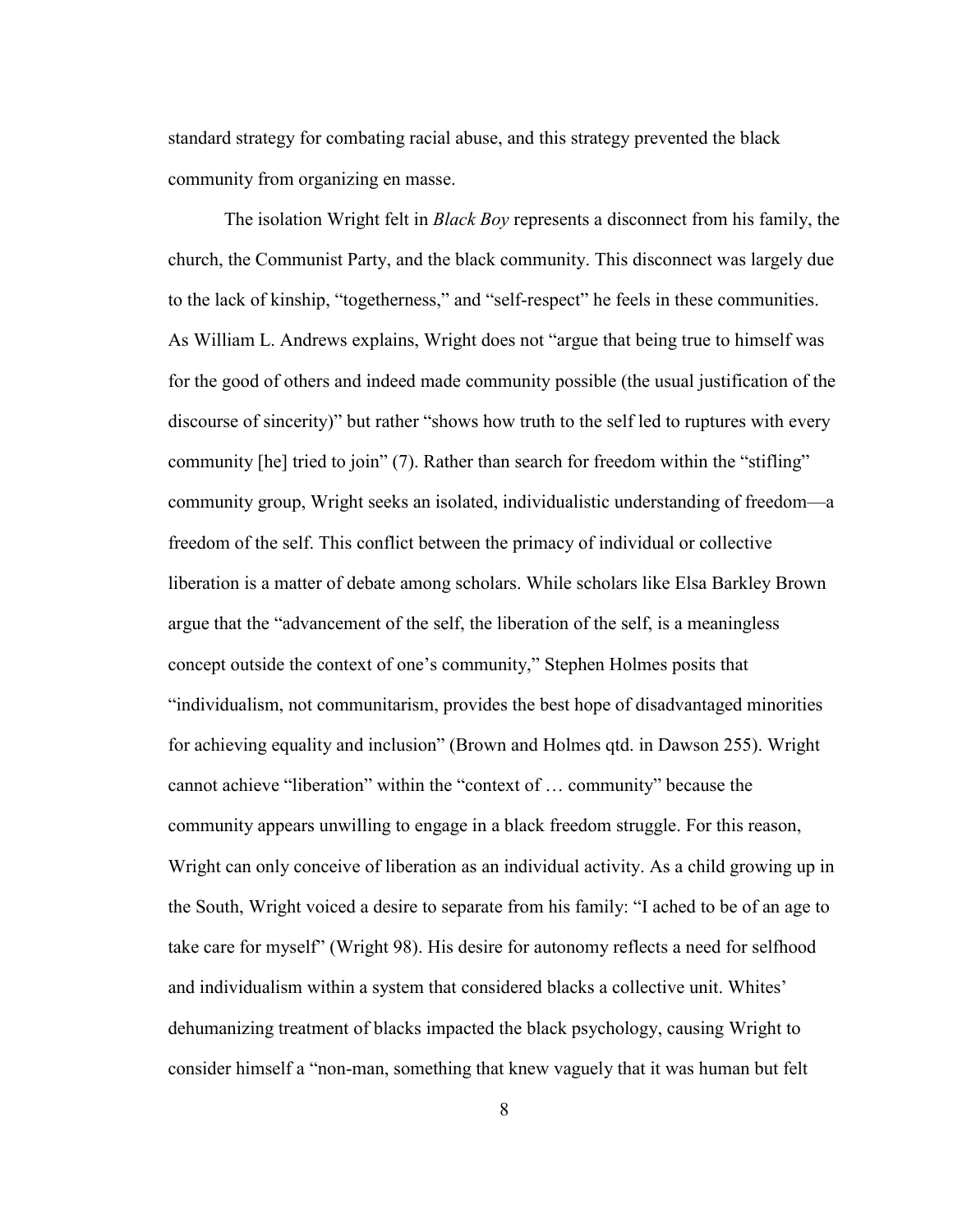standard strategy for combating racial abuse, and this strategy prevented the black community from organizing en masse.

The isolation Wright felt in *Black Boy* represents a disconnect from his family, the church, the Communist Party, and the black community. This disconnect was largely due to the lack of kinship, "togetherness," and "self-respect" he feels in these communities. As William L. Andrews explains, Wright does not "argue that being true to himself was for the good of others and indeed made community possible (the usual justification of the discourse of sincerity)" but rather "shows how truth to the self led to ruptures with every community [he] tried to join" (7). Rather than search for freedom within the "stifling" community group, Wright seeks an isolated, individualistic understanding of freedom—a freedom of the self. This conflict between the primacy of individual or collective liberation is a matter of debate among scholars. While scholars like Elsa Barkley Brown argue that the "advancement of the self, the liberation of the self, is a meaningless concept outside the context of one's community," Stephen Holmes posits that "individualism, not communitarism, provides the best hope of disadvantaged minorities for achieving equality and inclusion" (Brown and Holmes qtd. in Dawson 255). Wright cannot achieve "liberation" within the "context of … community" because the community appears unwilling to engage in a black freedom struggle. For this reason, Wright can only conceive of liberation as an individual activity. As a child growing up in the South, Wright voiced a desire to separate from his family: "I ached to be of an age to take care for myself" (Wright 98). His desire for autonomy reflects a need for selfhood and individualism within a system that considered blacks a collective unit. Whites' dehumanizing treatment of blacks impacted the black psychology, causing Wright to consider himself a "non-man, something that knew vaguely that it was human but felt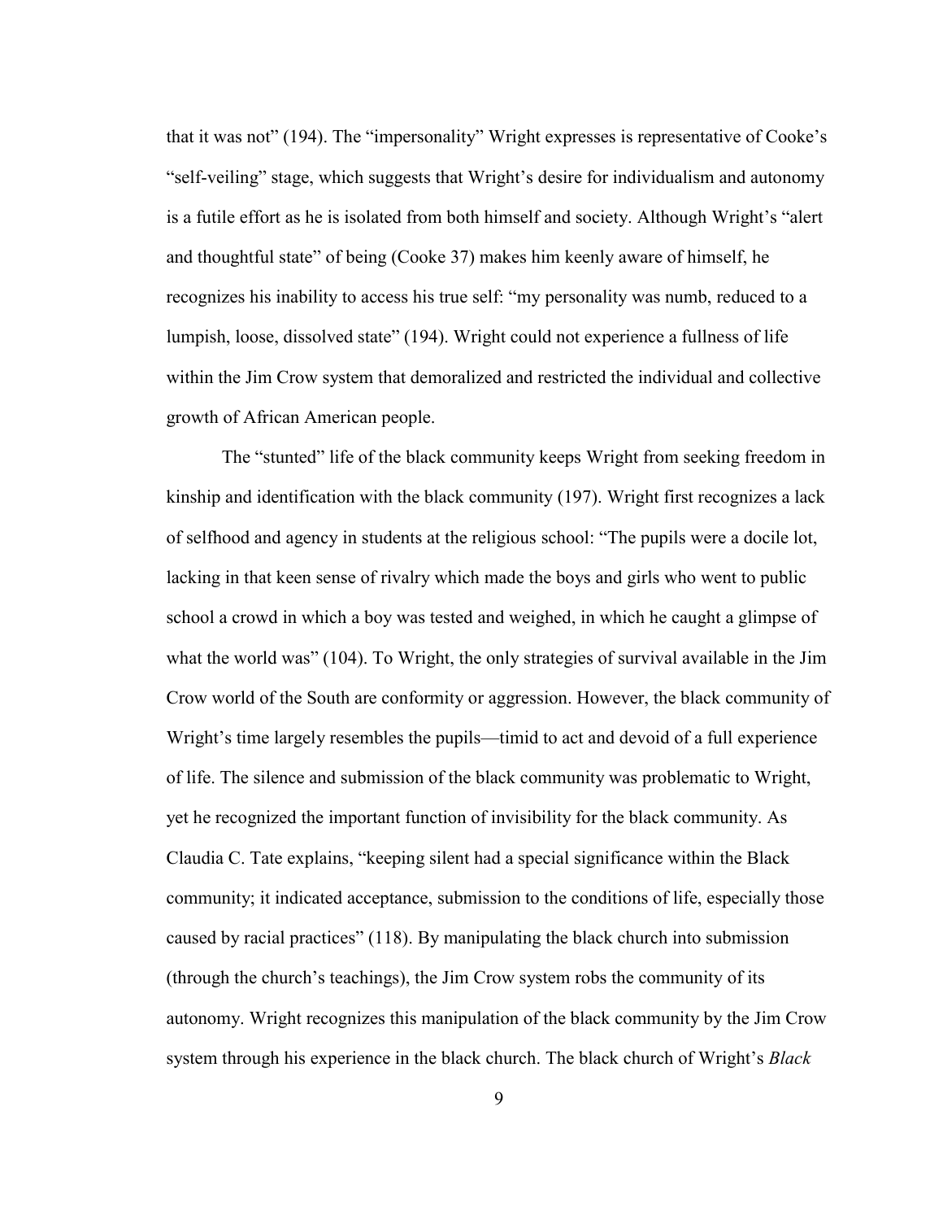that it was not" (194). The "impersonality" Wright expresses is representative of Cooke's "self-veiling" stage, which suggests that Wright's desire for individualism and autonomy is a futile effort as he is isolated from both himself and society. Although Wright's "alert and thoughtful state" of being (Cooke 37) makes him keenly aware of himself, he recognizes his inability to access his true self: "my personality was numb, reduced to a lumpish, loose, dissolved state" (194). Wright could not experience a fullness of life within the Jim Crow system that demoralized and restricted the individual and collective growth of African American people.

The "stunted" life of the black community keeps Wright from seeking freedom in kinship and identification with the black community (197). Wright first recognizes a lack of selfhood and agency in students at the religious school: "The pupils were a docile lot, lacking in that keen sense of rivalry which made the boys and girls who went to public school a crowd in which a boy was tested and weighed, in which he caught a glimpse of what the world was" (104). To Wright, the only strategies of survival available in the Jim Crow world of the South are conformity or aggression. However, the black community of Wright's time largely resembles the pupils—timid to act and devoid of a full experience of life. The silence and submission of the black community was problematic to Wright, yet he recognized the important function of invisibility for the black community. As Claudia C. Tate explains, "keeping silent had a special significance within the Black community; it indicated acceptance, submission to the conditions of life, especially those caused by racial practices" (118). By manipulating the black church into submission (through the church's teachings), the Jim Crow system robs the community of its autonomy. Wright recognizes this manipulation of the black community by the Jim Crow system through his experience in the black church. The black church of Wright's *Black*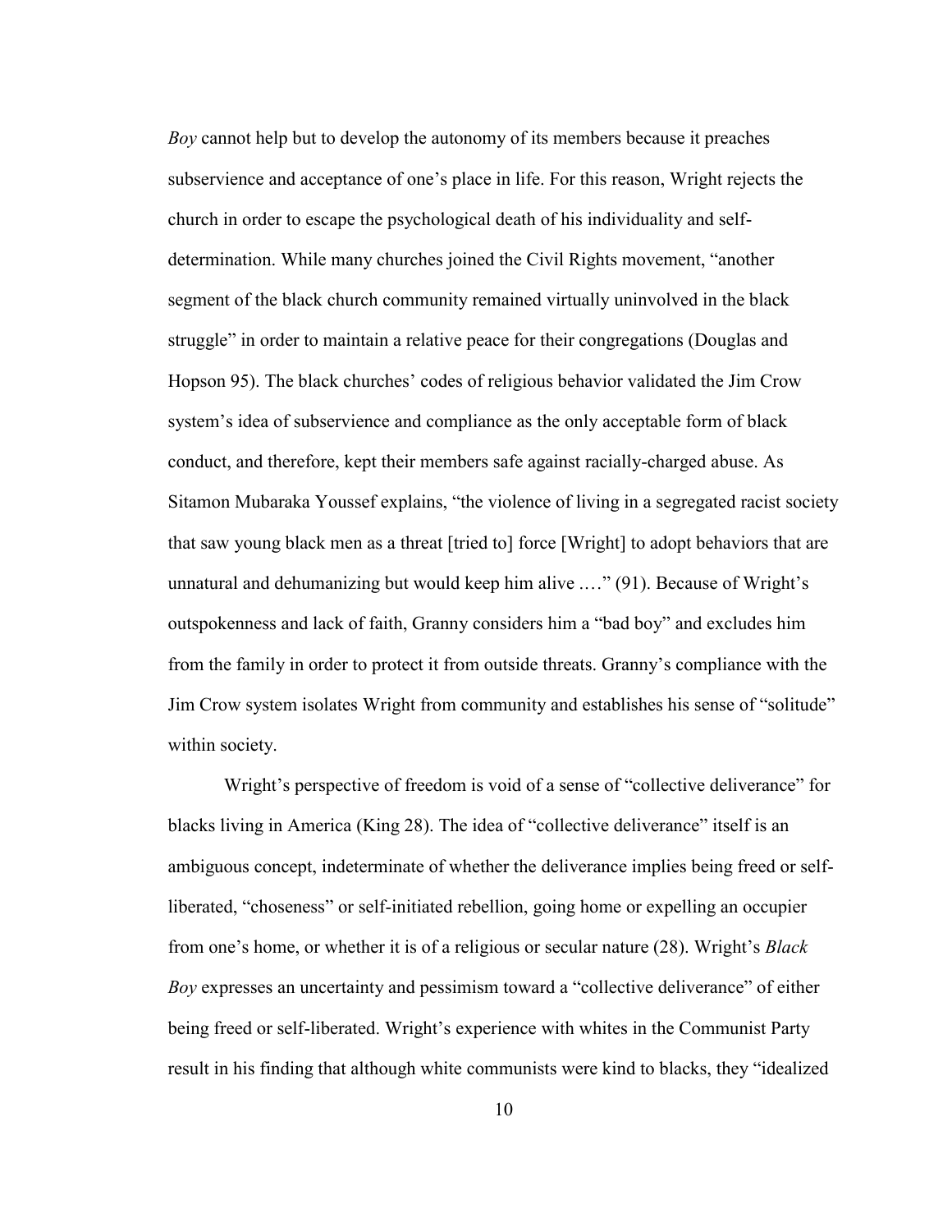*Boy* cannot help but to develop the autonomy of its members because it preaches subservience and acceptance of one's place in life. For this reason, Wright rejects the church in order to escape the psychological death of his individuality and self-determination. While many churches joined the Civil Rights movement, "another segment of the black church community remained virtually uninvolved in the black struggle" in order to maintain a relative peace for their congregations (Douglas and Hopson 95). The black churches' codes of religious behavior validated the Jim Crow system's idea of subservience and compliance as the only acceptable form of black conduct, and therefore, kept their members safe against racially-charged abuse. As Sitamon Mubaraka Youssef explains, "the violence of living in a segregated racist society that saw young black men as a threat [tried to] force [Wright] to adopt behaviors that are unnatural and dehumanizing but would keep him alive .…" (91). Because of Wright's outspokenness and lack of faith, Granny considers him a "bad boy" and excludes him from the family in order to protect it from outside threats. Granny's compliance with the Jim Crow system isolates Wright from community and establishes his sense of "solitude" within society.

Wright's perspective of freedom is void of a sense of "collective deliverance" for blacks living in America (King 28). The idea of "collective deliverance" itself is an ambiguous concept, indeterminate of whether the deliverance implies being freed or self-liberated, "choseness" or self-initiated rebellion, going home or expelling an occupier from one's home, or whether it is of a religious or secular nature (28). Wright's *Black Boy* expresses an uncertainty and pessimism toward a "collective deliverance" of either being freed or self-liberated. Wright's experience with whites in the Communist Party result in his finding that although white communists were kind to blacks, they "idealized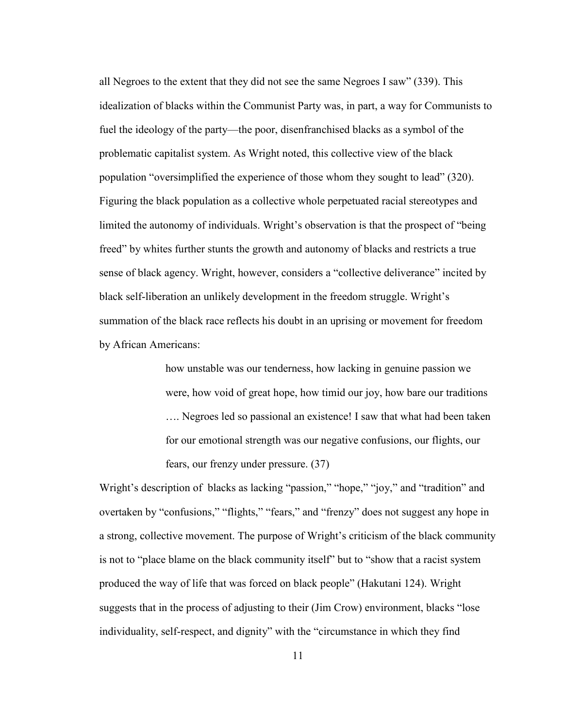all Negroes to the extent that they did not see the same Negroes I saw" (339). This idealization of blacks within the Communist Party was, in part, a way for Communists to fuel the ideology of the party—the poor, disenfranchised blacks as a symbol of the problematic capitalist system. As Wright noted, this collective view of the black population "oversimplified the experience of those whom they sought to lead" (320). Figuring the black population as a collective whole perpetuated racial stereotypes and limited the autonomy of individuals. Wright's observation is that the prospect of "being freed" by whites further stunts the growth and autonomy of blacks and restricts a true sense of black agency. Wright, however, considers a "collective deliverance" incited by black self-liberation an unlikely development in the freedom struggle. Wright's summation of the black race reflects his doubt in an uprising or movement for freedom by African Americans:

> how unstable was our tenderness, how lacking in genuine passion we were, how void of great hope, how timid our joy, how bare our traditions …. Negroes led so passional an existence! I saw that what had been taken for our emotional strength was our negative confusions, our flights, our fears, our frenzy under pressure. (37)

Wright's description of blacks as lacking "passion," "hope," "joy," and "tradition" and overtaken by "confusions," "flights," "fears," and "frenzy" does not suggest any hope in a strong, collective movement. The purpose of Wright's criticism of the black community is not to "place blame on the black community itself" but to "show that a racist system produced the way of life that was forced on black people" (Hakutani 124). Wright suggests that in the process of adjusting to their (Jim Crow) environment, blacks "lose individuality, self-respect, and dignity" with the "circumstance in which they find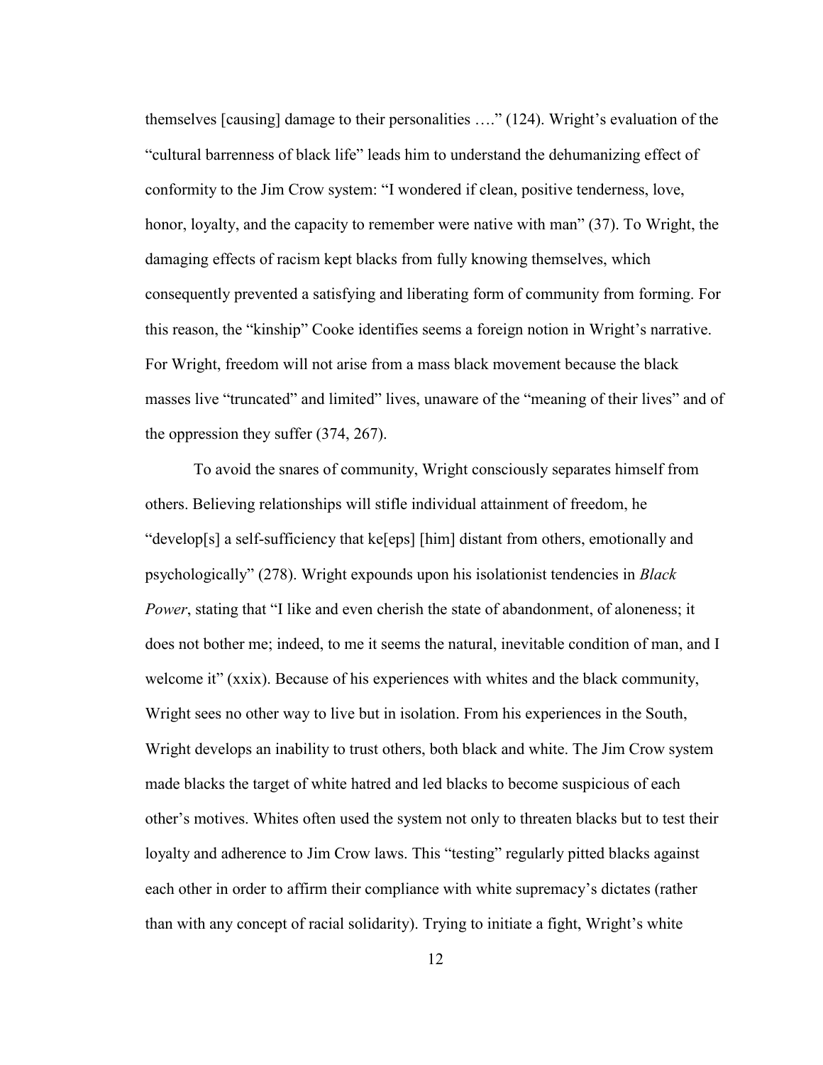themselves [causing] damage to their personalities …." (124). Wright's evaluation of the "cultural barrenness of black life" leads him to understand the dehumanizing effect of conformity to the Jim Crow system: "I wondered if clean, positive tenderness, love, honor, loyalty, and the capacity to remember were native with man" (37). To Wright, the damaging effects of racism kept blacks from fully knowing themselves, which consequently prevented a satisfying and liberating form of community from forming. For this reason, the "kinship" Cooke identifies seems a foreign notion in Wright's narrative. For Wright, freedom will not arise from a mass black movement because the black masses live "truncated" and limited" lives, unaware of the "meaning of their lives" and of the oppression they suffer (374, 267).

To avoid the snares of community, Wright consciously separates himself from others. Believing relationships will stifle individual attainment of freedom, he "develop[s] a self-sufficiency that ke[eps] [him] distant from others, emotionally and psychologically" (278). Wright expounds upon his isolationist tendencies in *Black Power*, stating that "I like and even cherish the state of abandonment, of aloneness; it does not bother me; indeed, to me it seems the natural, inevitable condition of man, and I welcome it" (xxix). Because of his experiences with whites and the black community, Wright sees no other way to live but in isolation. From his experiences in the South, Wright develops an inability to trust others, both black and white. The Jim Crow system made blacks the target of white hatred and led blacks to become suspicious of each other's motives. Whites often used the system not only to threaten blacks but to test their loyalty and adherence to Jim Crow laws. This "testing" regularly pitted blacks against each other in order to affirm their compliance with white supremacy's dictates (rather than with any concept of racial solidarity). Trying to initiate a fight, Wright's white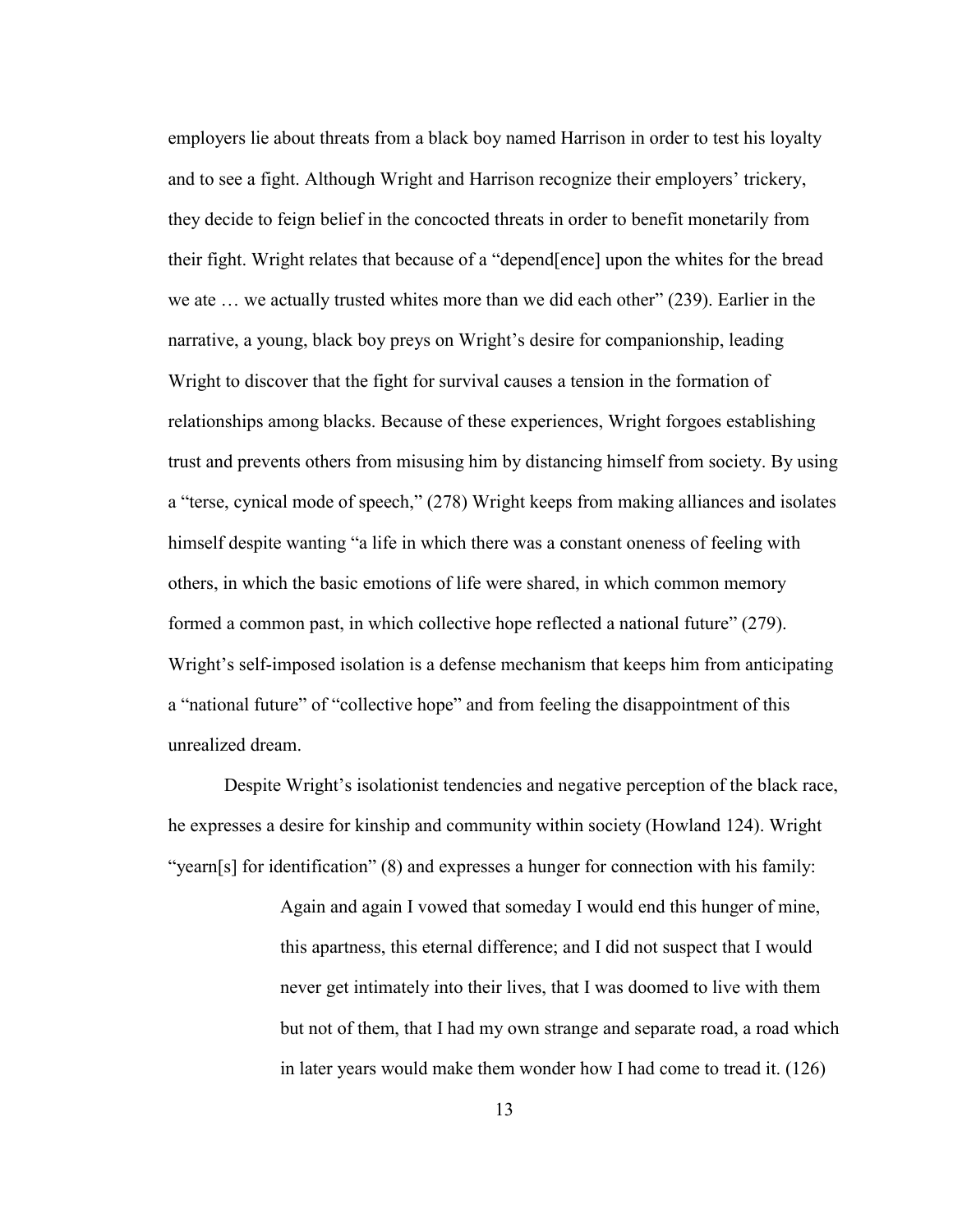employers lie about threats from a black boy named Harrison in order to test his loyalty and to see a fight. Although Wright and Harrison recognize their employers' trickery, they decide to feign belief in the concocted threats in order to benefit monetarily from their fight. Wright relates that because of a "depend[ence] upon the whites for the bread we ate … we actually trusted whites more than we did each other" (239). Earlier in the narrative, a young, black boy preys on Wright's desire for companionship, leading Wright to discover that the fight for survival causes a tension in the formation of relationships among blacks. Because of these experiences, Wright forgoes establishing trust and prevents others from misusing him by distancing himself from society. By using a "terse, cynical mode of speech," (278) Wright keeps from making alliances and isolates himself despite wanting "a life in which there was a constant oneness of feeling with others, in which the basic emotions of life were shared, in which common memory formed a common past, in which collective hope reflected a national future" (279). Wright's self-imposed isolation is a defense mechanism that keeps him from anticipating a "national future" of "collective hope" and from feeling the disappointment of this unrealized dream.

Despite Wright's isolationist tendencies and negative perception of the black race, he expresses a desire for kinship and community within society (Howland 124). Wright "yearn[s] for identification" (8) and expresses a hunger for connection with his family:

> Again and again I vowed that someday I would end this hunger of mine, this apartness, this eternal difference; and I did not suspect that I would never get intimately into their lives, that I was doomed to live with them but not of them, that I had my own strange and separate road, a road which in later years would make them wonder how I had come to tread it. (126)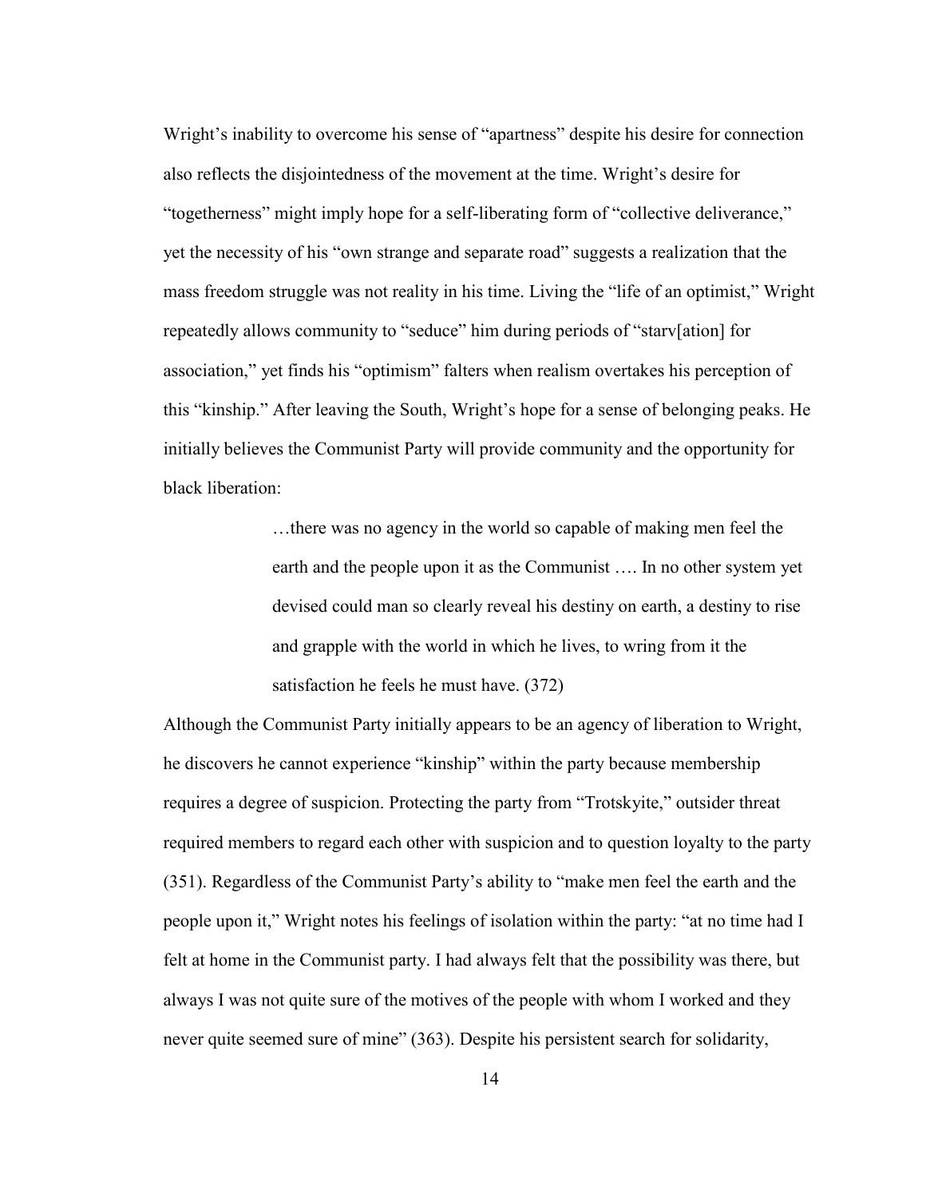Wright's inability to overcome his sense of "apartness" despite his desire for connection also reflects the disjointedness of the movement at the time. Wright's desire for "togetherness" might imply hope for a self-liberating form of "collective deliverance," yet the necessity of his "own strange and separate road" suggests a realization that the mass freedom struggle was not reality in his time. Living the "life of an optimist," Wright repeatedly allows community to "seduce" him during periods of "starv[ation] for association," yet finds his "optimism" falters when realism overtakes his perception of this "kinship." After leaving the South, Wright's hope for a sense of belonging peaks. He initially believes the Communist Party will provide community and the opportunity for black liberation:

> …there was no agency in the world so capable of making men feel the earth and the people upon it as the Communist …. In no other system yet devised could man so clearly reveal his destiny on earth, a destiny to rise and grapple with the world in which he lives, to wring from it the satisfaction he feels he must have. (372)

Although the Communist Party initially appears to be an agency of liberation to Wright, he discovers he cannot experience "kinship" within the party because membership requires a degree of suspicion. Protecting the party from "Trotskyite," outsider threat required members to regard each other with suspicion and to question loyalty to the party (351). Regardless of the Communist Party's ability to "make men feel the earth and the people upon it," Wright notes his feelings of isolation within the party: "at no time had I felt at home in the Communist party. I had always felt that the possibility was there, but always I was not quite sure of the motives of the people with whom I worked and they never quite seemed sure of mine" (363). Despite his persistent search for solidarity,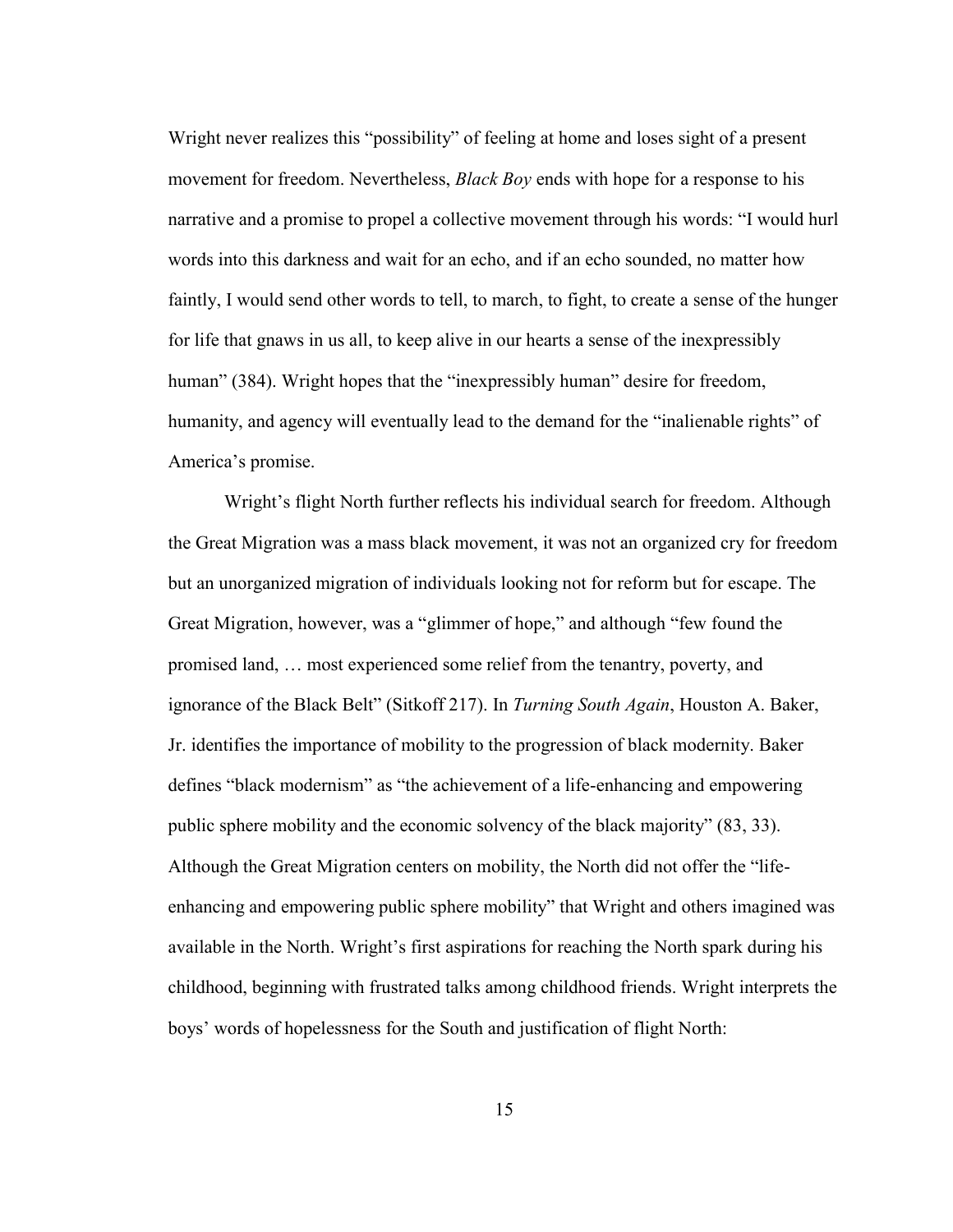Wright never realizes this "possibility" of feeling at home and loses sight of a present movement for freedom. Nevertheless, *Black Boy* ends with hope for a response to his narrative and a promise to propel a collective movement through his words: "I would hurl words into this darkness and wait for an echo, and if an echo sounded, no matter how faintly, I would send other words to tell, to march, to fight, to create a sense of the hunger for life that gnaws in us all, to keep alive in our hearts a sense of the inexpressibly human" (384). Wright hopes that the "inexpressibly human" desire for freedom, humanity, and agency will eventually lead to the demand for the "inalienable rights" of America's promise.

Wright's flight North further reflects his individual search for freedom. Although the Great Migration was a mass black movement, it was not an organized cry for freedom but an unorganized migration of individuals looking not for reform but for escape. The Great Migration, however, was a "glimmer of hope," and although "few found the promised land, … most experienced some relief from the tenantry, poverty, and ignorance of the Black Belt" (Sitkoff 217). In *Turning South Again*, Houston A. Baker, Jr. identifies the importance of mobility to the progression of black modernity. Baker defines "black modernism" as "the achievement of a life-enhancing and empowering public sphere mobility and the economic solvency of the black majority" (83, 33). Although the Great Migration centers on mobility, the North did not offer the "life-enhancing and empowering public sphere mobility" that Wright and others imagined was available in the North. Wright's first aspirations for reaching the North spark during his childhood, beginning with frustrated talks among childhood friends. Wright interprets the boys' words of hopelessness for the South and justification of flight North: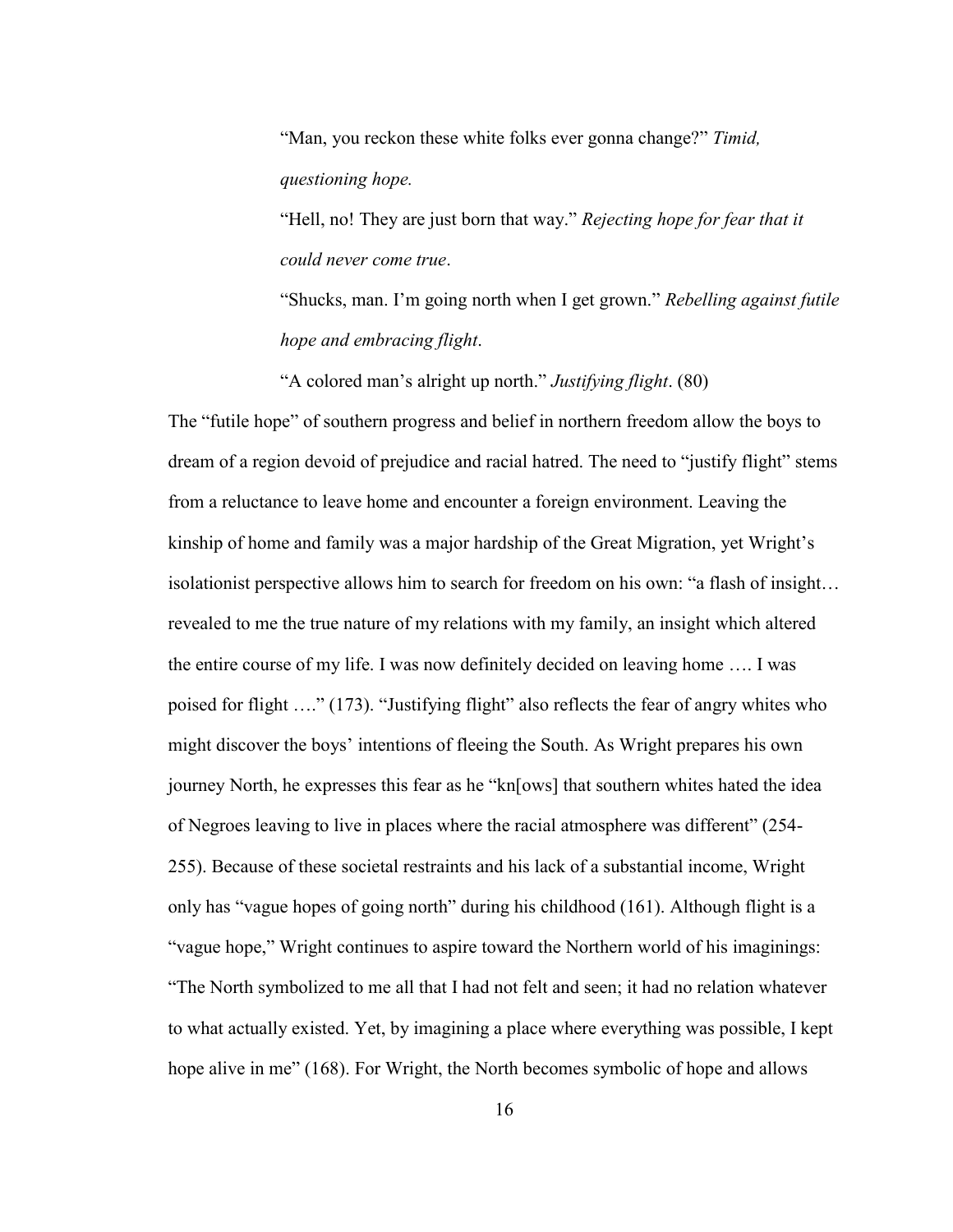> "Man, you reckon these white folks ever gonna change?" *Timid, questioning hope.*
>
> "Hell, no! They are just born that way." *Rejecting hope for fear that it could never come true*.
>
> "Shucks, man. I'm going north when I get grown." *Rebelling against futile hope and embracing flight*.
>
> "A colored man's alright up north." *Justifying flight*. (80)

The "futile hope" of southern progress and belief in northern freedom allow the boys to dream of a region devoid of prejudice and racial hatred. The need to "justify flight" stems from a reluctance to leave home and encounter a foreign environment. Leaving the kinship of home and family was a major hardship of the Great Migration, yet Wright's isolationist perspective allows him to search for freedom on his own: "a flash of insight… revealed to me the true nature of my relations with my family, an insight which altered the entire course of my life. I was now definitely decided on leaving home …. I was poised for flight …." (173). "Justifying flight" also reflects the fear of angry whites who might discover the boys' intentions of fleeing the South. As Wright prepares his own journey North, he expresses this fear as he "kn[ows] that southern whites hated the idea of Negroes leaving to live in places where the racial atmosphere was different" (254-255). Because of these societal restraints and his lack of a substantial income, Wright only has "vague hopes of going north" during his childhood (161). Although flight is a "vague hope," Wright continues to aspire toward the Northern world of his imaginings: "The North symbolized to me all that I had not felt and seen; it had no relation whatever to what actually existed. Yet, by imagining a place where everything was possible, I kept hope alive in me" (168). For Wright, the North becomes symbolic of hope and allows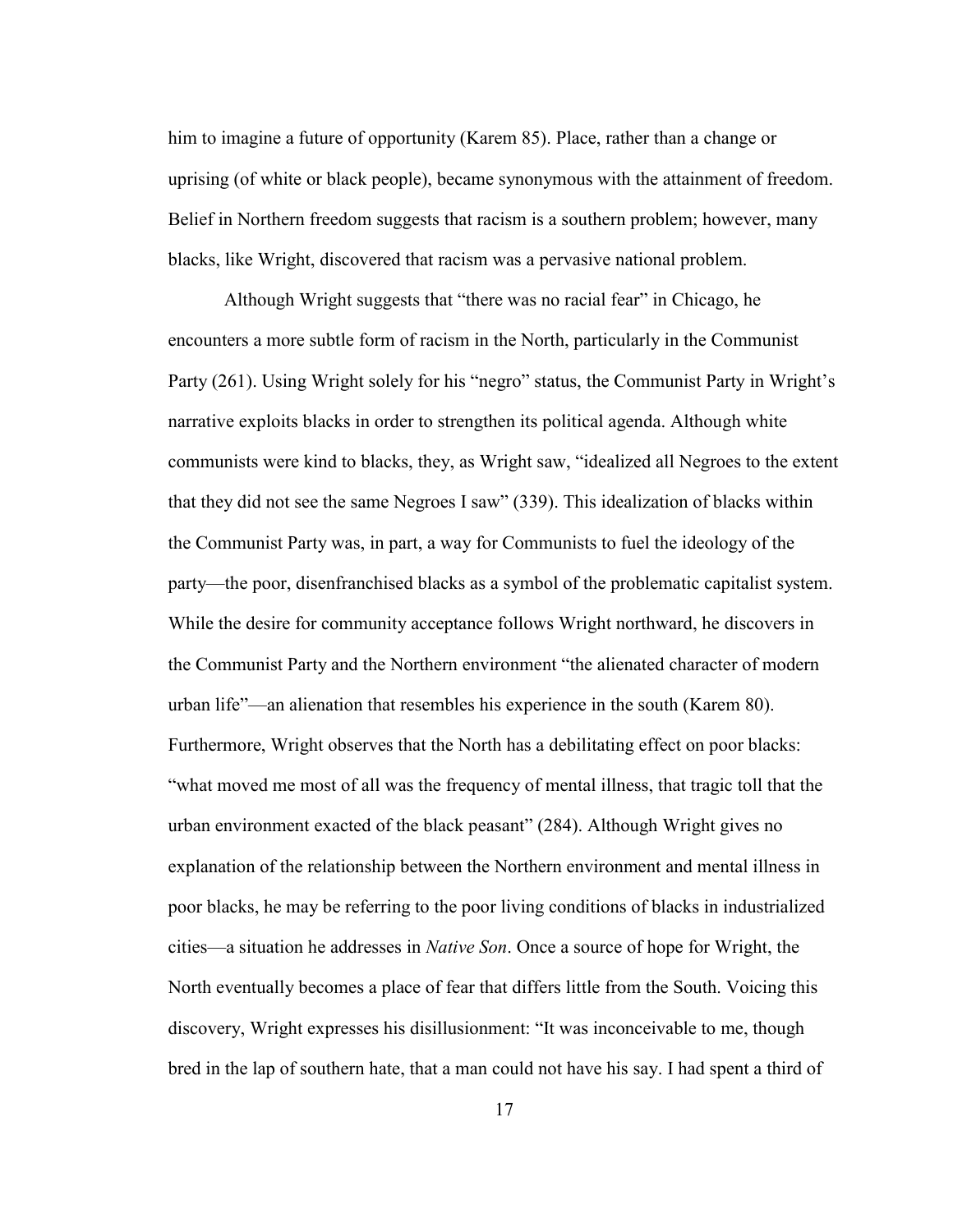him to imagine a future of opportunity (Karem 85). Place, rather than a change or uprising (of white or black people), became synonymous with the attainment of freedom. Belief in Northern freedom suggests that racism is a southern problem; however, many blacks, like Wright, discovered that racism was a pervasive national problem.

Although Wright suggests that "there was no racial fear" in Chicago, he encounters a more subtle form of racism in the North, particularly in the Communist Party (261). Using Wright solely for his "negro" status, the Communist Party in Wright's narrative exploits blacks in order to strengthen its political agenda. Although white communists were kind to blacks, they, as Wright saw, "idealized all Negroes to the extent that they did not see the same Negroes I saw" (339). This idealization of blacks within the Communist Party was, in part, a way for Communists to fuel the ideology of the party—the poor, disenfranchised blacks as a symbol of the problematic capitalist system. While the desire for community acceptance follows Wright northward, he discovers in the Communist Party and the Northern environment "the alienated character of modern urban life"—an alienation that resembles his experience in the south (Karem 80). Furthermore, Wright observes that the North has a debilitating effect on poor blacks: "what moved me most of all was the frequency of mental illness, that tragic toll that the urban environment exacted of the black peasant" (284). Although Wright gives no explanation of the relationship between the Northern environment and mental illness in poor blacks, he may be referring to the poor living conditions of blacks in industrialized cities—a situation he addresses in *Native Son*. Once a source of hope for Wright, the North eventually becomes a place of fear that differs little from the South. Voicing this discovery, Wright expresses his disillusionment: "It was inconceivable to me, though bred in the lap of southern hate, that a man could not have his say. I had spent a third of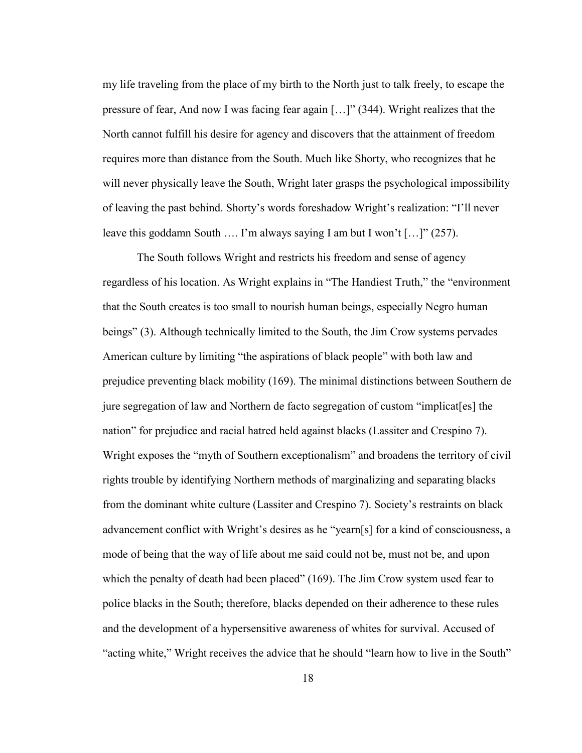my life traveling from the place of my birth to the North just to talk freely, to escape the pressure of fear, And now I was facing fear again […]" (344). Wright realizes that the North cannot fulfill his desire for agency and discovers that the attainment of freedom requires more than distance from the South. Much like Shorty, who recognizes that he will never physically leave the South, Wright later grasps the psychological impossibility of leaving the past behind. Shorty's words foreshadow Wright's realization: "I'll never leave this goddamn South …. I'm always saying I am but I won't […]" (257).

The South follows Wright and restricts his freedom and sense of agency regardless of his location. As Wright explains in "The Handiest Truth," the "environment that the South creates is too small to nourish human beings, especially Negro human beings" (3). Although technically limited to the South, the Jim Crow systems pervades American culture by limiting "the aspirations of black people" with both law and prejudice preventing black mobility (169). The minimal distinctions between Southern de jure segregation of law and Northern de facto segregation of custom "implicat[es] the nation" for prejudice and racial hatred held against blacks (Lassiter and Crespino 7). Wright exposes the "myth of Southern exceptionalism" and broadens the territory of civil rights trouble by identifying Northern methods of marginalizing and separating blacks from the dominant white culture (Lassiter and Crespino 7). Society's restraints on black advancement conflict with Wright's desires as he "yearn[s] for a kind of consciousness, a mode of being that the way of life about me said could not be, must not be, and upon which the penalty of death had been placed" (169). The Jim Crow system used fear to police blacks in the South; therefore, blacks depended on their adherence to these rules and the development of a hypersensitive awareness of whites for survival. Accused of "acting white," Wright receives the advice that he should "learn how to live in the South"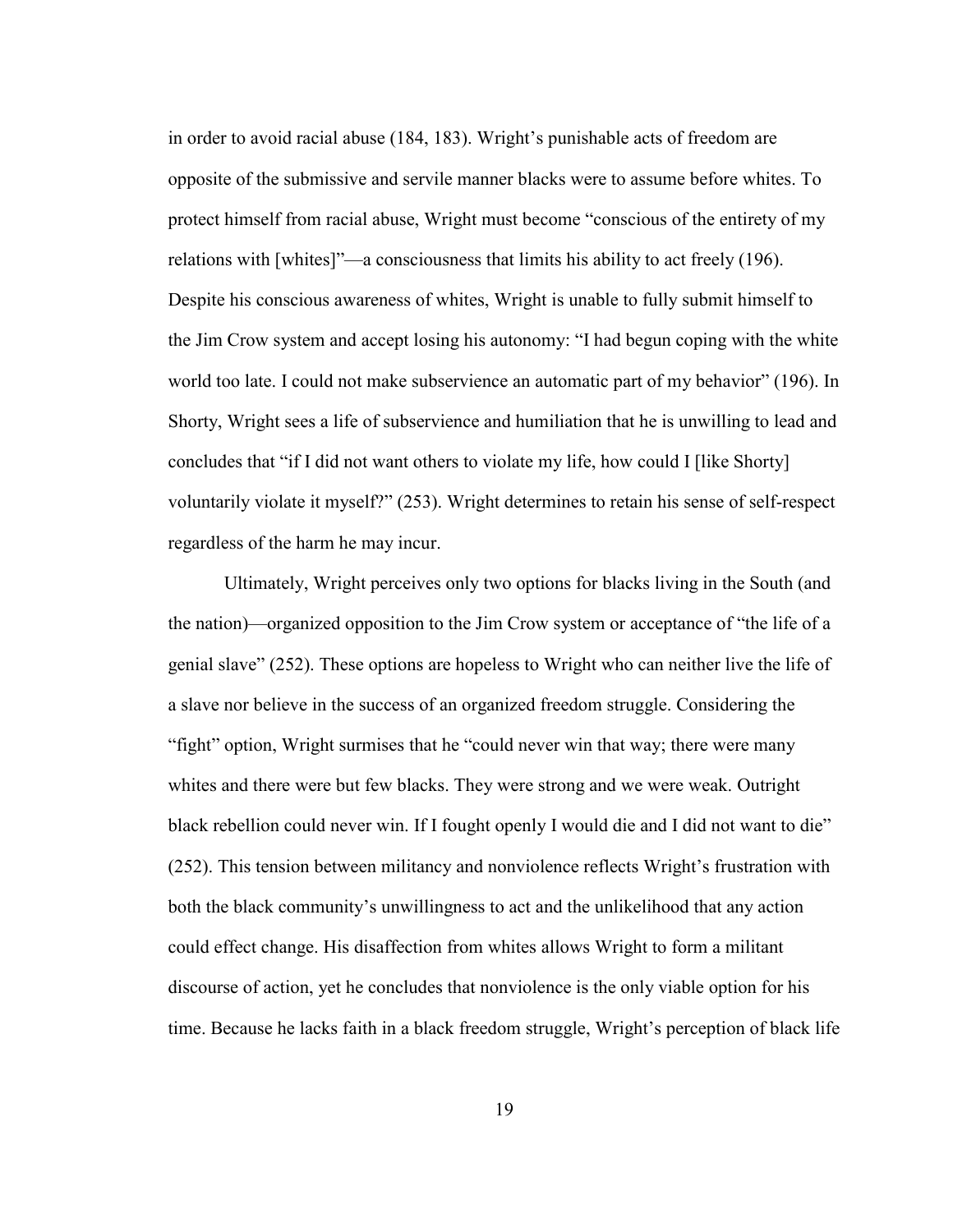in order to avoid racial abuse (184, 183). Wright's punishable acts of freedom are opposite of the submissive and servile manner blacks were to assume before whites. To protect himself from racial abuse, Wright must become "conscious of the entirety of my relations with [whites]"—a consciousness that limits his ability to act freely (196). Despite his conscious awareness of whites, Wright is unable to fully submit himself to the Jim Crow system and accept losing his autonomy: "I had begun coping with the white world too late. I could not make subservience an automatic part of my behavior" (196). In Shorty, Wright sees a life of subservience and humiliation that he is unwilling to lead and concludes that "if I did not want others to violate my life, how could I [like Shorty] voluntarily violate it myself?" (253). Wright determines to retain his sense of self-respect regardless of the harm he may incur.

Ultimately, Wright perceives only two options for blacks living in the South (and the nation)—organized opposition to the Jim Crow system or acceptance of "the life of a genial slave" (252). These options are hopeless to Wright who can neither live the life of a slave nor believe in the success of an organized freedom struggle. Considering the "fight" option, Wright surmises that he "could never win that way; there were many whites and there were but few blacks. They were strong and we were weak. Outright black rebellion could never win. If I fought openly I would die and I did not want to die" (252). This tension between militancy and nonviolence reflects Wright's frustration with both the black community's unwillingness to act and the unlikelihood that any action could effect change. His disaffection from whites allows Wright to form a militant discourse of action, yet he concludes that nonviolence is the only viable option for his time. Because he lacks faith in a black freedom struggle, Wright's perception of black life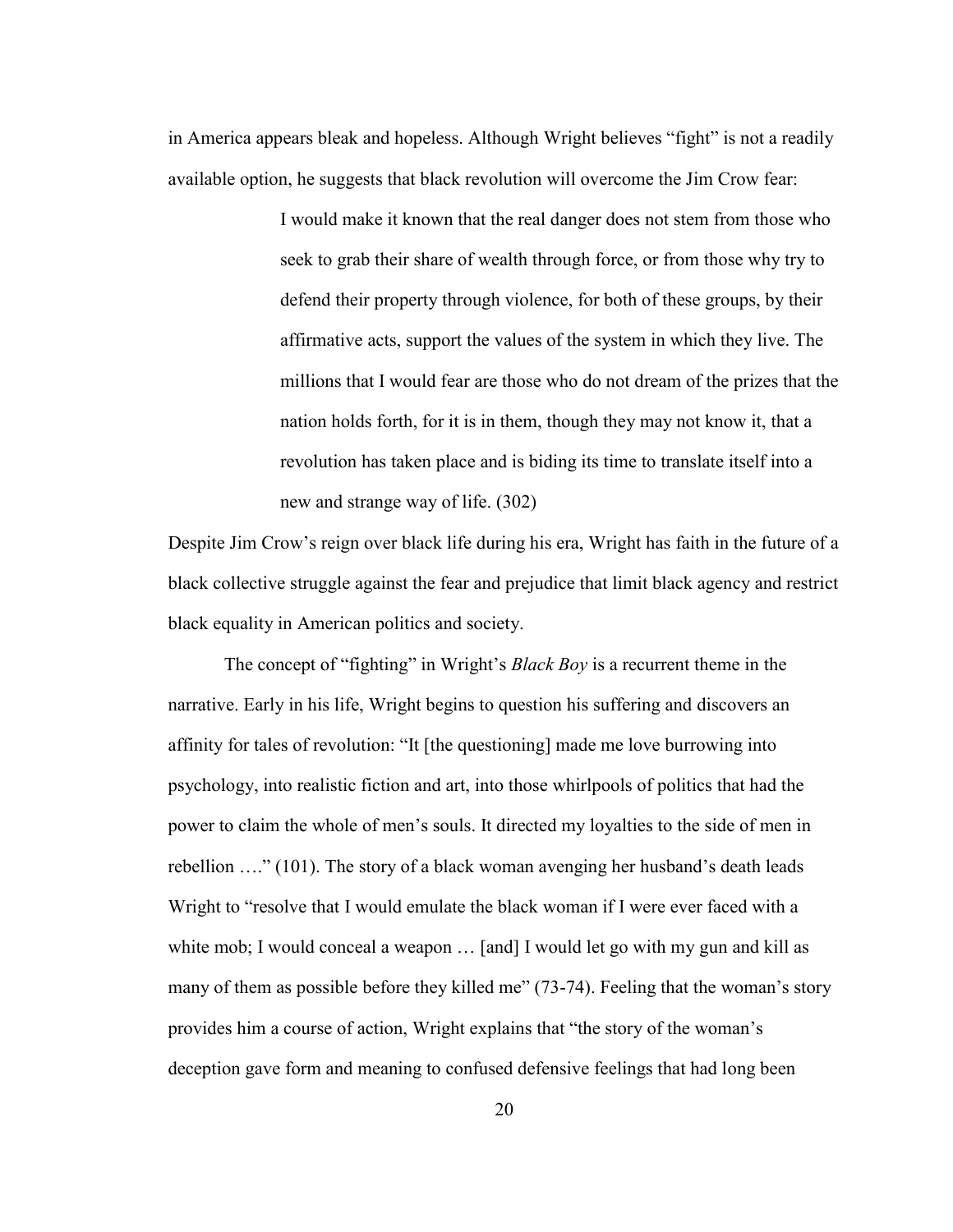in America appears bleak and hopeless. Although Wright believes "fight" is not a readily available option, he suggests that black revolution will overcome the Jim Crow fear:

> I would make it known that the real danger does not stem from those who seek to grab their share of wealth through force, or from those why try to defend their property through violence, for both of these groups, by their affirmative acts, support the values of the system in which they live. The millions that I would fear are those who do not dream of the prizes that the nation holds forth, for it is in them, though they may not know it, that a revolution has taken place and is biding its time to translate itself into a new and strange way of life. (302)

Despite Jim Crow's reign over black life during his era, Wright has faith in the future of a black collective struggle against the fear and prejudice that limit black agency and restrict black equality in American politics and society.

The concept of "fighting" in Wright's *Black Boy* is a recurrent theme in the narrative. Early in his life, Wright begins to question his suffering and discovers an affinity for tales of revolution: "It [the questioning] made me love burrowing into psychology, into realistic fiction and art, into those whirlpools of politics that had the power to claim the whole of men's souls. It directed my loyalties to the side of men in rebellion …." (101). The story of a black woman avenging her husband's death leads Wright to "resolve that I would emulate the black woman if I were ever faced with a white mob; I would conceal a weapon … [and] I would let go with my gun and kill as many of them as possible before they killed me" (73-74). Feeling that the woman's story provides him a course of action, Wright explains that "the story of the woman's deception gave form and meaning to confused defensive feelings that had long been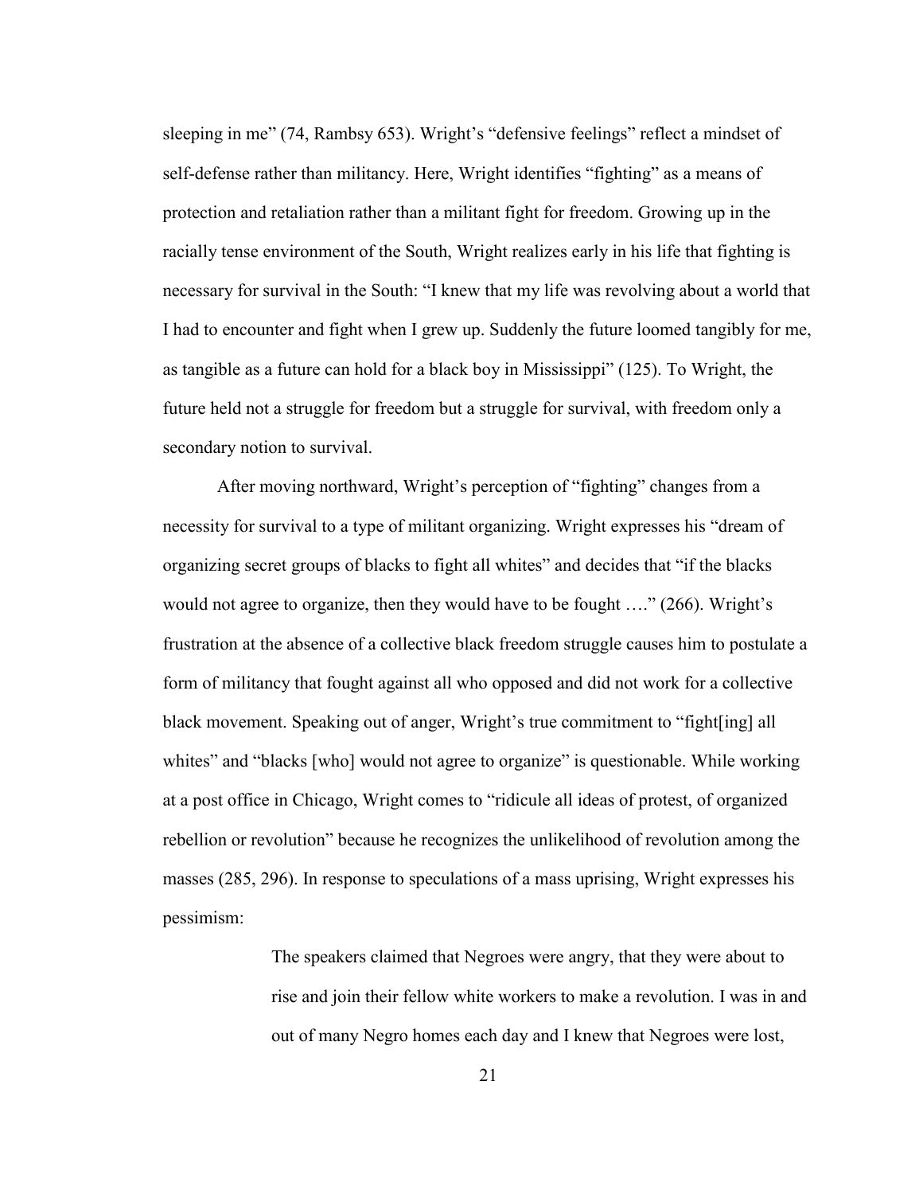sleeping in me" (74, Rambsy 653). Wright's "defensive feelings" reflect a mindset of self-defense rather than militancy. Here, Wright identifies "fighting" as a means of protection and retaliation rather than a militant fight for freedom. Growing up in the racially tense environment of the South, Wright realizes early in his life that fighting is necessary for survival in the South: "I knew that my life was revolving about a world that I had to encounter and fight when I grew up. Suddenly the future loomed tangibly for me, as tangible as a future can hold for a black boy in Mississippi" (125). To Wright, the future held not a struggle for freedom but a struggle for survival, with freedom only a secondary notion to survival.

After moving northward, Wright's perception of "fighting" changes from a necessity for survival to a type of militant organizing. Wright expresses his "dream of organizing secret groups of blacks to fight all whites" and decides that "if the blacks would not agree to organize, then they would have to be fought …." (266). Wright's frustration at the absence of a collective black freedom struggle causes him to postulate a form of militancy that fought against all who opposed and did not work for a collective black movement. Speaking out of anger, Wright's true commitment to "fight[ing] all whites" and "blacks [who] would not agree to organize" is questionable. While working at a post office in Chicago, Wright comes to "ridicule all ideas of protest, of organized rebellion or revolution" because he recognizes the unlikelihood of revolution among the masses (285, 296). In response to speculations of a mass uprising, Wright expresses his pessimism:

> The speakers claimed that Negroes were angry, that they were about to rise and join their fellow white workers to make a revolution. I was in and out of many Negro homes each day and I knew that Negroes were lost,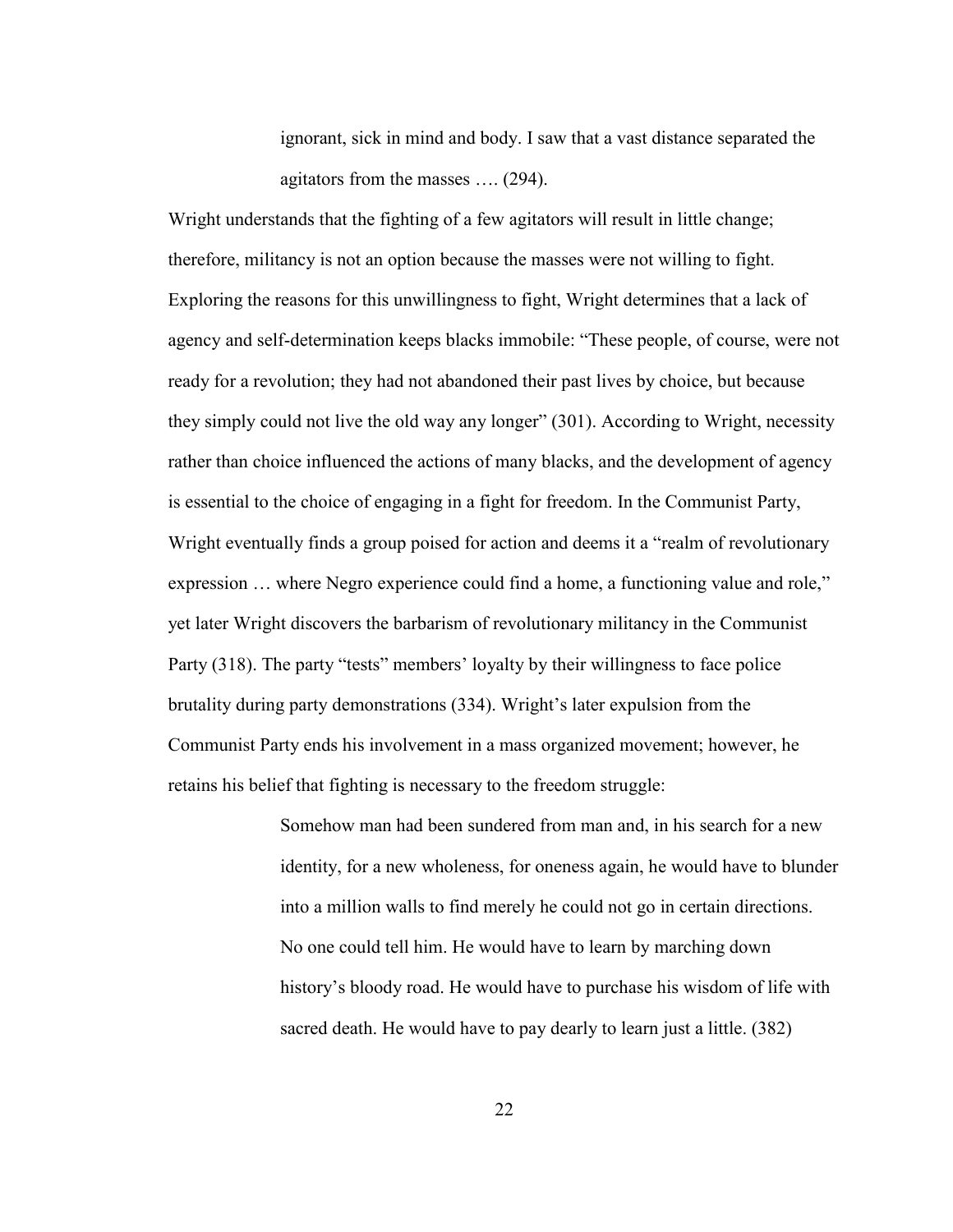> ignorant, sick in mind and body. I saw that a vast distance separated the agitators from the masses …. (294).

Wright understands that the fighting of a few agitators will result in little change; therefore, militancy is not an option because the masses were not willing to fight. Exploring the reasons for this unwillingness to fight, Wright determines that a lack of agency and self-determination keeps blacks immobile: "These people, of course, were not ready for a revolution; they had not abandoned their past lives by choice, but because they simply could not live the old way any longer" (301). According to Wright, necessity rather than choice influenced the actions of many blacks, and the development of agency is essential to the choice of engaging in a fight for freedom. In the Communist Party, Wright eventually finds a group poised for action and deems it a "realm of revolutionary expression … where Negro experience could find a home, a functioning value and role," yet later Wright discovers the barbarism of revolutionary militancy in the Communist Party (318). The party "tests" members' loyalty by their willingness to face police brutality during party demonstrations (334). Wright's later expulsion from the Communist Party ends his involvement in a mass organized movement; however, he retains his belief that fighting is necessary to the freedom struggle:

> Somehow man had been sundered from man and, in his search for a new identity, for a new wholeness, for oneness again, he would have to blunder into a million walls to find merely he could not go in certain directions. No one could tell him. He would have to learn by marching down history's bloody road. He would have to purchase his wisdom of life with sacred death. He would have to pay dearly to learn just a little. (382)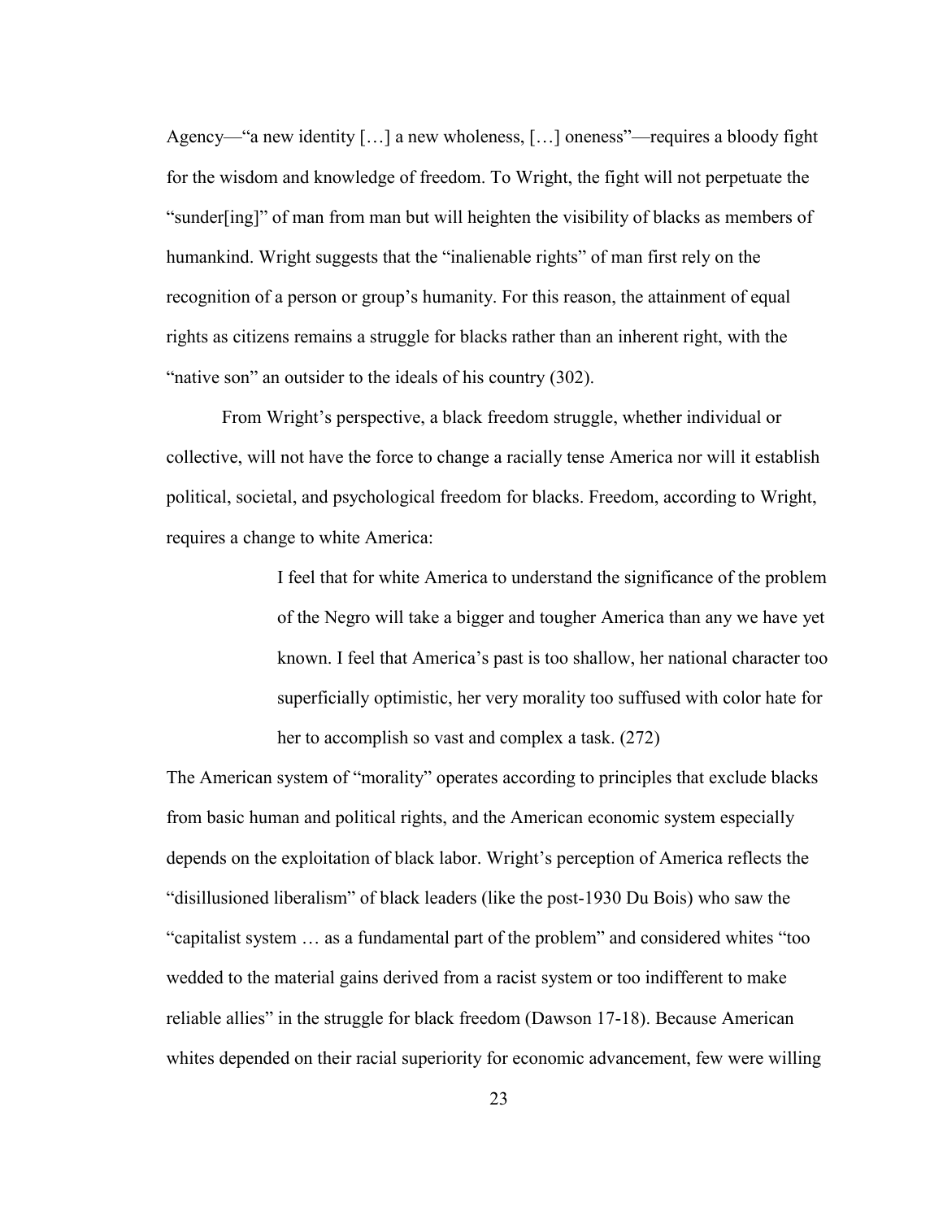Agency—"a new identity […] a new wholeness, […] oneness"—requires a bloody fight for the wisdom and knowledge of freedom. To Wright, the fight will not perpetuate the "sunder[ing]" of man from man but will heighten the visibility of blacks as members of humankind. Wright suggests that the "inalienable rights" of man first rely on the recognition of a person or group's humanity. For this reason, the attainment of equal rights as citizens remains a struggle for blacks rather than an inherent right, with the "native son" an outsider to the ideals of his country (302).

From Wright's perspective, a black freedom struggle, whether individual or collective, will not have the force to change a racially tense America nor will it establish political, societal, and psychological freedom for blacks. Freedom, according to Wright, requires a change to white America:

> I feel that for white America to understand the significance of the problem of the Negro will take a bigger and tougher America than any we have yet known. I feel that America's past is too shallow, her national character too superficially optimistic, her very morality too suffused with color hate for her to accomplish so vast and complex a task. (272)

The American system of "morality" operates according to principles that exclude blacks from basic human and political rights, and the American economic system especially depends on the exploitation of black labor. Wright's perception of America reflects the "disillusioned liberalism" of black leaders (like the post-1930 Du Bois) who saw the "capitalist system … as a fundamental part of the problem" and considered whites "too wedded to the material gains derived from a racist system or too indifferent to make reliable allies" in the struggle for black freedom (Dawson 17-18). Because American whites depended on their racial superiority for economic advancement, few were willing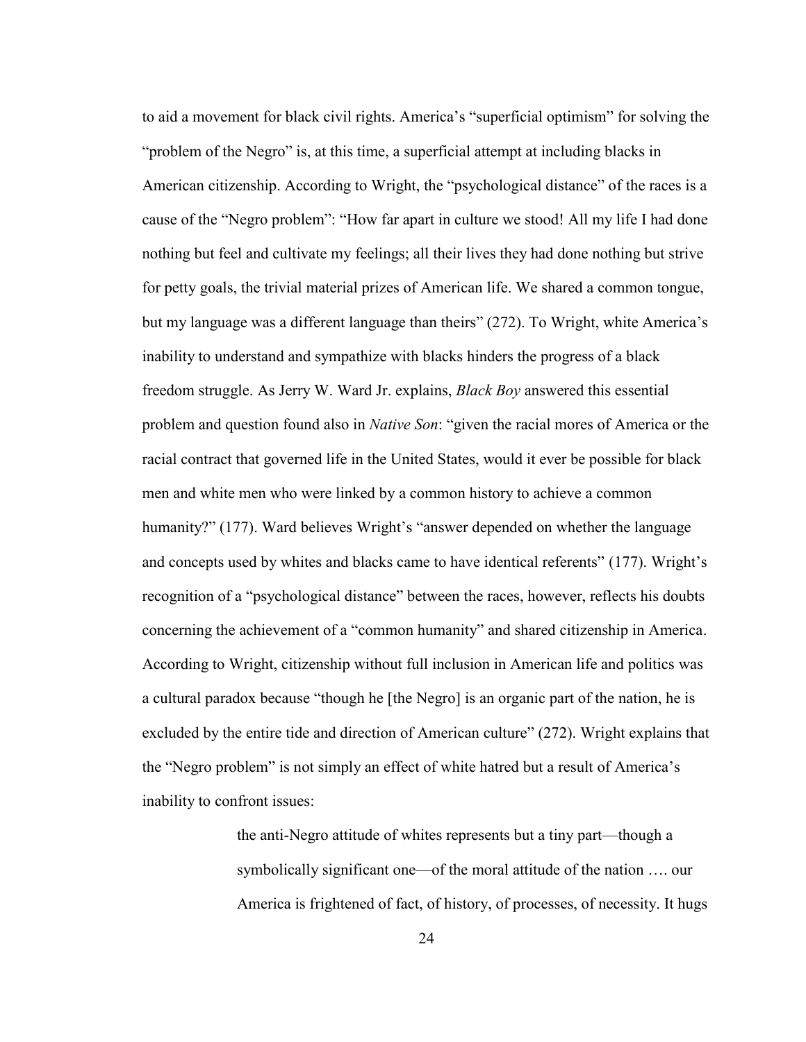to aid a movement for black civil rights. America's "superficial optimism" for solving the "problem of the Negro" is, at this time, a superficial attempt at including blacks in American citizenship. According to Wright, the "psychological distance" of the races is a cause of the "Negro problem": "How far apart in culture we stood! All my life I had done nothing but feel and cultivate my feelings; all their lives they had done nothing but strive for petty goals, the trivial material prizes of American life. We shared a common tongue, but my language was a different language than theirs" (272). To Wright, white America's inability to understand and sympathize with blacks hinders the progress of a black freedom struggle. As Jerry W. Ward Jr. explains, *Black Boy* answered this essential problem and question found also in *Native Son*: "given the racial mores of America or the racial contract that governed life in the United States, would it ever be possible for black men and white men who were linked by a common history to achieve a common humanity?" (177). Ward believes Wright's "answer depended on whether the language and concepts used by whites and blacks came to have identical referents" (177). Wright's recognition of a "psychological distance" between the races, however, reflects his doubts concerning the achievement of a "common humanity" and shared citizenship in America. According to Wright, citizenship without full inclusion in American life and politics was a cultural paradox because "though he [the Negro] is an organic part of the nation, he is excluded by the entire tide and direction of American culture" (272). Wright explains that the "Negro problem" is not simply an effect of white hatred but a result of America's inability to confront issues:

> the anti-Negro attitude of whites represents but a tiny part—though a symbolically significant one—of the moral attitude of the nation …. our America is frightened of fact, of history, of processes, of necessity. It hugs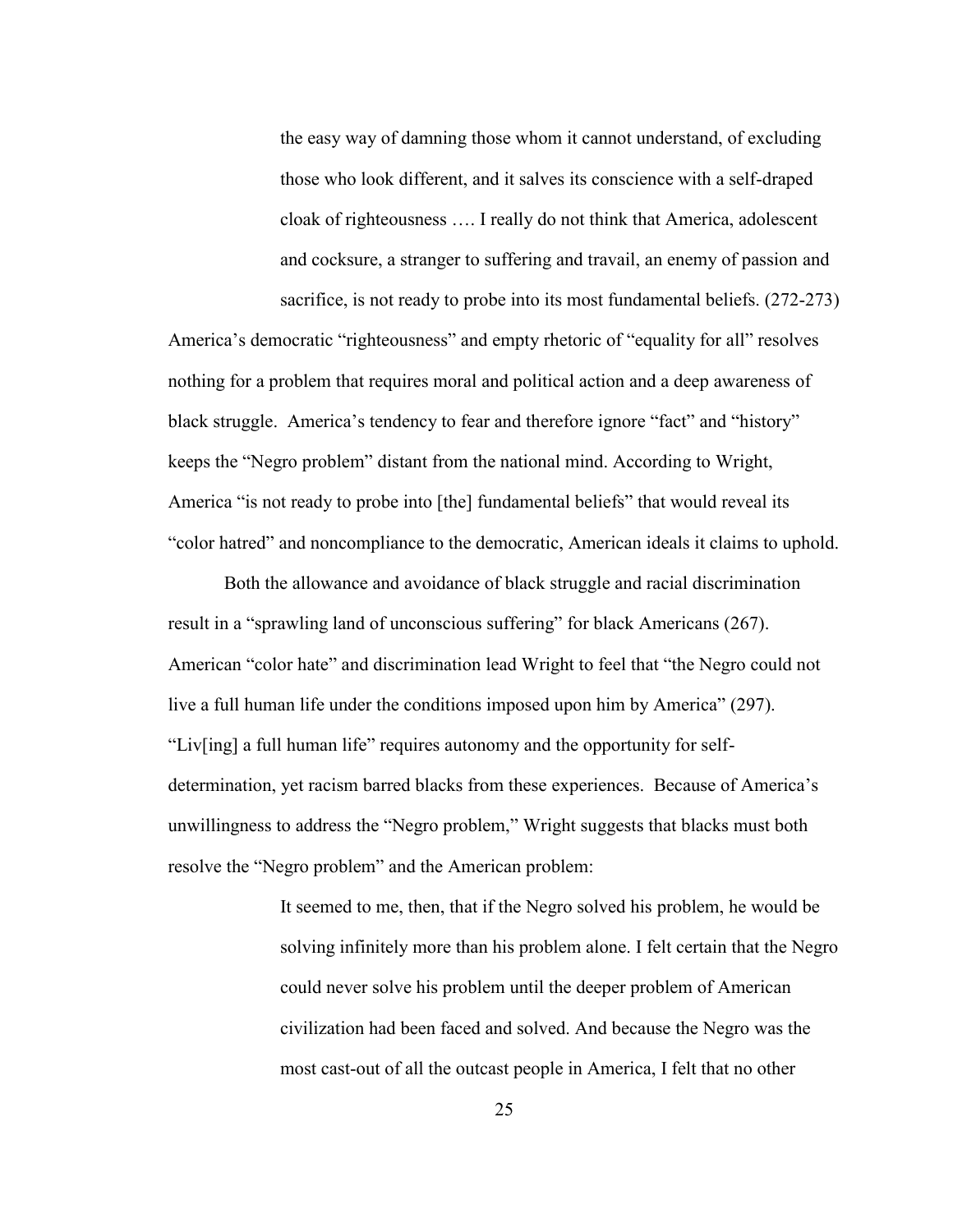> the easy way of damning those whom it cannot understand, of excluding those who look different, and it salves its conscience with a self-draped cloak of righteousness …. I really do not think that America, adolescent and cocksure, a stranger to suffering and travail, an enemy of passion and sacrifice, is not ready to probe into its most fundamental beliefs. (272-273)

America's democratic "righteousness" and empty rhetoric of "equality for all" resolves nothing for a problem that requires moral and political action and a deep awareness of black struggle. America's tendency to fear and therefore ignore "fact" and "history" keeps the "Negro problem" distant from the national mind. According to Wright, America "is not ready to probe into [the] fundamental beliefs" that would reveal its "color hatred" and noncompliance to the democratic, American ideals it claims to uphold.

Both the allowance and avoidance of black struggle and racial discrimination result in a "sprawling land of unconscious suffering" for black Americans (267). American "color hate" and discrimination lead Wright to feel that "the Negro could not live a full human life under the conditions imposed upon him by America" (297). "Liv[ing] a full human life" requires autonomy and the opportunity for self-determination, yet racism barred blacks from these experiences. Because of America's unwillingness to address the "Negro problem," Wright suggests that blacks must both resolve the "Negro problem" and the American problem:

> It seemed to me, then, that if the Negro solved his problem, he would be solving infinitely more than his problem alone. I felt certain that the Negro could never solve his problem until the deeper problem of American civilization had been faced and solved. And because the Negro was the most cast-out of all the outcast people in America, I felt that no other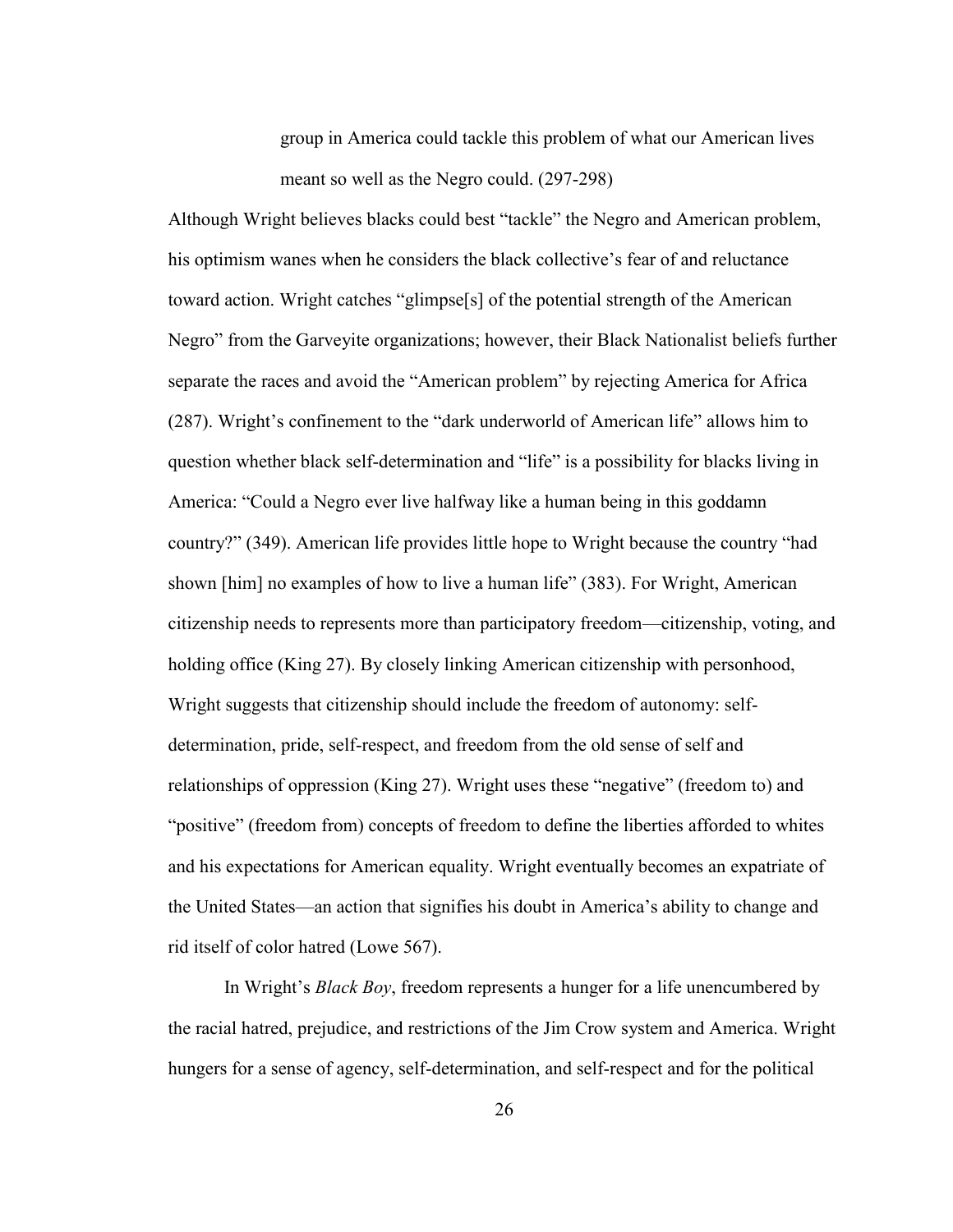> group in America could tackle this problem of what our American lives meant so well as the Negro could. (297-298)

Although Wright believes blacks could best "tackle" the Negro and American problem, his optimism wanes when he considers the black collective's fear of and reluctance toward action. Wright catches "glimpse[s] of the potential strength of the American Negro" from the Garveyite organizations; however, their Black Nationalist beliefs further separate the races and avoid the "American problem" by rejecting America for Africa (287). Wright's confinement to the "dark underworld of American life" allows him to question whether black self-determination and "life" is a possibility for blacks living in America: "Could a Negro ever live halfway like a human being in this goddamn country?" (349). American life provides little hope to Wright because the country "had shown [him] no examples of how to live a human life" (383). For Wright, American citizenship needs to represents more than participatory freedom—citizenship, voting, and holding office (King 27). By closely linking American citizenship with personhood, Wright suggests that citizenship should include the freedom of autonomy: self-determination, pride, self-respect, and freedom from the old sense of self and relationships of oppression (King 27). Wright uses these "negative" (freedom to) and "positive" (freedom from) concepts of freedom to define the liberties afforded to whites and his expectations for American equality. Wright eventually becomes an expatriate of the United States—an action that signifies his doubt in America's ability to change and rid itself of color hatred (Lowe 567).

In Wright's *Black Boy*, freedom represents a hunger for a life unencumbered by the racial hatred, prejudice, and restrictions of the Jim Crow system and America. Wright hungers for a sense of agency, self-determination, and self-respect and for the political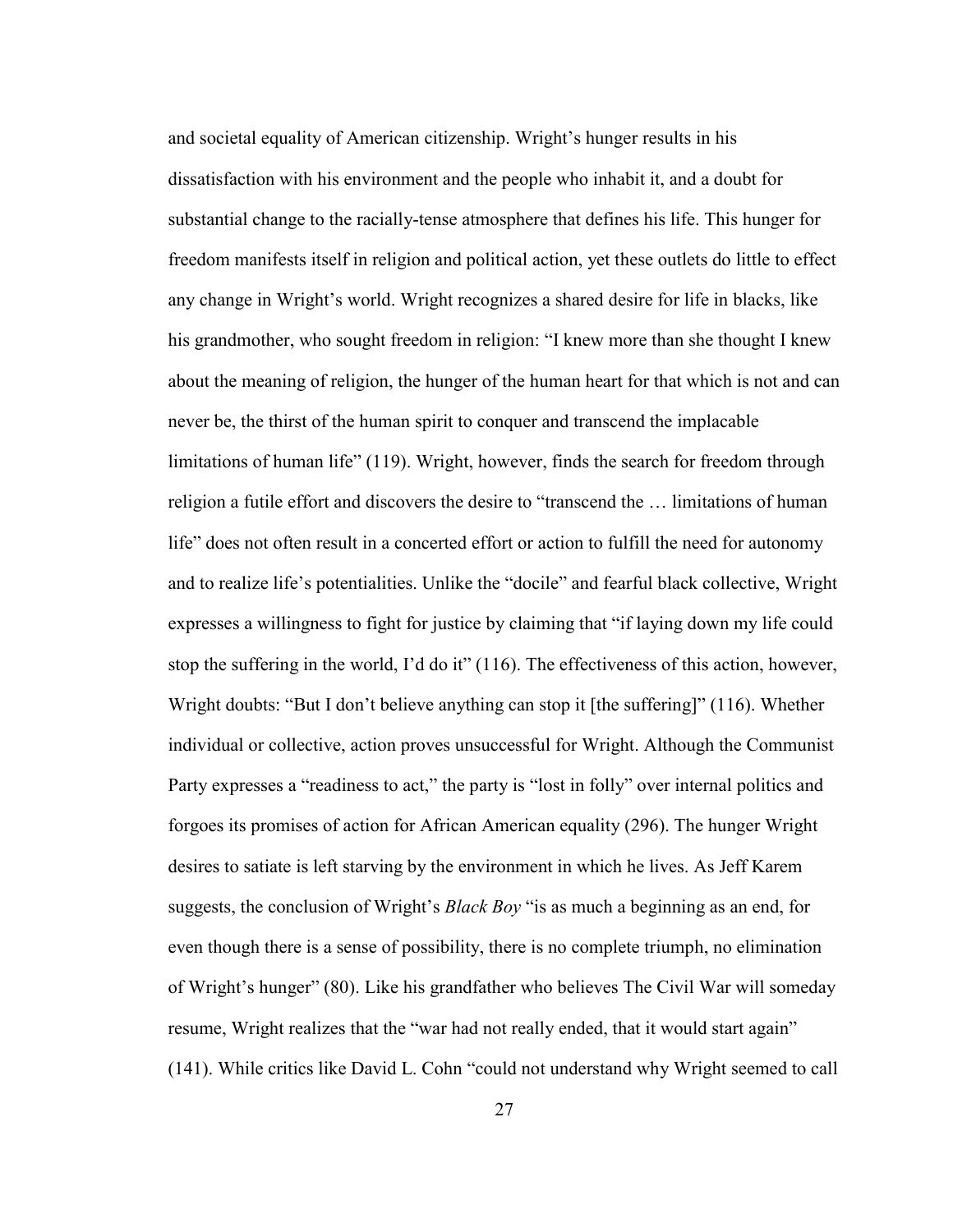and societal equality of American citizenship. Wright's hunger results in his dissatisfaction with his environment and the people who inhabit it, and a doubt for substantial change to the racially-tense atmosphere that defines his life. This hunger for freedom manifests itself in religion and political action, yet these outlets do little to effect any change in Wright's world. Wright recognizes a shared desire for life in blacks, like his grandmother, who sought freedom in religion: "I knew more than she thought I knew about the meaning of religion, the hunger of the human heart for that which is not and can never be, the thirst of the human spirit to conquer and transcend the implacable limitations of human life" (119). Wright, however, finds the search for freedom through religion a futile effort and discovers the desire to "transcend the … limitations of human life" does not often result in a concerted effort or action to fulfill the need for autonomy and to realize life's potentialities. Unlike the "docile" and fearful black collective, Wright expresses a willingness to fight for justice by claiming that "if laying down my life could stop the suffering in the world, I'd do it" (116). The effectiveness of this action, however, Wright doubts: "But I don't believe anything can stop it [the suffering]" (116). Whether individual or collective, action proves unsuccessful for Wright. Although the Communist Party expresses a "readiness to act," the party is "lost in folly" over internal politics and forgoes its promises of action for African American equality (296). The hunger Wright desires to satiate is left starving by the environment in which he lives. As Jeff Karem suggests, the conclusion of Wright's *Black Boy* "is as much a beginning as an end, for even though there is a sense of possibility, there is no complete triumph, no elimination of Wright's hunger" (80). Like his grandfather who believes The Civil War will someday resume, Wright realizes that the "war had not really ended, that it would start again" (141). While critics like David L. Cohn "could not understand why Wright seemed to call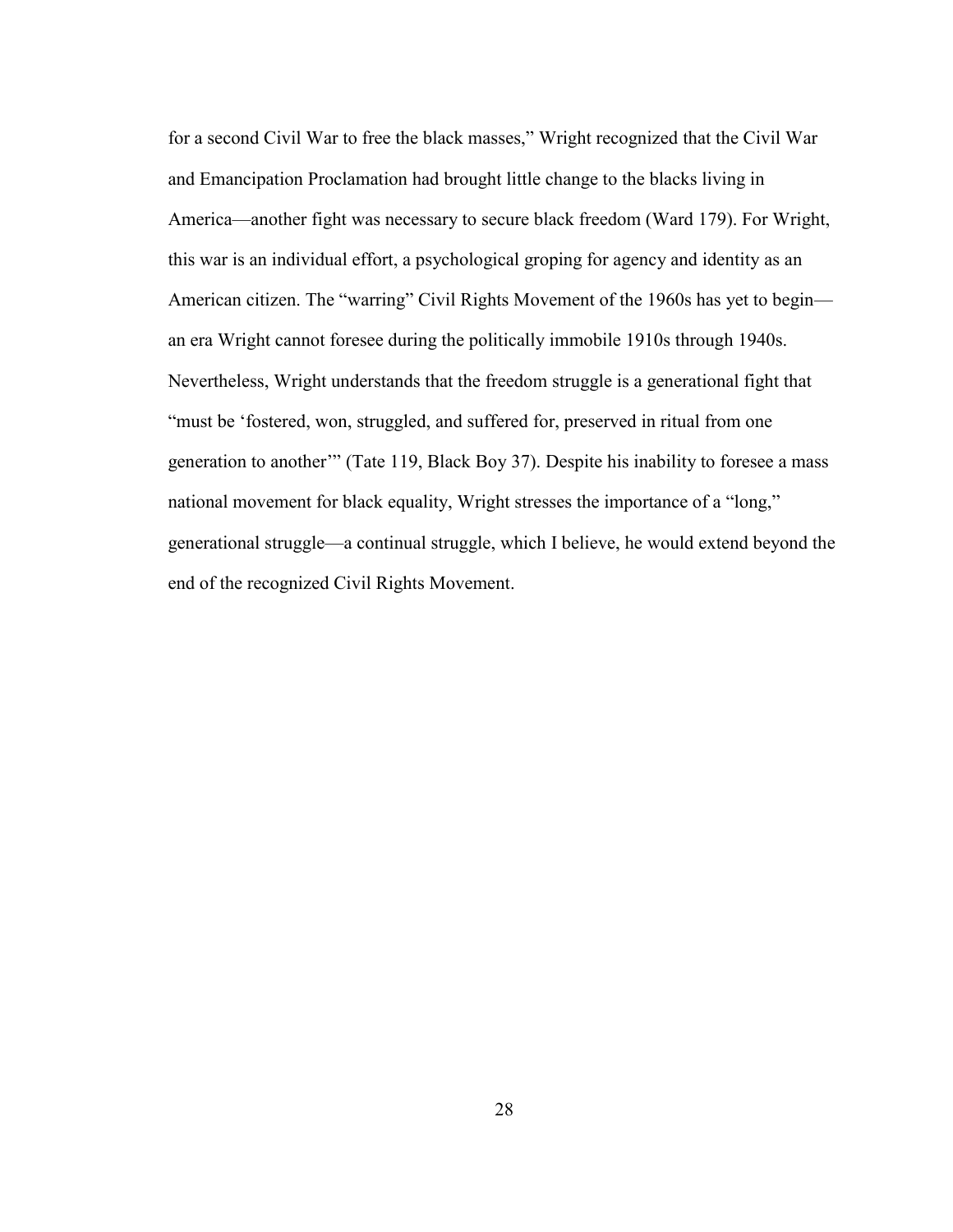for a second Civil War to free the black masses," Wright recognized that the Civil War and Emancipation Proclamation had brought little change to the blacks living in America—another fight was necessary to secure black freedom (Ward 179). For Wright, this war is an individual effort, a psychological groping for agency and identity as an American citizen. The "warring" Civil Rights Movement of the 1960s has yet to begin—an era Wright cannot foresee during the politically immobile 1910s through 1940s. Nevertheless, Wright understands that the freedom struggle is a generational fight that "must be 'fostered, won, struggled, and suffered for, preserved in ritual from one generation to another'" (Tate 119, Black Boy 37). Despite his inability to foresee a mass national movement for black equality, Wright stresses the importance of a "long," generational struggle—a continual struggle, which I believe, he would extend beyond the end of the recognized Civil Rights Movement.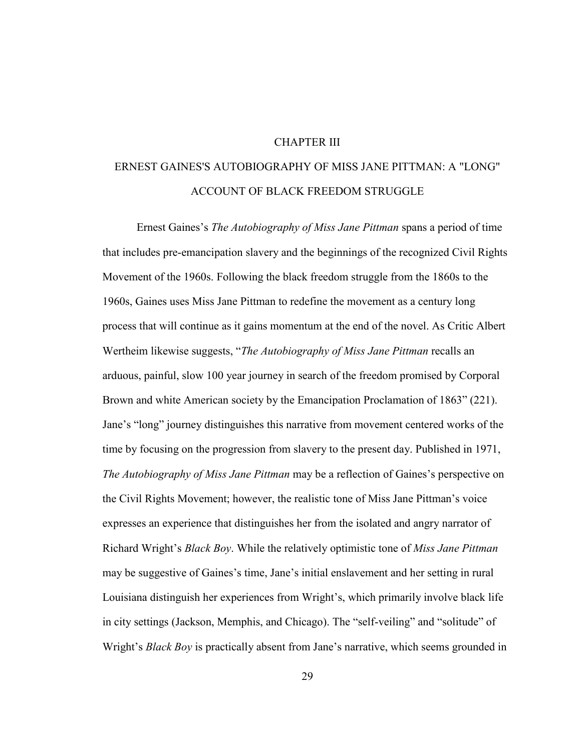# CHAPTER III

## ERNEST GAINES'S AUTOBIOGRAPHY OF MISS JANE PITTMAN: A "LONG" ACCOUNT OF BLACK FREEDOM STRUGGLE

Ernest Gaines's *The Autobiography of Miss Jane Pittman* spans a period of time that includes pre-emancipation slavery and the beginnings of the recognized Civil Rights Movement of the 1960s. Following the black freedom struggle from the 1860s to the 1960s, Gaines uses Miss Jane Pittman to redefine the movement as a century long process that will continue as it gains momentum at the end of the novel. As Critic Albert Wertheim likewise suggests, "*The Autobiography of Miss Jane Pittman* recalls an arduous, painful, slow 100 year journey in search of the freedom promised by Corporal Brown and white American society by the Emancipation Proclamation of 1863" (221). Jane's "long" journey distinguishes this narrative from movement centered works of the time by focusing on the progression from slavery to the present day. Published in 1971, *The Autobiography of Miss Jane Pittman* may be a reflection of Gaines's perspective on the Civil Rights Movement; however, the realistic tone of Miss Jane Pittman's voice expresses an experience that distinguishes her from the isolated and angry narrator of Richard Wright's *Black Boy*. While the relatively optimistic tone of *Miss Jane Pittman* may be suggestive of Gaines's time, Jane's initial enslavement and her setting in rural Louisiana distinguish her experiences from Wright's, which primarily involve black life in city settings (Jackson, Memphis, and Chicago). The "self-veiling" and "solitude" of Wright's *Black Boy* is practically absent from Jane's narrative, which seems grounded in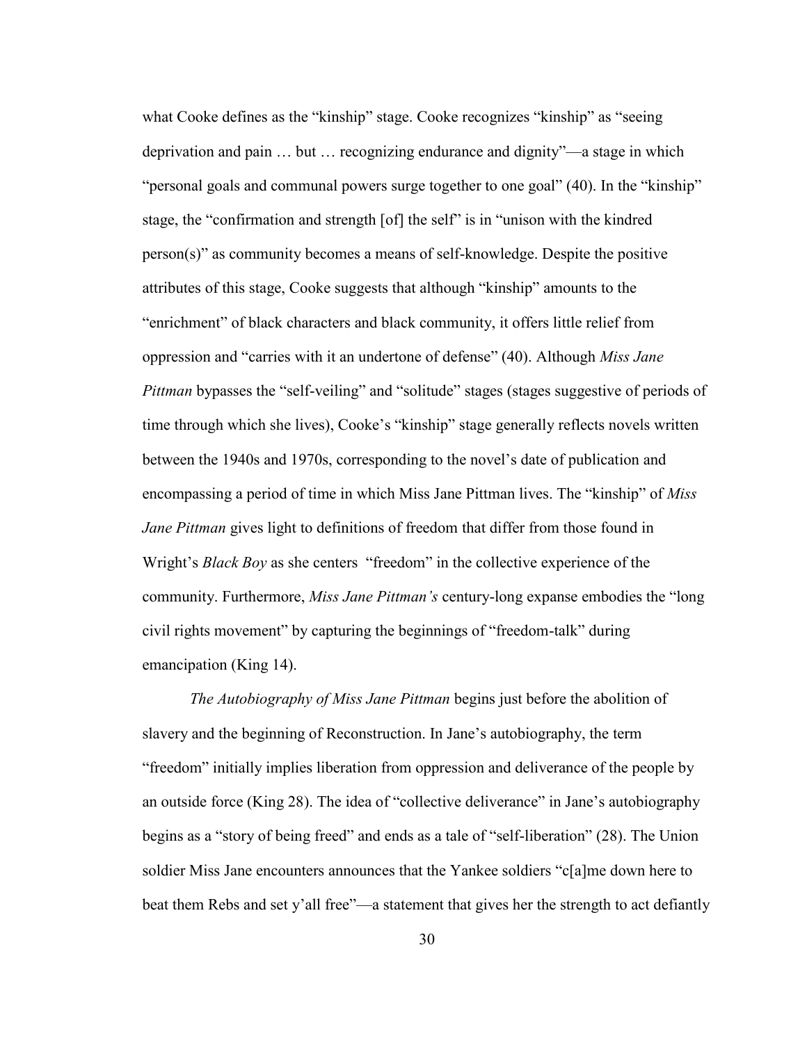what Cooke defines as the "kinship" stage. Cooke recognizes "kinship" as "seeing deprivation and pain … but … recognizing endurance and dignity"—a stage in which "personal goals and communal powers surge together to one goal" (40). In the "kinship" stage, the "confirmation and strength [of] the self" is in "unison with the kindred person(s)" as community becomes a means of self-knowledge. Despite the positive attributes of this stage, Cooke suggests that although "kinship" amounts to the "enrichment" of black characters and black community, it offers little relief from oppression and "carries with it an undertone of defense" (40). Although *Miss Jane Pittman* bypasses the "self-veiling" and "solitude" stages (stages suggestive of periods of time through which she lives), Cooke's "kinship" stage generally reflects novels written between the 1940s and 1970s, corresponding to the novel's date of publication and encompassing a period of time in which Miss Jane Pittman lives. The "kinship" of *Miss Jane Pittman* gives light to definitions of freedom that differ from those found in Wright's *Black Boy* as she centers "freedom" in the collective experience of the community. Furthermore, *Miss Jane Pittman's* century-long expanse embodies the "long civil rights movement" by capturing the beginnings of "freedom-talk" during emancipation (King 14).

*The Autobiography of Miss Jane Pittman* begins just before the abolition of slavery and the beginning of Reconstruction. In Jane's autobiography, the term "freedom" initially implies liberation from oppression and deliverance of the people by an outside force (King 28). The idea of "collective deliverance" in Jane's autobiography begins as a "story of being freed" and ends as a tale of "self-liberation" (28). The Union soldier Miss Jane encounters announces that the Yankee soldiers "c[a]me down here to beat them Rebs and set y'all free"—a statement that gives her the strength to act defiantly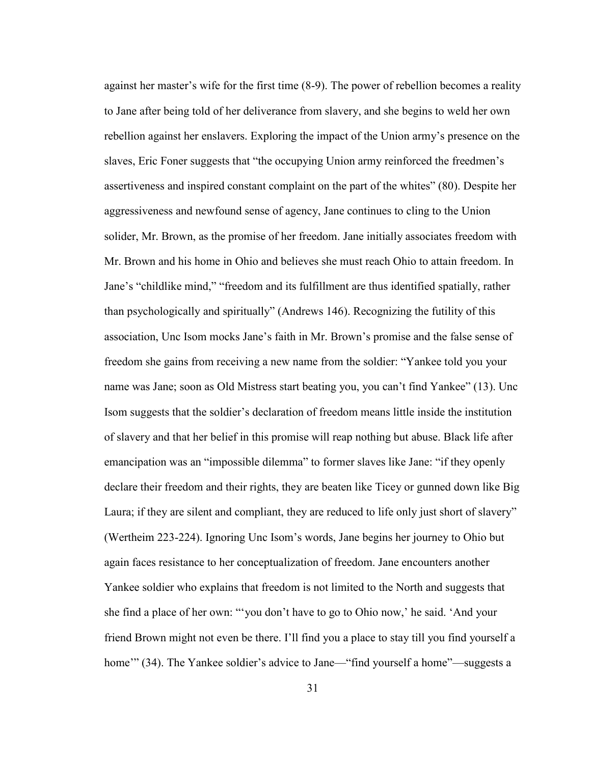against her master's wife for the first time (8-9). The power of rebellion becomes a reality to Jane after being told of her deliverance from slavery, and she begins to weld her own rebellion against her enslavers. Exploring the impact of the Union army's presence on the slaves, Eric Foner suggests that "the occupying Union army reinforced the freedmen's assertiveness and inspired constant complaint on the part of the whites" (80). Despite her aggressiveness and newfound sense of agency, Jane continues to cling to the Union solider, Mr. Brown, as the promise of her freedom. Jane initially associates freedom with Mr. Brown and his home in Ohio and believes she must reach Ohio to attain freedom. In Jane's "childlike mind," "freedom and its fulfillment are thus identified spatially, rather than psychologically and spiritually" (Andrews 146). Recognizing the futility of this association, Unc Isom mocks Jane's faith in Mr. Brown's promise and the false sense of freedom she gains from receiving a new name from the soldier: "Yankee told you your name was Jane; soon as Old Mistress start beating you, you can't find Yankee" (13). Unc Isom suggests that the soldier's declaration of freedom means little inside the institution of slavery and that her belief in this promise will reap nothing but abuse. Black life after emancipation was an "impossible dilemma" to former slaves like Jane: "if they openly declare their freedom and their rights, they are beaten like Ticey or gunned down like Big Laura; if they are silent and compliant, they are reduced to life only just short of slavery" (Wertheim 223-224). Ignoring Unc Isom's words, Jane begins her journey to Ohio but again faces resistance to her conceptualization of freedom. Jane encounters another Yankee soldier who explains that freedom is not limited to the North and suggests that she find a place of her own: "'you don't have to go to Ohio now,' he said. 'And your friend Brown might not even be there. I'll find you a place to stay till you find yourself a home'" (34). The Yankee soldier's advice to Jane—"find yourself a home"—suggests a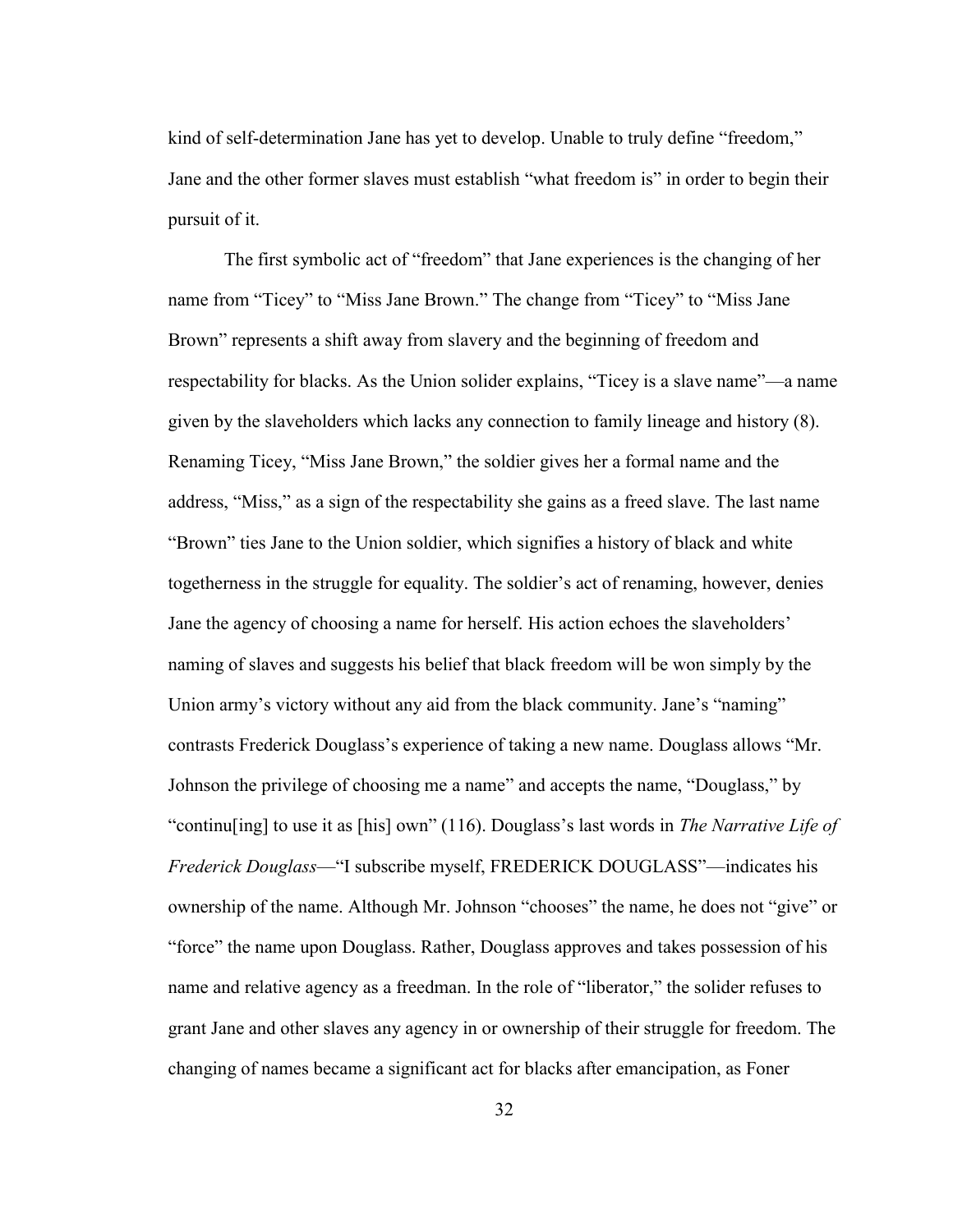kind of self-determination Jane has yet to develop. Unable to truly define "freedom," Jane and the other former slaves must establish "what freedom is" in order to begin their pursuit of it.

The first symbolic act of "freedom" that Jane experiences is the changing of her name from "Ticey" to "Miss Jane Brown." The change from "Ticey" to "Miss Jane Brown" represents a shift away from slavery and the beginning of freedom and respectability for blacks. As the Union solider explains, "Ticey is a slave name"—a name given by the slaveholders which lacks any connection to family lineage and history (8). Renaming Ticey, "Miss Jane Brown," the soldier gives her a formal name and the address, "Miss," as a sign of the respectability she gains as a freed slave. The last name "Brown" ties Jane to the Union soldier, which signifies a history of black and white togetherness in the struggle for equality. The soldier's act of renaming, however, denies Jane the agency of choosing a name for herself. His action echoes the slaveholders' naming of slaves and suggests his belief that black freedom will be won simply by the Union army's victory without any aid from the black community. Jane's "naming" contrasts Frederick Douglass's experience of taking a new name. Douglass allows "Mr. Johnson the privilege of choosing me a name" and accepts the name, "Douglass," by "continu[ing] to use it as [his] own" (116). Douglass's last words in *The Narrative Life of Frederick Douglass*—"I subscribe myself, FREDERICK DOUGLASS"—indicates his ownership of the name. Although Mr. Johnson "chooses" the name, he does not "give" or "force" the name upon Douglass. Rather, Douglass approves and takes possession of his name and relative agency as a freedman. In the role of "liberator," the solider refuses to grant Jane and other slaves any agency in or ownership of their struggle for freedom. The changing of names became a significant act for blacks after emancipation, as Foner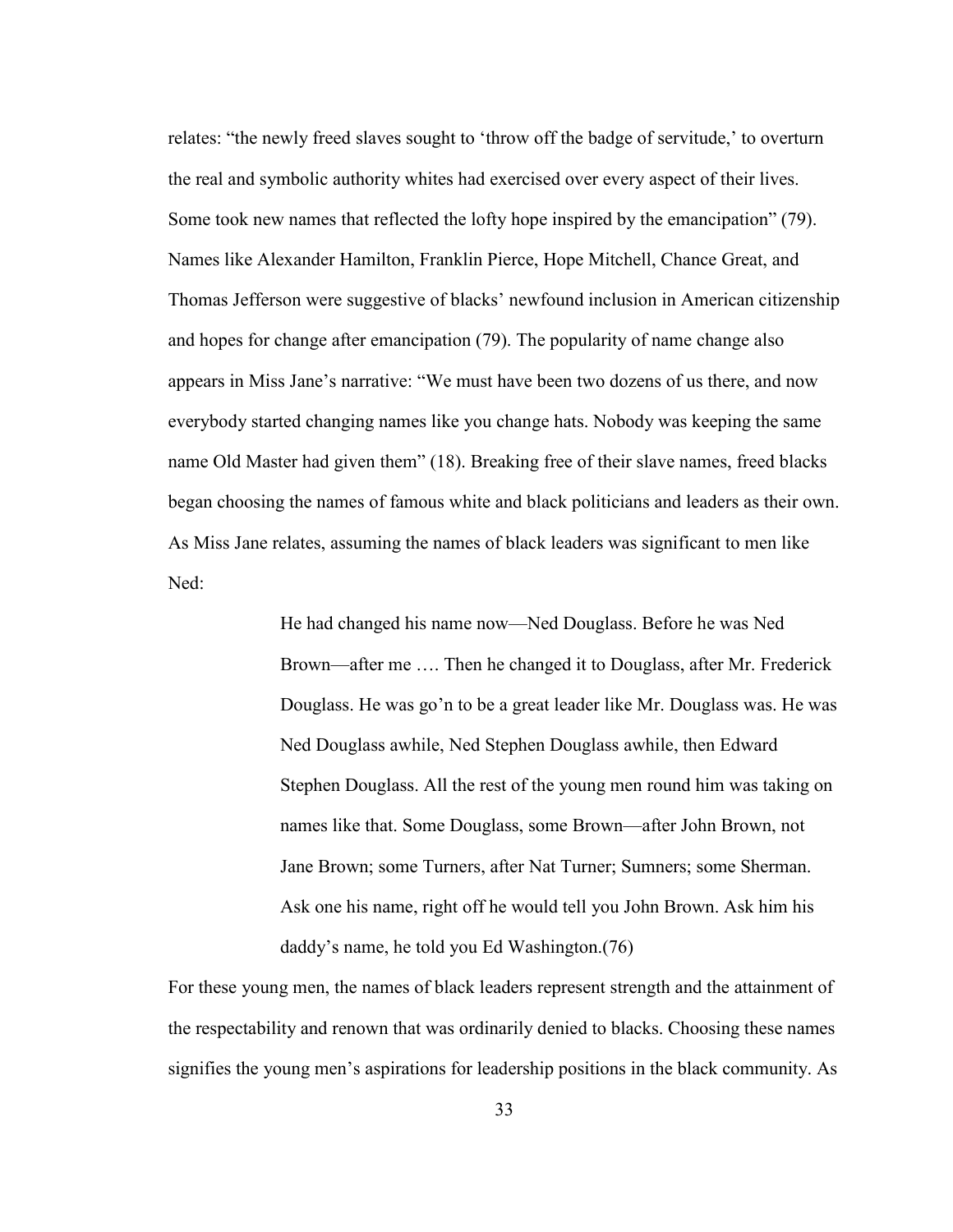relates: "the newly freed slaves sought to 'throw off the badge of servitude,' to overturn the real and symbolic authority whites had exercised over every aspect of their lives. Some took new names that reflected the lofty hope inspired by the emancipation" (79). Names like Alexander Hamilton, Franklin Pierce, Hope Mitchell, Chance Great, and Thomas Jefferson were suggestive of blacks' newfound inclusion in American citizenship and hopes for change after emancipation (79). The popularity of name change also appears in Miss Jane's narrative: "We must have been two dozens of us there, and now everybody started changing names like you change hats. Nobody was keeping the same name Old Master had given them" (18). Breaking free of their slave names, freed blacks began choosing the names of famous white and black politicians and leaders as their own. As Miss Jane relates, assuming the names of black leaders was significant to men like Ned:

> He had changed his name now—Ned Douglass. Before he was Ned Brown—after me …. Then he changed it to Douglass, after Mr. Frederick Douglass. He was go'n to be a great leader like Mr. Douglass was. He was Ned Douglass awhile, Ned Stephen Douglass awhile, then Edward Stephen Douglass. All the rest of the young men round him was taking on names like that. Some Douglass, some Brown—after John Brown, not Jane Brown; some Turners, after Nat Turner; Sumners; some Sherman. Ask one his name, right off he would tell you John Brown. Ask him his daddy's name, he told you Ed Washington.(76)

For these young men, the names of black leaders represent strength and the attainment of the respectability and renown that was ordinarily denied to blacks. Choosing these names signifies the young men's aspirations for leadership positions in the black community. As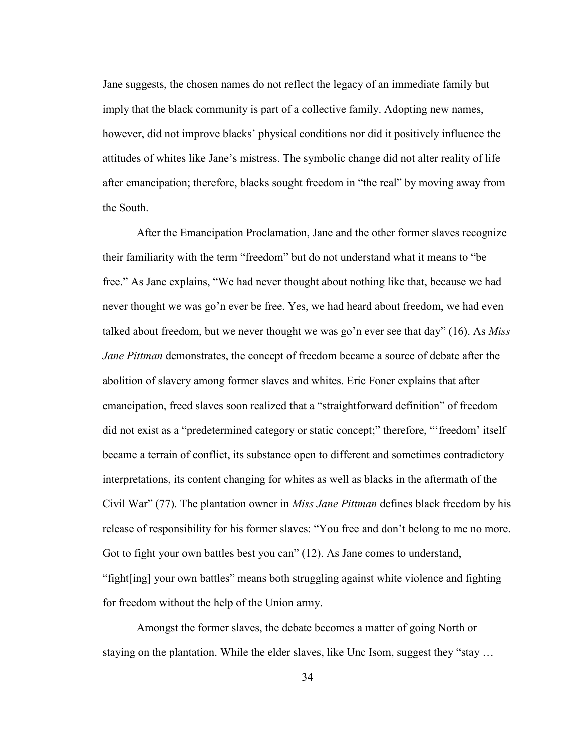Jane suggests, the chosen names do not reflect the legacy of an immediate family but imply that the black community is part of a collective family. Adopting new names, however, did not improve blacks' physical conditions nor did it positively influence the attitudes of whites like Jane's mistress. The symbolic change did not alter reality of life after emancipation; therefore, blacks sought freedom in "the real" by moving away from the South.

After the Emancipation Proclamation, Jane and the other former slaves recognize their familiarity with the term "freedom" but do not understand what it means to "be free." As Jane explains, "We had never thought about nothing like that, because we had never thought we was go'n ever be free. Yes, we had heard about freedom, we had even talked about freedom, but we never thought we was go'n ever see that day" (16). As *Miss Jane Pittman* demonstrates, the concept of freedom became a source of debate after the abolition of slavery among former slaves and whites. Eric Foner explains that after emancipation, freed slaves soon realized that a "straightforward definition" of freedom did not exist as a "predetermined category or static concept;" therefore, "'freedom' itself became a terrain of conflict, its substance open to different and sometimes contradictory interpretations, its content changing for whites as well as blacks in the aftermath of the Civil War" (77). The plantation owner in *Miss Jane Pittman* defines black freedom by his release of responsibility for his former slaves: "You free and don't belong to me no more. Got to fight your own battles best you can" (12). As Jane comes to understand, "fight[ing] your own battles" means both struggling against white violence and fighting for freedom without the help of the Union army.

Amongst the former slaves, the debate becomes a matter of going North or staying on the plantation. While the elder slaves, like Unc Isom, suggest they "stay …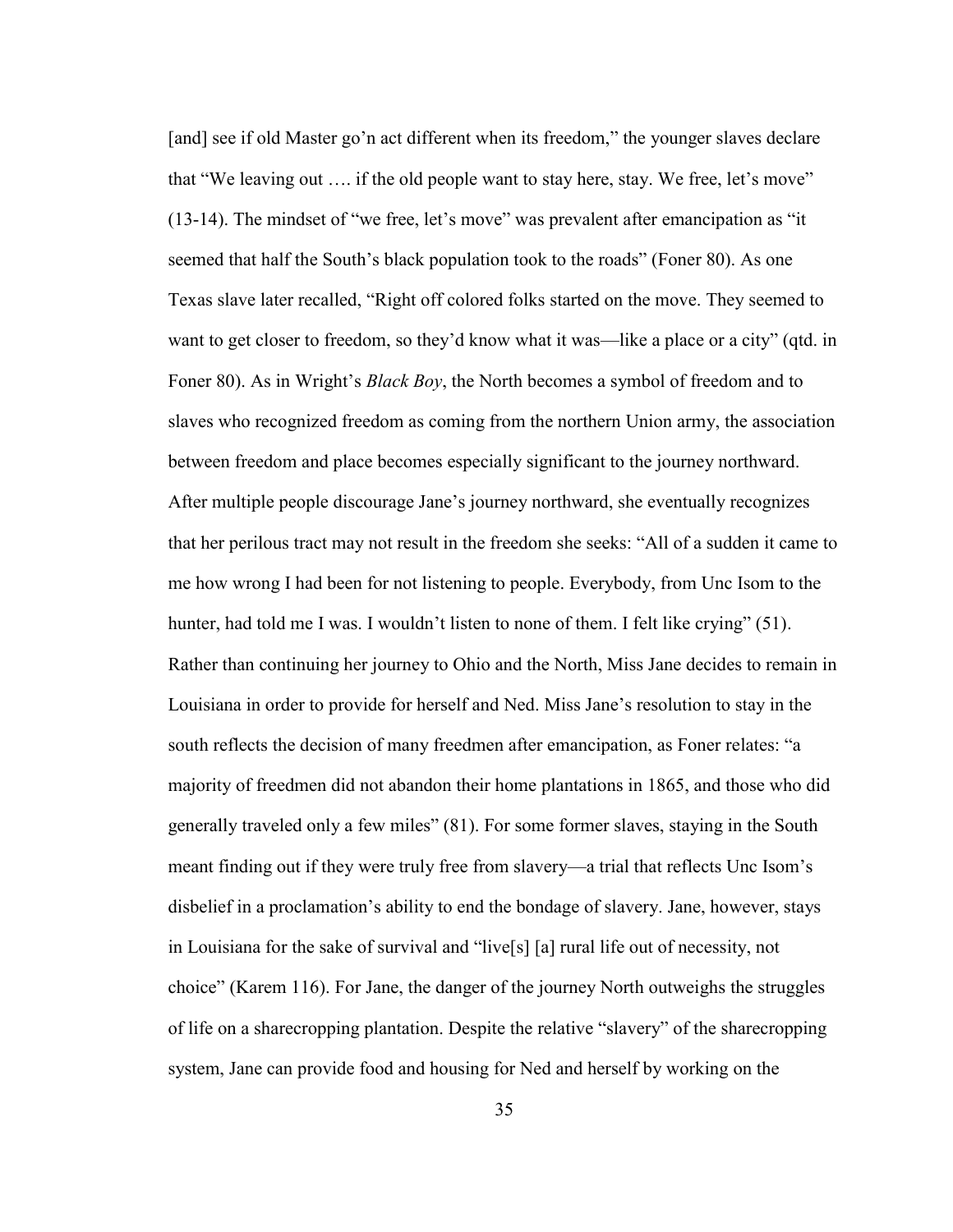[and] see if old Master go'n act different when its freedom," the younger slaves declare that "We leaving out …. if the old people want to stay here, stay. We free, let's move" (13-14). The mindset of "we free, let's move" was prevalent after emancipation as "it seemed that half the South's black population took to the roads" (Foner 80). As one Texas slave later recalled, "Right off colored folks started on the move. They seemed to want to get closer to freedom, so they'd know what it was—like a place or a city" (qtd. in Foner 80). As in Wright's *Black Boy*, the North becomes a symbol of freedom and to slaves who recognized freedom as coming from the northern Union army, the association between freedom and place becomes especially significant to the journey northward. After multiple people discourage Jane's journey northward, she eventually recognizes that her perilous tract may not result in the freedom she seeks: "All of a sudden it came to me how wrong I had been for not listening to people. Everybody, from Unc Isom to the hunter, had told me I was. I wouldn't listen to none of them. I felt like crying" (51). Rather than continuing her journey to Ohio and the North, Miss Jane decides to remain in Louisiana in order to provide for herself and Ned. Miss Jane's resolution to stay in the south reflects the decision of many freedmen after emancipation, as Foner relates: "a majority of freedmen did not abandon their home plantations in 1865, and those who did generally traveled only a few miles" (81). For some former slaves, staying in the South meant finding out if they were truly free from slavery—a trial that reflects Unc Isom's disbelief in a proclamation's ability to end the bondage of slavery. Jane, however, stays in Louisiana for the sake of survival and "live[s] [a] rural life out of necessity, not choice" (Karem 116). For Jane, the danger of the journey North outweighs the struggles of life on a sharecropping plantation. Despite the relative "slavery" of the sharecropping system, Jane can provide food and housing for Ned and herself by working on the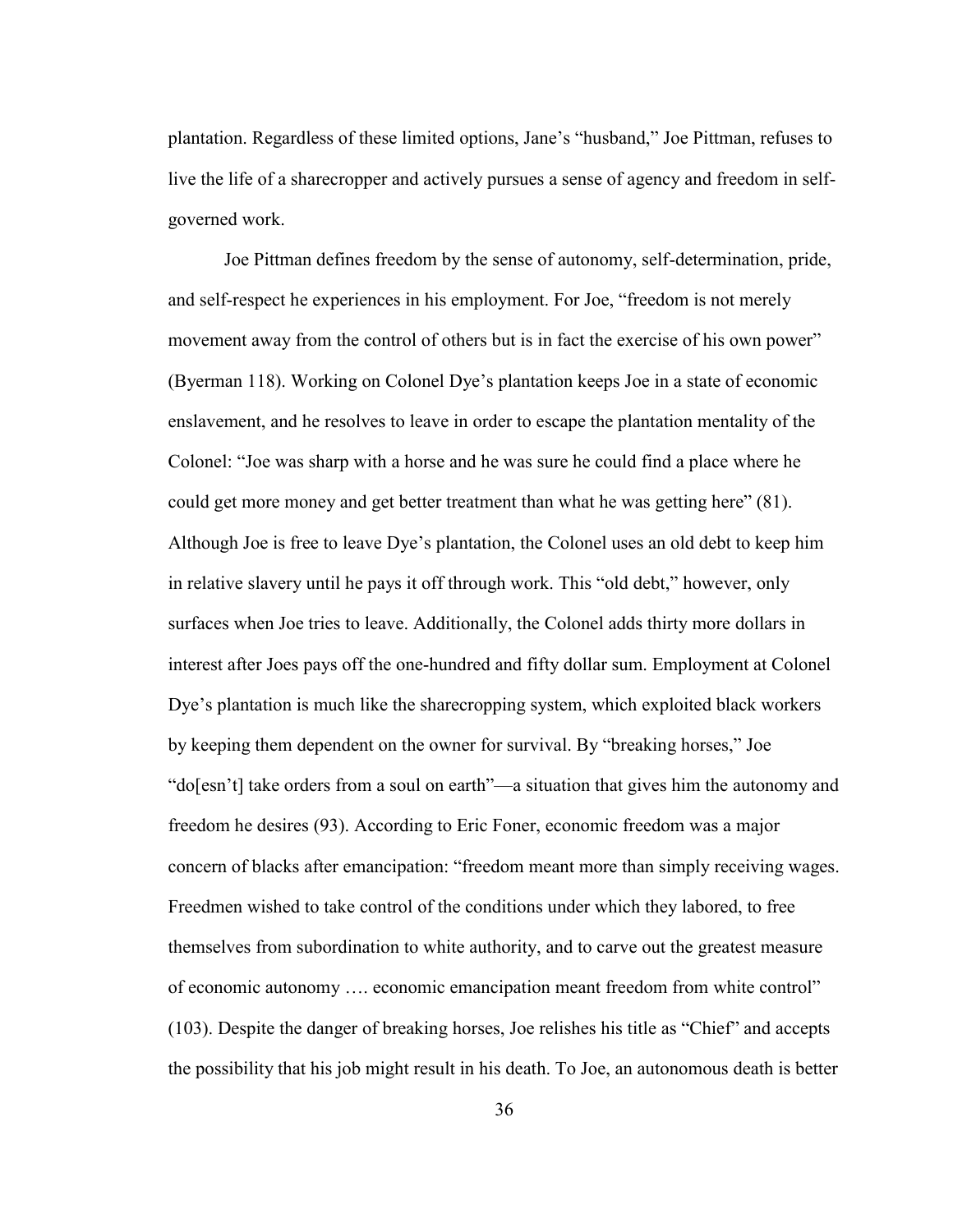plantation. Regardless of these limited options, Jane's "husband," Joe Pittman, refuses to live the life of a sharecropper and actively pursues a sense of agency and freedom in self-governed work.

Joe Pittman defines freedom by the sense of autonomy, self-determination, pride, and self-respect he experiences in his employment. For Joe, "freedom is not merely movement away from the control of others but is in fact the exercise of his own power" (Byerman 118). Working on Colonel Dye's plantation keeps Joe in a state of economic enslavement, and he resolves to leave in order to escape the plantation mentality of the Colonel: "Joe was sharp with a horse and he was sure he could find a place where he could get more money and get better treatment than what he was getting here" (81). Although Joe is free to leave Dye's plantation, the Colonel uses an old debt to keep him in relative slavery until he pays it off through work. This "old debt," however, only surfaces when Joe tries to leave. Additionally, the Colonel adds thirty more dollars in interest after Joes pays off the one-hundred and fifty dollar sum. Employment at Colonel Dye's plantation is much like the sharecropping system, which exploited black workers by keeping them dependent on the owner for survival. By "breaking horses," Joe "do[esn't] take orders from a soul on earth"—a situation that gives him the autonomy and freedom he desires (93). According to Eric Foner, economic freedom was a major concern of blacks after emancipation: "freedom meant more than simply receiving wages. Freedmen wished to take control of the conditions under which they labored, to free themselves from subordination to white authority, and to carve out the greatest measure of economic autonomy …. economic emancipation meant freedom from white control" (103). Despite the danger of breaking horses, Joe relishes his title as "Chief" and accepts the possibility that his job might result in his death. To Joe, an autonomous death is better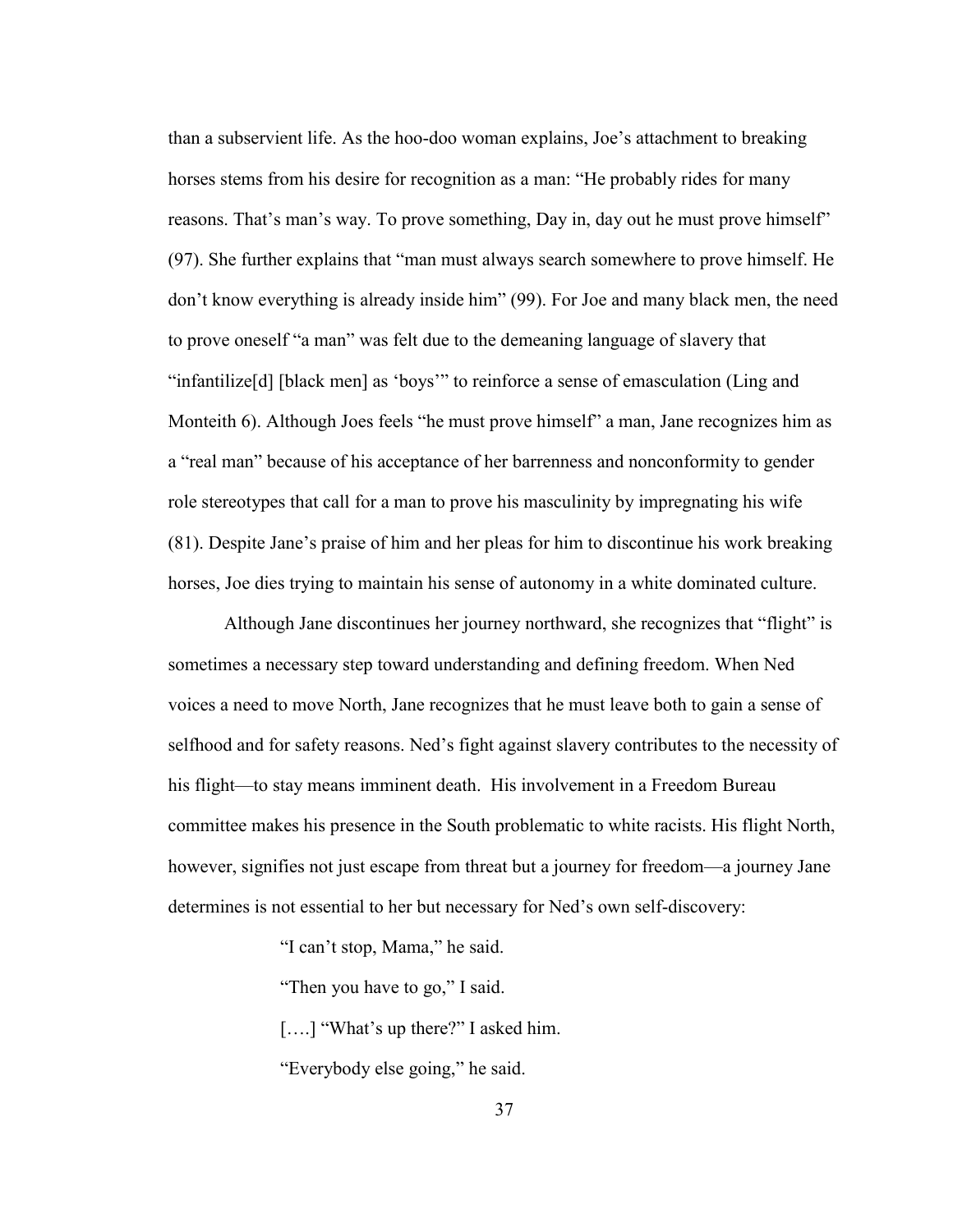than a subservient life. As the hoo-doo woman explains, Joe's attachment to breaking horses stems from his desire for recognition as a man: "He probably rides for many reasons. That's man's way. To prove something, Day in, day out he must prove himself" (97). She further explains that "man must always search somewhere to prove himself. He don't know everything is already inside him" (99). For Joe and many black men, the need to prove oneself "a man" was felt due to the demeaning language of slavery that "infantilize[d] [black men] as 'boys'" to reinforce a sense of emasculation (Ling and Monteith 6). Although Joes feels "he must prove himself" a man, Jane recognizes him as a "real man" because of his acceptance of her barrenness and nonconformity to gender role stereotypes that call for a man to prove his masculinity by impregnating his wife (81). Despite Jane's praise of him and her pleas for him to discontinue his work breaking horses, Joe dies trying to maintain his sense of autonomy in a white dominated culture.

Although Jane discontinues her journey northward, she recognizes that "flight" is sometimes a necessary step toward understanding and defining freedom. When Ned voices a need to move North, Jane recognizes that he must leave both to gain a sense of selfhood and for safety reasons. Ned's fight against slavery contributes to the necessity of his flight—to stay means imminent death. His involvement in a Freedom Bureau committee makes his presence in the South problematic to white racists. His flight North, however, signifies not just escape from threat but a journey for freedom—a journey Jane determines is not essential to her but necessary for Ned's own self-discovery:

> "I can't stop, Mama," he said.
>
> "Then you have to go," I said.
>
> [….] "What's up there?" I asked him.
>
> "Everybody else going," he said.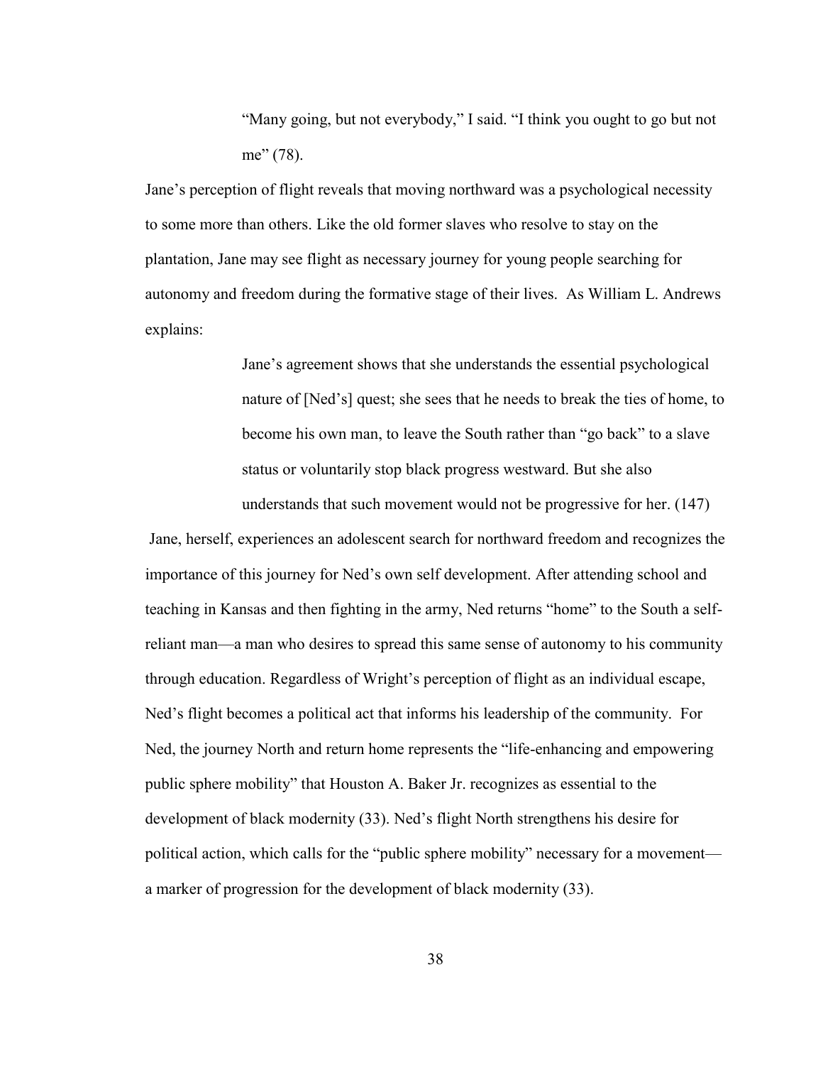> "Many going, but not everybody," I said. "I think you ought to go but not me" (78).

Jane's perception of flight reveals that moving northward was a psychological necessity to some more than others. Like the old former slaves who resolve to stay on the plantation, Jane may see flight as necessary journey for young people searching for autonomy and freedom during the formative stage of their lives. As William L. Andrews explains:

> Jane's agreement shows that she understands the essential psychological nature of [Ned's] quest; she sees that he needs to break the ties of home, to become his own man, to leave the South rather than "go back" to a slave status or voluntarily stop black progress westward. But she also understands that such movement would not be progressive for her. (147)

Jane, herself, experiences an adolescent search for northward freedom and recognizes the importance of this journey for Ned's own self development. After attending school and teaching in Kansas and then fighting in the army, Ned returns "home" to the South a self-reliant man—a man who desires to spread this same sense of autonomy to his community through education. Regardless of Wright's perception of flight as an individual escape, Ned's flight becomes a political act that informs his leadership of the community. For Ned, the journey North and return home represents the "life-enhancing and empowering public sphere mobility" that Houston A. Baker Jr. recognizes as essential to the development of black modernity (33). Ned's flight North strengthens his desire for political action, which calls for the "public sphere mobility" necessary for a movement—a marker of progression for the development of black modernity (33).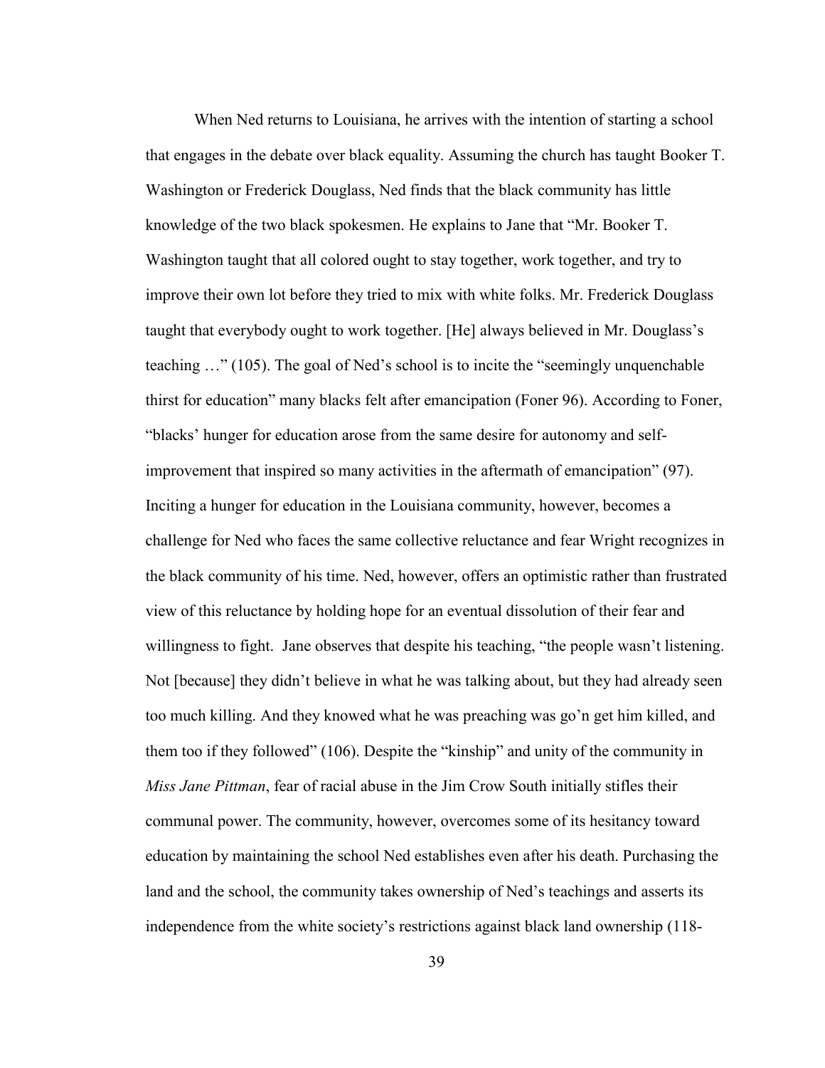When Ned returns to Louisiana, he arrives with the intention of starting a school that engages in the debate over black equality. Assuming the church has taught Booker T. Washington or Frederick Douglass, Ned finds that the black community has little knowledge of the two black spokesmen. He explains to Jane that "Mr. Booker T. Washington taught that all colored ought to stay together, work together, and try to improve their own lot before they tried to mix with white folks. Mr. Frederick Douglass taught that everybody ought to work together. [He] always believed in Mr. Douglass's teaching …" (105). The goal of Ned's school is to incite the "seemingly unquenchable thirst for education" many blacks felt after emancipation (Foner 96). According to Foner, "blacks' hunger for education arose from the same desire for autonomy and self-improvement that inspired so many activities in the aftermath of emancipation" (97). Inciting a hunger for education in the Louisiana community, however, becomes a challenge for Ned who faces the same collective reluctance and fear Wright recognizes in the black community of his time. Ned, however, offers an optimistic rather than frustrated view of this reluctance by holding hope for an eventual dissolution of their fear and willingness to fight. Jane observes that despite his teaching, "the people wasn't listening. Not [because] they didn't believe in what he was talking about, but they had already seen too much killing. And they knowed what he was preaching was go'n get him killed, and them too if they followed" (106). Despite the "kinship" and unity of the community in *Miss Jane Pittman*, fear of racial abuse in the Jim Crow South initially stifles their communal power. The community, however, overcomes some of its hesitancy toward education by maintaining the school Ned establishes even after his death. Purchasing the land and the school, the community takes ownership of Ned's teachings and asserts its independence from the white society's restrictions against black land ownership (118-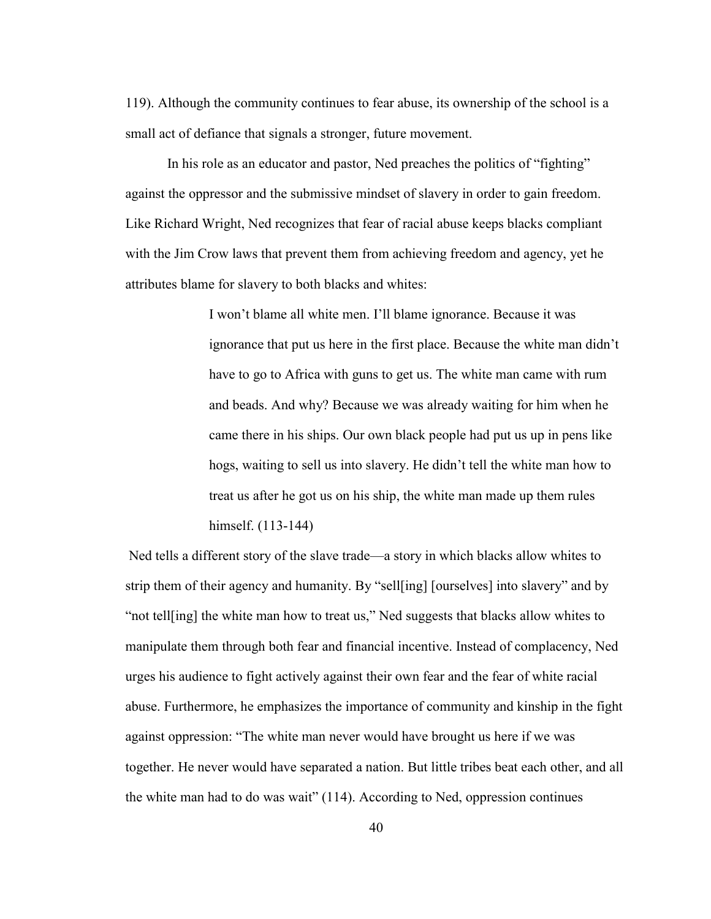119). Although the community continues to fear abuse, its ownership of the school is a small act of defiance that signals a stronger, future movement.

In his role as an educator and pastor, Ned preaches the politics of "fighting" against the oppressor and the submissive mindset of slavery in order to gain freedom. Like Richard Wright, Ned recognizes that fear of racial abuse keeps blacks compliant with the Jim Crow laws that prevent them from achieving freedom and agency, yet he attributes blame for slavery to both blacks and whites:

> I won't blame all white men. I'll blame ignorance. Because it was ignorance that put us here in the first place. Because the white man didn't have to go to Africa with guns to get us. The white man came with rum and beads. And why? Because we was already waiting for him when he came there in his ships. Our own black people had put us up in pens like hogs, waiting to sell us into slavery. He didn't tell the white man how to treat us after he got us on his ship, the white man made up them rules himself. (113-144)

Ned tells a different story of the slave trade—a story in which blacks allow whites to strip them of their agency and humanity. By "sell[ing] [ourselves] into slavery" and by "not tell[ing] the white man how to treat us," Ned suggests that blacks allow whites to manipulate them through both fear and financial incentive. Instead of complacency, Ned urges his audience to fight actively against their own fear and the fear of white racial abuse. Furthermore, he emphasizes the importance of community and kinship in the fight against oppression: "The white man never would have brought us here if we was together. He never would have separated a nation. But little tribes beat each other, and all the white man had to do was wait" (114). According to Ned, oppression continues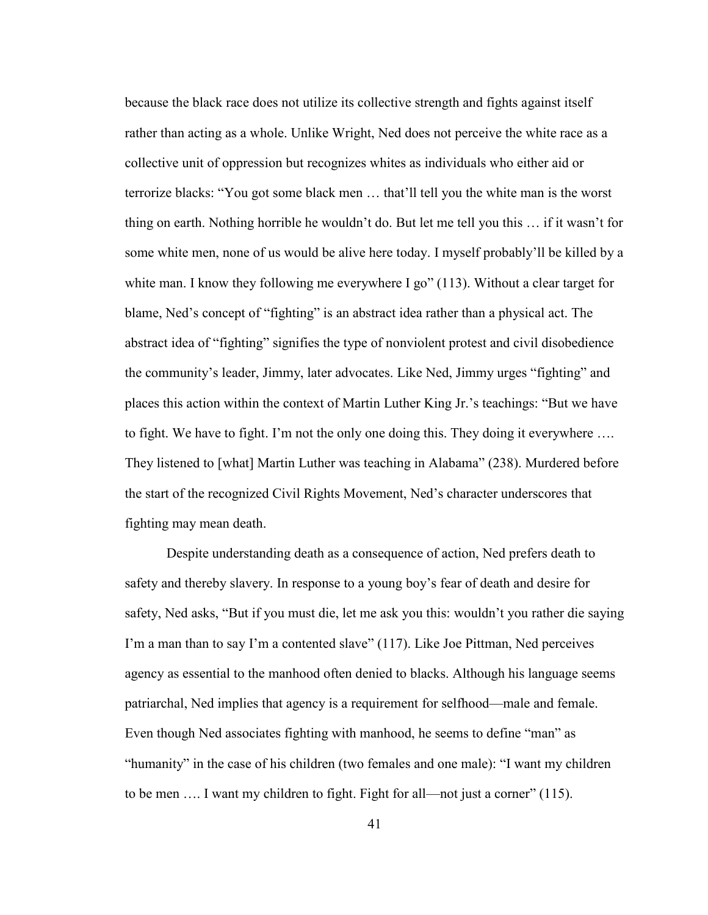because the black race does not utilize its collective strength and fights against itself rather than acting as a whole. Unlike Wright, Ned does not perceive the white race as a collective unit of oppression but recognizes whites as individuals who either aid or terrorize blacks: "You got some black men … that'll tell you the white man is the worst thing on earth. Nothing horrible he wouldn't do. But let me tell you this … if it wasn't for some white men, none of us would be alive here today. I myself probably'll be killed by a white man. I know they following me everywhere I go" (113). Without a clear target for blame, Ned's concept of "fighting" is an abstract idea rather than a physical act. The abstract idea of "fighting" signifies the type of nonviolent protest and civil disobedience the community's leader, Jimmy, later advocates. Like Ned, Jimmy urges "fighting" and places this action within the context of Martin Luther King Jr.'s teachings: "But we have to fight. We have to fight. I'm not the only one doing this. They doing it everywhere …. They listened to [what] Martin Luther was teaching in Alabama" (238). Murdered before the start of the recognized Civil Rights Movement, Ned's character underscores that fighting may mean death.

Despite understanding death as a consequence of action, Ned prefers death to safety and thereby slavery. In response to a young boy's fear of death and desire for safety, Ned asks, "But if you must die, let me ask you this: wouldn't you rather die saying I'm a man than to say I'm a contented slave" (117). Like Joe Pittman, Ned perceives agency as essential to the manhood often denied to blacks. Although his language seems patriarchal, Ned implies that agency is a requirement for selfhood—male and female. Even though Ned associates fighting with manhood, he seems to define "man" as "humanity" in the case of his children (two females and one male): "I want my children to be men …. I want my children to fight. Fight for all—not just a corner" (115).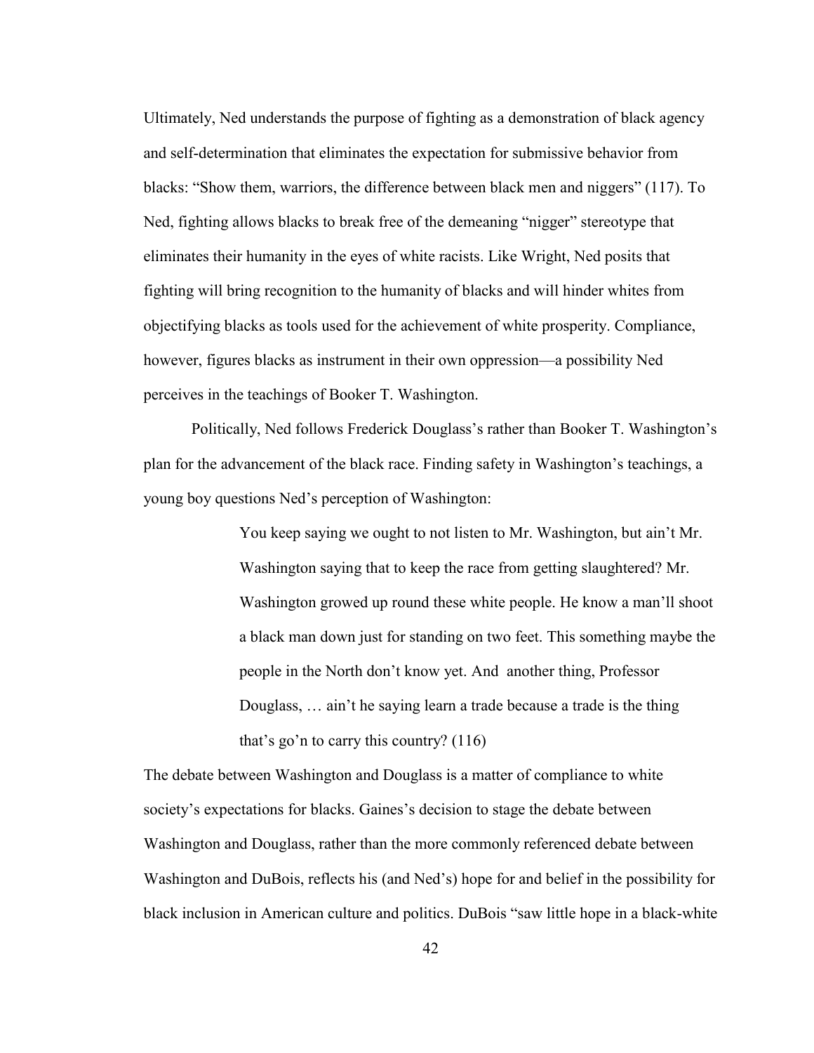Ultimately, Ned understands the purpose of fighting as a demonstration of black agency and self-determination that eliminates the expectation for submissive behavior from blacks: "Show them, warriors, the difference between black men and niggers" (117). To Ned, fighting allows blacks to break free of the demeaning "nigger" stereotype that eliminates their humanity in the eyes of white racists. Like Wright, Ned posits that fighting will bring recognition to the humanity of blacks and will hinder whites from objectifying blacks as tools used for the achievement of white prosperity. Compliance, however, figures blacks as instrument in their own oppression—a possibility Ned perceives in the teachings of Booker T. Washington.

Politically, Ned follows Frederick Douglass's rather than Booker T. Washington's plan for the advancement of the black race. Finding safety in Washington's teachings, a young boy questions Ned's perception of Washington:

> You keep saying we ought to not listen to Mr. Washington, but ain't Mr. Washington saying that to keep the race from getting slaughtered? Mr. Washington growed up round these white people. He know a man'll shoot a black man down just for standing on two feet. This something maybe the people in the North don't know yet. And another thing, Professor Douglass, … ain't he saying learn a trade because a trade is the thing that's go'n to carry this country? (116)

The debate between Washington and Douglass is a matter of compliance to white society's expectations for blacks. Gaines's decision to stage the debate between Washington and Douglass, rather than the more commonly referenced debate between Washington and DuBois, reflects his (and Ned's) hope for and belief in the possibility for black inclusion in American culture and politics. DuBois "saw little hope in a black-white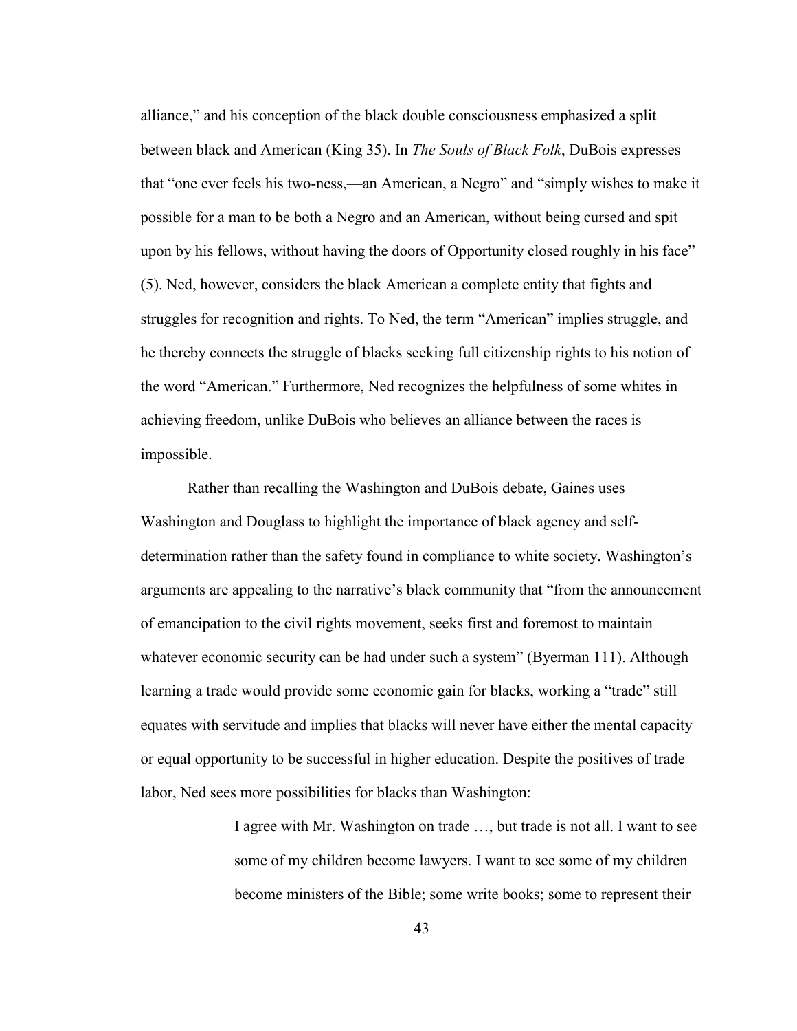alliance," and his conception of the black double consciousness emphasized a split between black and American (King 35). In *The Souls of Black Folk*, DuBois expresses that "one ever feels his two-ness,—an American, a Negro" and "simply wishes to make it possible for a man to be both a Negro and an American, without being cursed and spit upon by his fellows, without having the doors of Opportunity closed roughly in his face" (5). Ned, however, considers the black American a complete entity that fights and struggles for recognition and rights. To Ned, the term "American" implies struggle, and he thereby connects the struggle of blacks seeking full citizenship rights to his notion of the word "American." Furthermore, Ned recognizes the helpfulness of some whites in achieving freedom, unlike DuBois who believes an alliance between the races is impossible.

Rather than recalling the Washington and DuBois debate, Gaines uses Washington and Douglass to highlight the importance of black agency and self-determination rather than the safety found in compliance to white society. Washington's arguments are appealing to the narrative's black community that "from the announcement of emancipation to the civil rights movement, seeks first and foremost to maintain whatever economic security can be had under such a system" (Byerman 111). Although learning a trade would provide some economic gain for blacks, working a "trade" still equates with servitude and implies that blacks will never have either the mental capacity or equal opportunity to be successful in higher education. Despite the positives of trade labor, Ned sees more possibilities for blacks than Washington:

> I agree with Mr. Washington on trade …, but trade is not all. I want to see some of my children become lawyers. I want to see some of my children become ministers of the Bible; some write books; some to represent their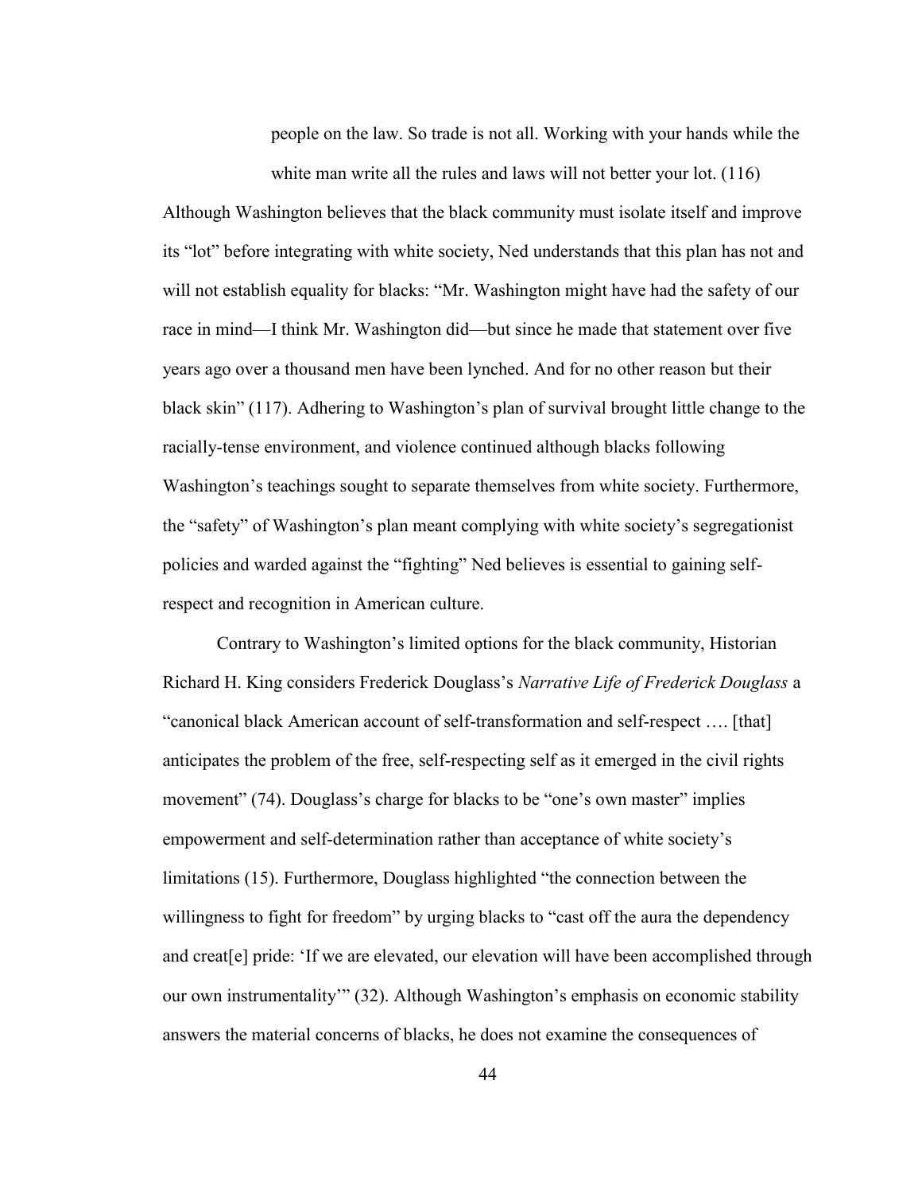> people on the law. So trade is not all. Working with your hands while the white man write all the rules and laws will not better your lot. (116)

Although Washington believes that the black community must isolate itself and improve its "lot" before integrating with white society, Ned understands that this plan has not and will not establish equality for blacks: "Mr. Washington might have had the safety of our race in mind—I think Mr. Washington did—but since he made that statement over five years ago over a thousand men have been lynched. And for no other reason but their black skin" (117). Adhering to Washington's plan of survival brought little change to the racially-tense environment, and violence continued although blacks following Washington's teachings sought to separate themselves from white society. Furthermore, the "safety" of Washington's plan meant complying with white society's segregationist policies and warded against the "fighting" Ned believes is essential to gaining self-respect and recognition in American culture.

Contrary to Washington's limited options for the black community, Historian Richard H. King considers Frederick Douglass's *Narrative Life of Frederick Douglass* a "canonical black American account of self-transformation and self-respect …. [that] anticipates the problem of the free, self-respecting self as it emerged in the civil rights movement" (74). Douglass's charge for blacks to be "one's own master" implies empowerment and self-determination rather than acceptance of white society's limitations (15). Furthermore, Douglass highlighted "the connection between the willingness to fight for freedom" by urging blacks to "cast off the aura the dependency and creat[e] pride: 'If we are elevated, our elevation will have been accomplished through our own instrumentality'" (32). Although Washington's emphasis on economic stability answers the material concerns of blacks, he does not examine the consequences of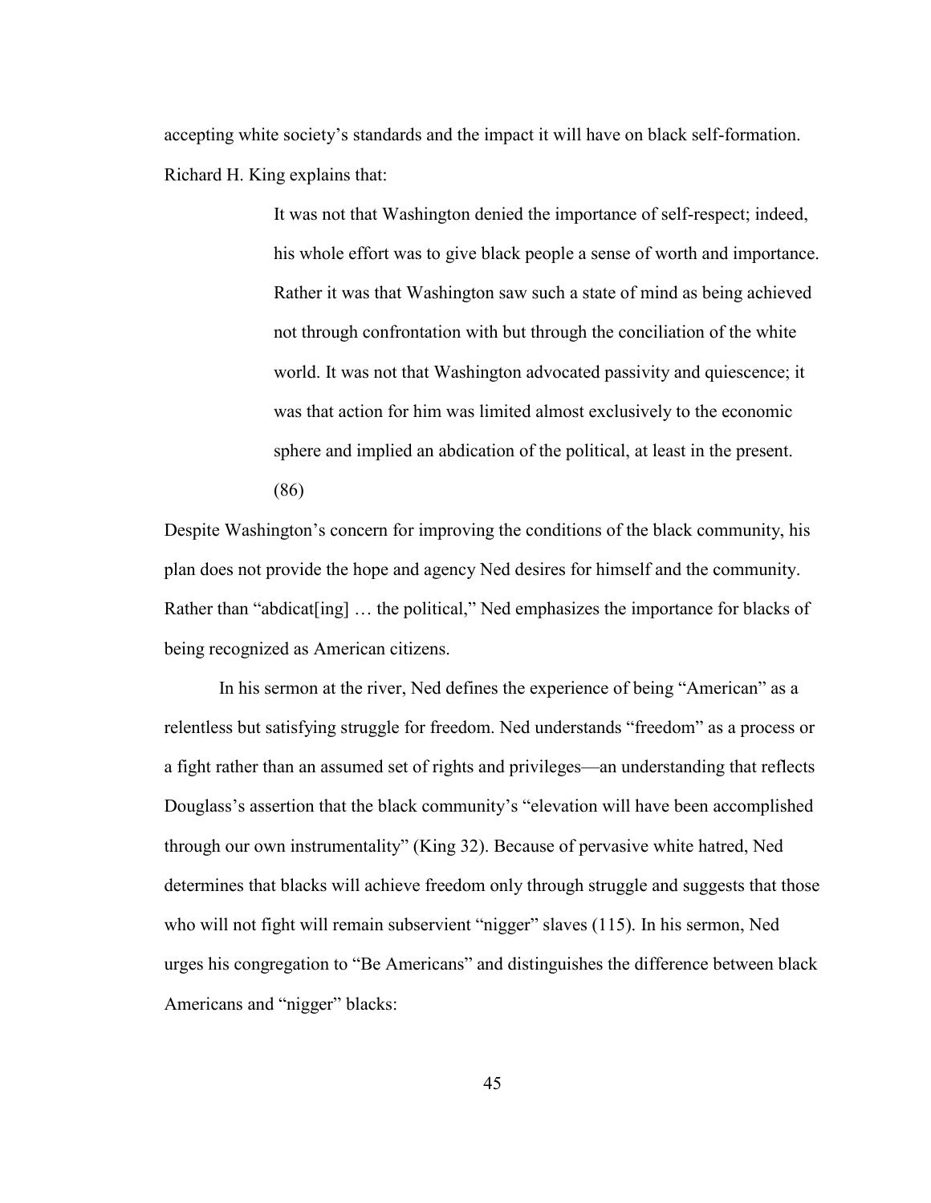accepting white society's standards and the impact it will have on black self-formation. Richard H. King explains that:

> It was not that Washington denied the importance of self-respect; indeed, his whole effort was to give black people a sense of worth and importance. Rather it was that Washington saw such a state of mind as being achieved not through confrontation with but through the conciliation of the white world. It was not that Washington advocated passivity and quiescence; it was that action for him was limited almost exclusively to the economic sphere and implied an abdication of the political, at least in the present. (86)

Despite Washington's concern for improving the conditions of the black community, his plan does not provide the hope and agency Ned desires for himself and the community. Rather than "abdicat[ing] … the political," Ned emphasizes the importance for blacks of being recognized as American citizens.

In his sermon at the river, Ned defines the experience of being "American" as a relentless but satisfying struggle for freedom. Ned understands "freedom" as a process or a fight rather than an assumed set of rights and privileges—an understanding that reflects Douglass's assertion that the black community's "elevation will have been accomplished through our own instrumentality" (King 32). Because of pervasive white hatred, Ned determines that blacks will achieve freedom only through struggle and suggests that those who will not fight will remain subservient "nigger" slaves (115). In his sermon, Ned urges his congregation to "Be Americans" and distinguishes the difference between black Americans and "nigger" blacks: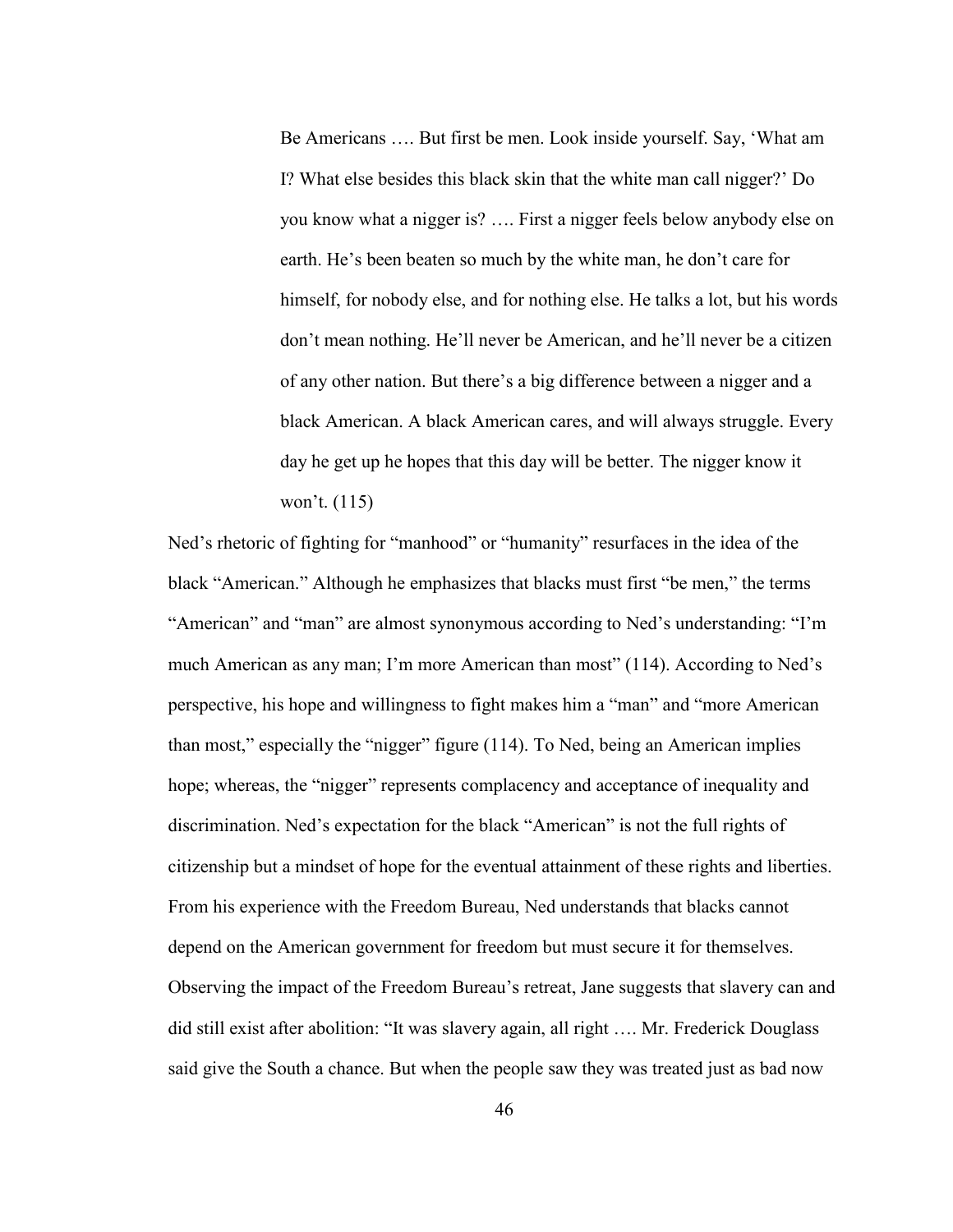> Be Americans …. But first be men. Look inside yourself. Say, 'What am I? What else besides this black skin that the white man call nigger?' Do you know what a nigger is? …. First a nigger feels below anybody else on earth. He's been beaten so much by the white man, he don't care for himself, for nobody else, and for nothing else. He talks a lot, but his words don't mean nothing. He'll never be American, and he'll never be a citizen of any other nation. But there's a big difference between a nigger and a black American. A black American cares, and will always struggle. Every day he get up he hopes that this day will be better. The nigger know it won't. (115)

Ned's rhetoric of fighting for "manhood" or "humanity" resurfaces in the idea of the black "American." Although he emphasizes that blacks must first "be men," the terms "American" and "man" are almost synonymous according to Ned's understanding: "I'm much American as any man; I'm more American than most" (114). According to Ned's perspective, his hope and willingness to fight makes him a "man" and "more American than most," especially the "nigger" figure (114). To Ned, being an American implies hope; whereas, the "nigger" represents complacency and acceptance of inequality and discrimination. Ned's expectation for the black "American" is not the full rights of citizenship but a mindset of hope for the eventual attainment of these rights and liberties. From his experience with the Freedom Bureau, Ned understands that blacks cannot depend on the American government for freedom but must secure it for themselves. Observing the impact of the Freedom Bureau's retreat, Jane suggests that slavery can and did still exist after abolition: "It was slavery again, all right …. Mr. Frederick Douglass said give the South a chance. But when the people saw they was treated just as bad now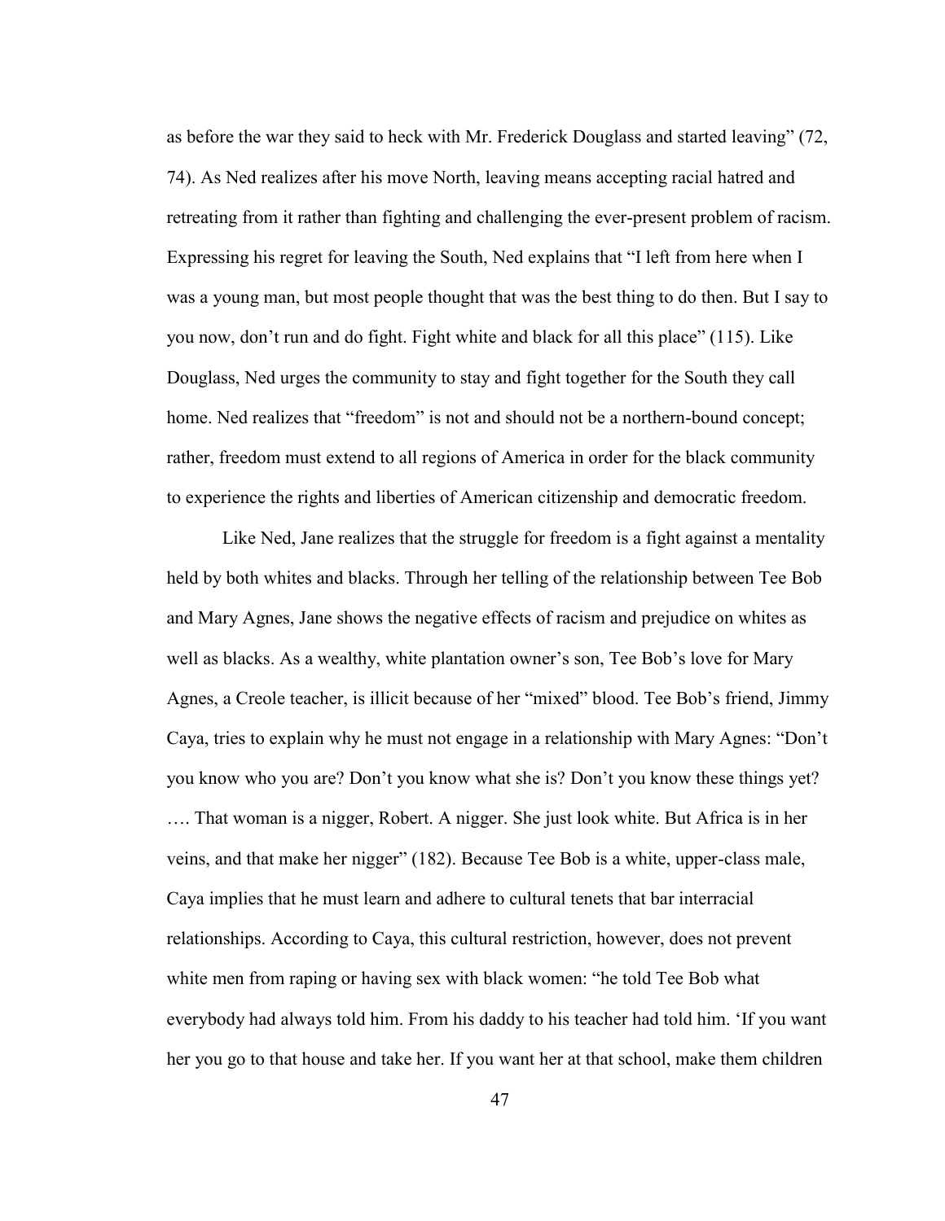as before the war they said to heck with Mr. Frederick Douglass and started leaving" (72, 74). As Ned realizes after his move North, leaving means accepting racial hatred and retreating from it rather than fighting and challenging the ever-present problem of racism. Expressing his regret for leaving the South, Ned explains that "I left from here when I was a young man, but most people thought that was the best thing to do then. But I say to you now, don't run and do fight. Fight white and black for all this place" (115). Like Douglass, Ned urges the community to stay and fight together for the South they call home. Ned realizes that "freedom" is not and should not be a northern-bound concept; rather, freedom must extend to all regions of America in order for the black community to experience the rights and liberties of American citizenship and democratic freedom.

Like Ned, Jane realizes that the struggle for freedom is a fight against a mentality held by both whites and blacks. Through her telling of the relationship between Tee Bob and Mary Agnes, Jane shows the negative effects of racism and prejudice on whites as well as blacks. As a wealthy, white plantation owner's son, Tee Bob's love for Mary Agnes, a Creole teacher, is illicit because of her "mixed" blood. Tee Bob's friend, Jimmy Caya, tries to explain why he must not engage in a relationship with Mary Agnes: "Don't you know who you are? Don't you know what she is? Don't you know these things yet? …. That woman is a nigger, Robert. A nigger. She just look white. But Africa is in her veins, and that make her nigger" (182). Because Tee Bob is a white, upper-class male, Caya implies that he must learn and adhere to cultural tenets that bar interracial relationships. According to Caya, this cultural restriction, however, does not prevent white men from raping or having sex with black women: "he told Tee Bob what everybody had always told him. From his daddy to his teacher had told him. 'If you want her you go to that house and take her. If you want her at that school, make them children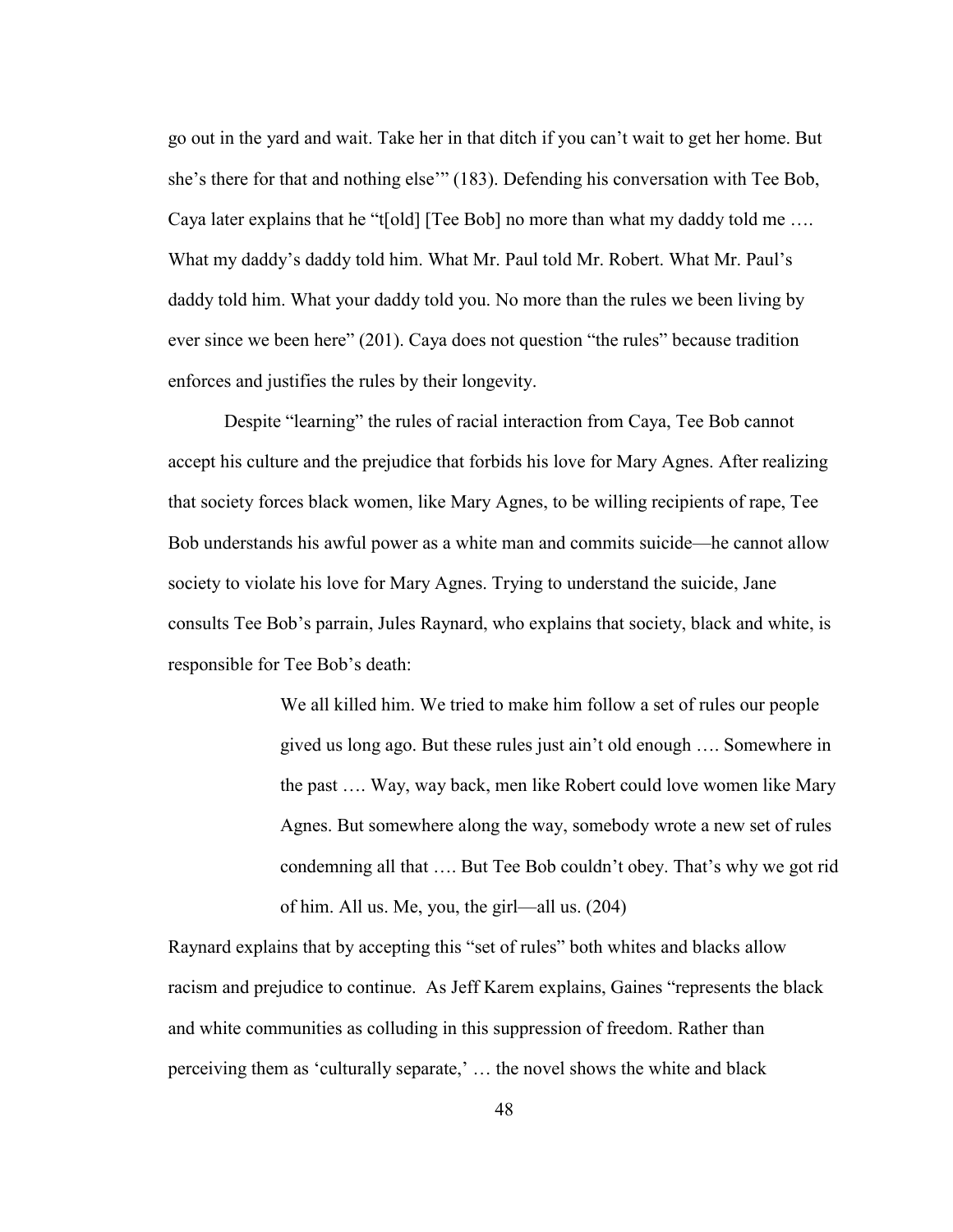go out in the yard and wait. Take her in that ditch if you can't wait to get her home. But she's there for that and nothing else'" (183). Defending his conversation with Tee Bob, Caya later explains that he "t[old] [Tee Bob] no more than what my daddy told me …. What my daddy's daddy told him. What Mr. Paul told Mr. Robert. What Mr. Paul's daddy told him. What your daddy told you. No more than the rules we been living by ever since we been here" (201). Caya does not question "the rules" because tradition enforces and justifies the rules by their longevity.

Despite "learning" the rules of racial interaction from Caya, Tee Bob cannot accept his culture and the prejudice that forbids his love for Mary Agnes. After realizing that society forces black women, like Mary Agnes, to be willing recipients of rape, Tee Bob understands his awful power as a white man and commits suicide—he cannot allow society to violate his love for Mary Agnes. Trying to understand the suicide, Jane consults Tee Bob's parrain, Jules Raynard, who explains that society, black and white, is responsible for Tee Bob's death:

> We all killed him. We tried to make him follow a set of rules our people gived us long ago. But these rules just ain't old enough …. Somewhere in the past …. Way, way back, men like Robert could love women like Mary Agnes. But somewhere along the way, somebody wrote a new set of rules condemning all that …. But Tee Bob couldn't obey. That's why we got rid of him. All us. Me, you, the girl—all us. (204)

Raynard explains that by accepting this "set of rules" both whites and blacks allow racism and prejudice to continue. As Jeff Karem explains, Gaines "represents the black and white communities as colluding in this suppression of freedom. Rather than perceiving them as 'culturally separate,' … the novel shows the white and black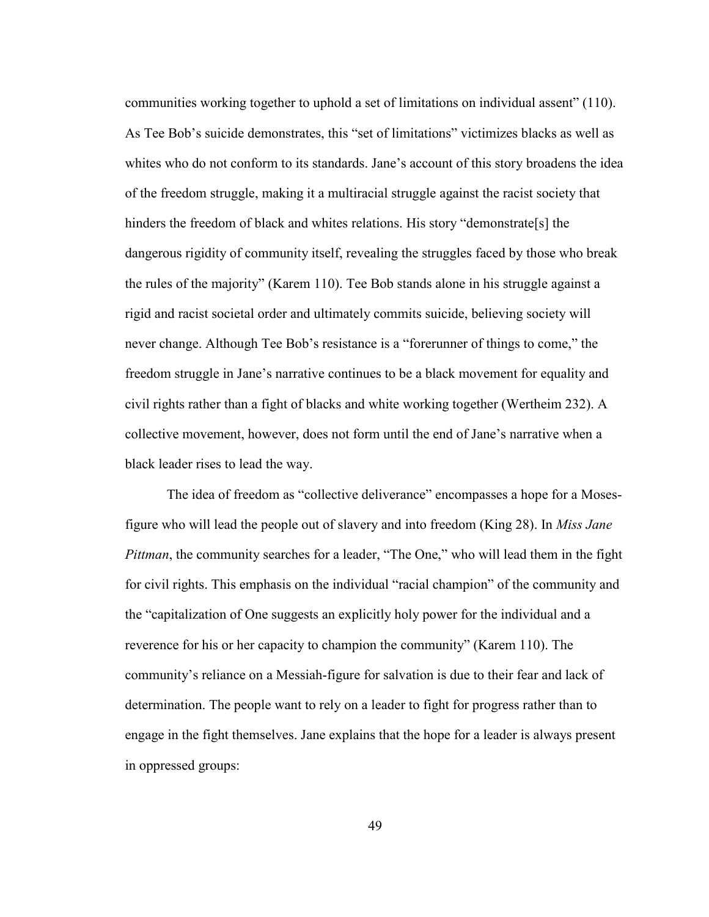communities working together to uphold a set of limitations on individual assent" (110). As Tee Bob's suicide demonstrates, this "set of limitations" victimizes blacks as well as whites who do not conform to its standards. Jane's account of this story broadens the idea of the freedom struggle, making it a multiracial struggle against the racist society that hinders the freedom of black and whites relations. His story "demonstrate[s] the dangerous rigidity of community itself, revealing the struggles faced by those who break the rules of the majority" (Karem 110). Tee Bob stands alone in his struggle against a rigid and racist societal order and ultimately commits suicide, believing society will never change. Although Tee Bob's resistance is a "forerunner of things to come," the freedom struggle in Jane's narrative continues to be a black movement for equality and civil rights rather than a fight of blacks and white working together (Wertheim 232). A collective movement, however, does not form until the end of Jane's narrative when a black leader rises to lead the way.

The idea of freedom as "collective deliverance" encompasses a hope for a Moses-figure who will lead the people out of slavery and into freedom (King 28). In *Miss Jane Pittman*, the community searches for a leader, "The One," who will lead them in the fight for civil rights. This emphasis on the individual "racial champion" of the community and the "capitalization of One suggests an explicitly holy power for the individual and a reverence for his or her capacity to champion the community" (Karem 110). The community's reliance on a Messiah-figure for salvation is due to their fear and lack of determination. The people want to rely on a leader to fight for progress rather than to engage in the fight themselves. Jane explains that the hope for a leader is always present in oppressed groups: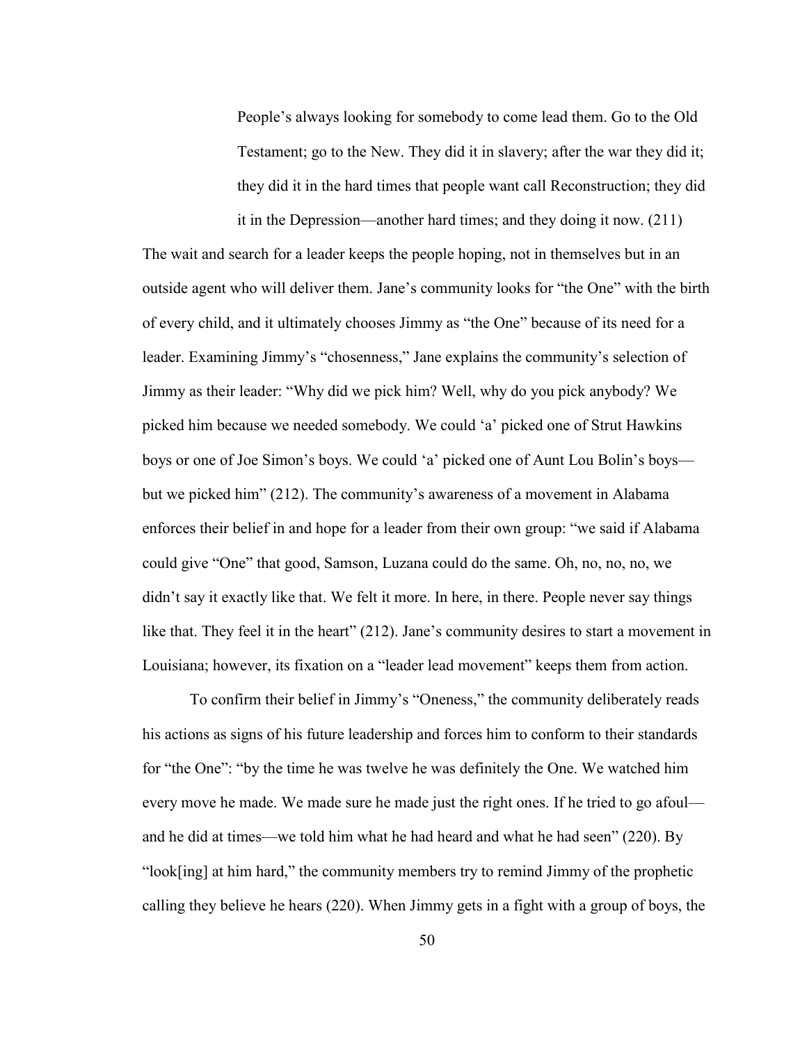> People's always looking for somebody to come lead them. Go to the Old Testament; go to the New. They did it in slavery; after the war they did it; they did it in the hard times that people want call Reconstruction; they did it in the Depression—another hard times; and they doing it now. (211)

The wait and search for a leader keeps the people hoping, not in themselves but in an outside agent who will deliver them. Jane's community looks for "the One" with the birth of every child, and it ultimately chooses Jimmy as "the One" because of its need for a leader. Examining Jimmy's "chosenness," Jane explains the community's selection of Jimmy as their leader: "Why did we pick him? Well, why do you pick anybody? We picked him because we needed somebody. We could 'a' picked one of Strut Hawkins boys or one of Joe Simon's boys. We could 'a' picked one of Aunt Lou Bolin's boys—but we picked him" (212). The community's awareness of a movement in Alabama enforces their belief in and hope for a leader from their own group: "we said if Alabama could give "One" that good, Samson, Luzana could do the same. Oh, no, no, no, we didn't say it exactly like that. We felt it more. In here, in there. People never say things like that. They feel it in the heart" (212). Jane's community desires to start a movement in Louisiana; however, its fixation on a "leader lead movement" keeps them from action.

To confirm their belief in Jimmy's "Oneness," the community deliberately reads his actions as signs of his future leadership and forces him to conform to their standards for "the One": "by the time he was twelve he was definitely the One. We watched him every move he made. We made sure he made just the right ones. If he tried to go afoul—and he did at times—we told him what he had heard and what he had seen" (220). By "look[ing] at him hard," the community members try to remind Jimmy of the prophetic calling they believe he hears (220). When Jimmy gets in a fight with a group of boys, the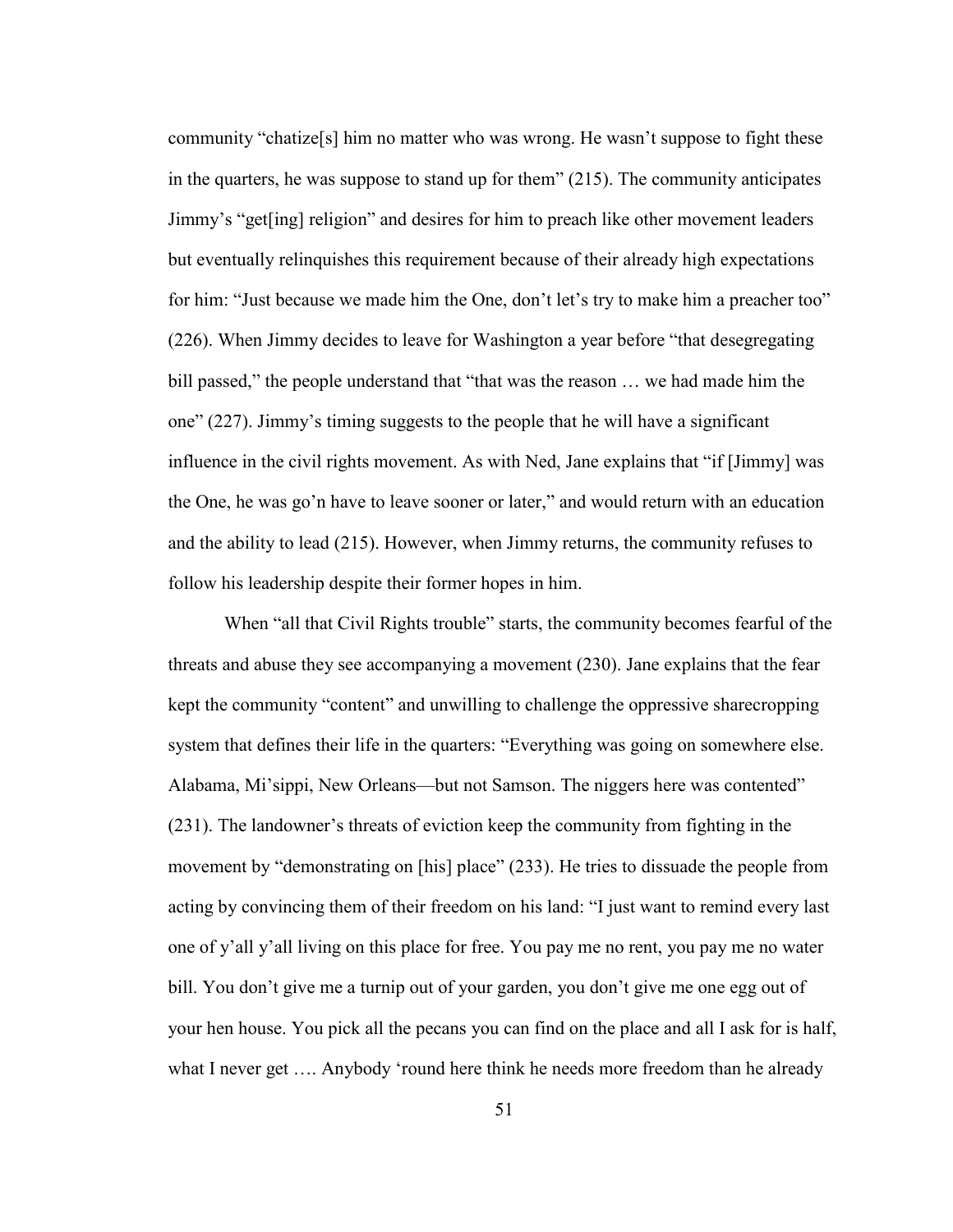community "chatize[s] him no matter who was wrong. He wasn't suppose to fight these in the quarters, he was suppose to stand up for them" (215). The community anticipates Jimmy's "get[ing] religion" and desires for him to preach like other movement leaders but eventually relinquishes this requirement because of their already high expectations for him: "Just because we made him the One, don't let's try to make him a preacher too" (226). When Jimmy decides to leave for Washington a year before "that desegregating bill passed," the people understand that "that was the reason … we had made him the one" (227). Jimmy's timing suggests to the people that he will have a significant influence in the civil rights movement. As with Ned, Jane explains that "if [Jimmy] was the One, he was go'n have to leave sooner or later," and would return with an education and the ability to lead (215). However, when Jimmy returns, the community refuses to follow his leadership despite their former hopes in him.

When "all that Civil Rights trouble" starts, the community becomes fearful of the threats and abuse they see accompanying a movement (230). Jane explains that the fear kept the community "content" and unwilling to challenge the oppressive sharecropping system that defines their life in the quarters: "Everything was going on somewhere else. Alabama, Mi'sippi, New Orleans—but not Samson. The niggers here was contented" (231). The landowner's threats of eviction keep the community from fighting in the movement by "demonstrating on [his] place" (233). He tries to dissuade the people from acting by convincing them of their freedom on his land: "I just want to remind every last one of y'all y'all living on this place for free. You pay me no rent, you pay me no water bill. You don't give me a turnip out of your garden, you don't give me one egg out of your hen house. You pick all the pecans you can find on the place and all I ask for is half, what I never get …. Anybody 'round here think he needs more freedom than he already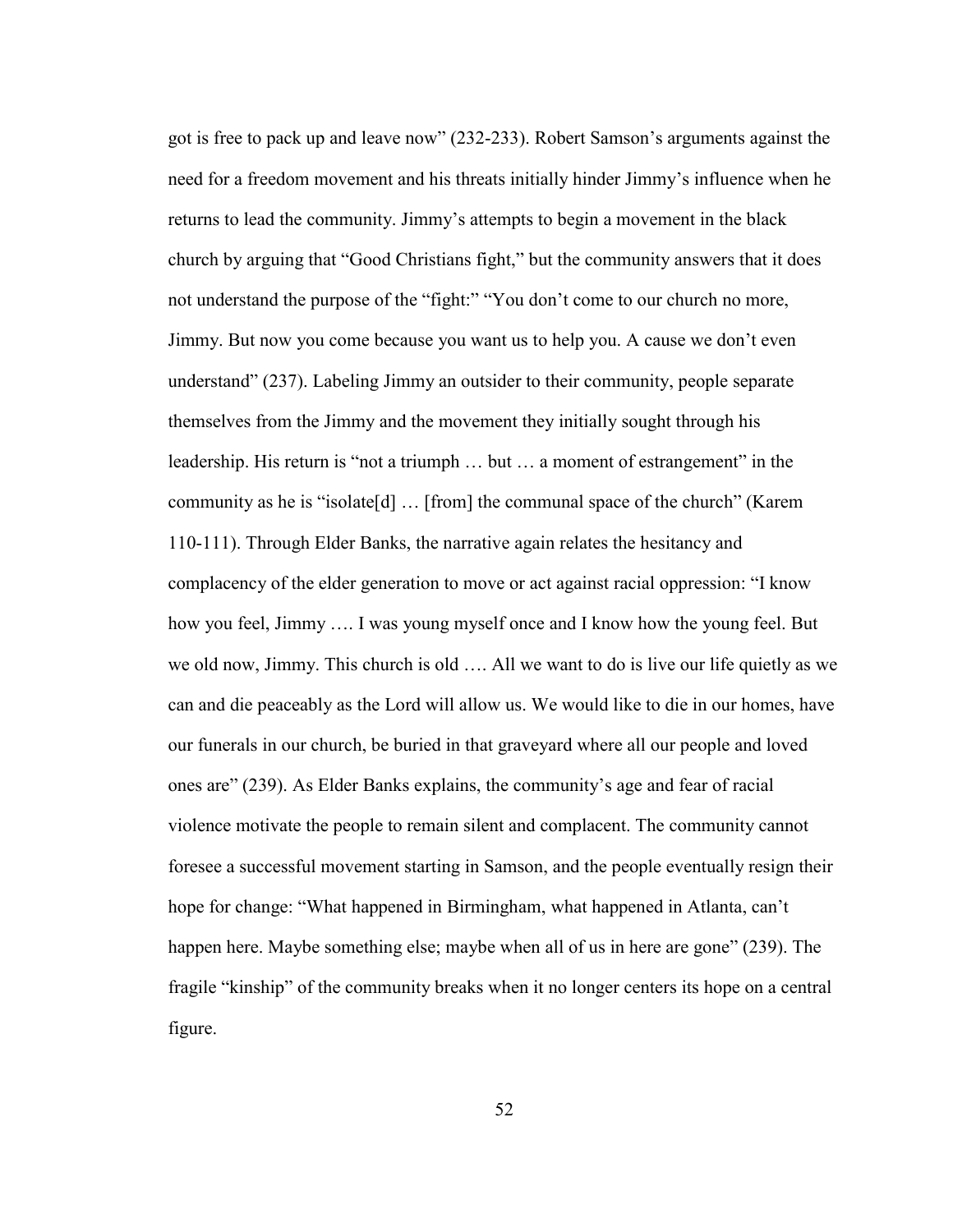got is free to pack up and leave now" (232-233). Robert Samson's arguments against the need for a freedom movement and his threats initially hinder Jimmy's influence when he returns to lead the community. Jimmy's attempts to begin a movement in the black church by arguing that "Good Christians fight," but the community answers that it does not understand the purpose of the "fight:" "You don't come to our church no more, Jimmy. But now you come because you want us to help you. A cause we don't even understand" (237). Labeling Jimmy an outsider to their community, people separate themselves from the Jimmy and the movement they initially sought through his leadership. His return is "not a triumph … but … a moment of estrangement" in the community as he is "isolate[d] … [from] the communal space of the church" (Karem 110-111). Through Elder Banks, the narrative again relates the hesitancy and complacency of the elder generation to move or act against racial oppression: "I know how you feel, Jimmy …. I was young myself once and I know how the young feel. But we old now, Jimmy. This church is old …. All we want to do is live our life quietly as we can and die peaceably as the Lord will allow us. We would like to die in our homes, have our funerals in our church, be buried in that graveyard where all our people and loved ones are" (239). As Elder Banks explains, the community's age and fear of racial violence motivate the people to remain silent and complacent. The community cannot foresee a successful movement starting in Samson, and the people eventually resign their hope for change: "What happened in Birmingham, what happened in Atlanta, can't happen here. Maybe something else; maybe when all of us in here are gone" (239). The fragile "kinship" of the community breaks when it no longer centers its hope on a central figure.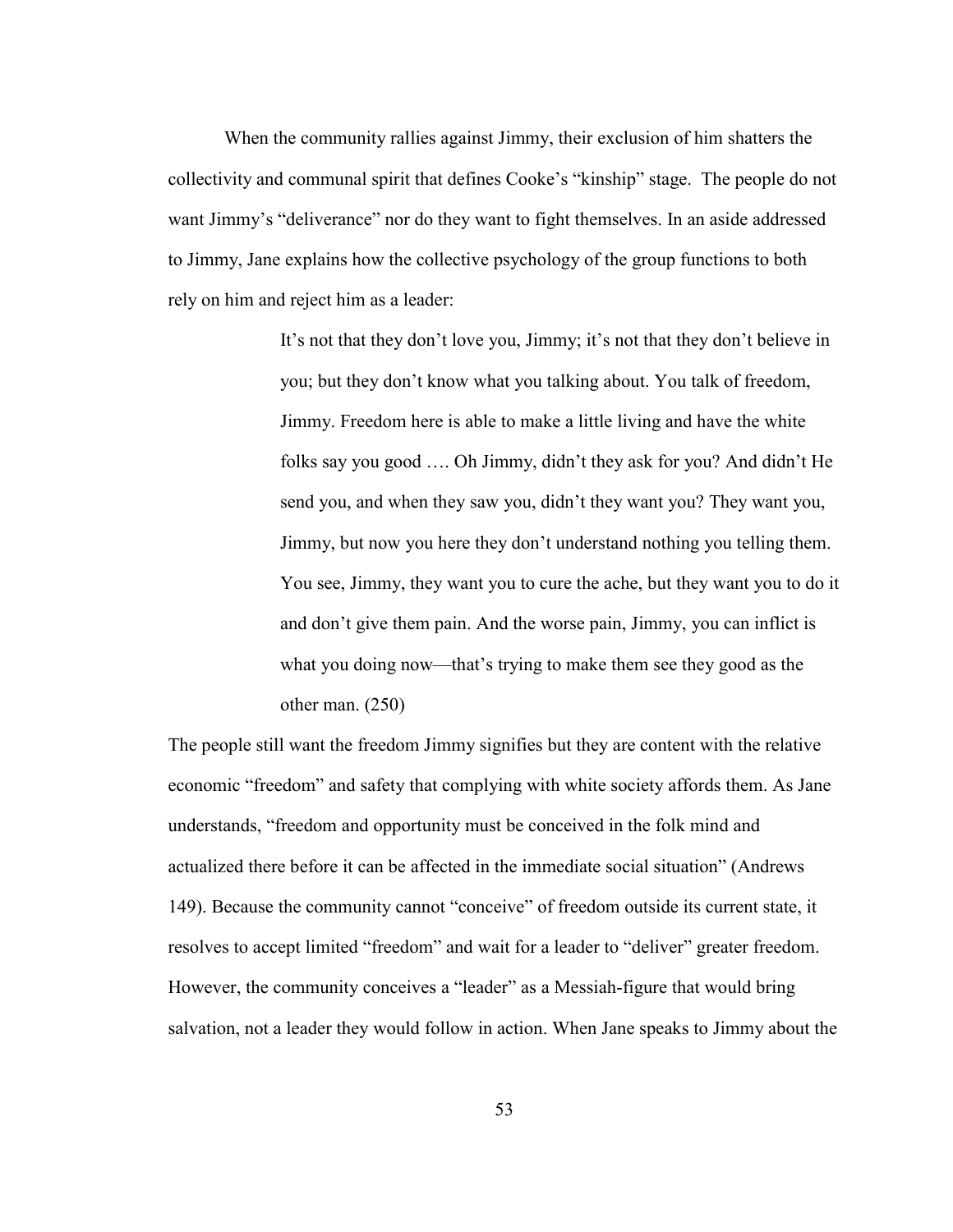When the community rallies against Jimmy, their exclusion of him shatters the collectivity and communal spirit that defines Cooke's "kinship" stage. The people do not want Jimmy's "deliverance" nor do they want to fight themselves. In an aside addressed to Jimmy, Jane explains how the collective psychology of the group functions to both rely on him and reject him as a leader:

> It's not that they don't love you, Jimmy; it's not that they don't believe in you; but they don't know what you talking about. You talk of freedom, Jimmy. Freedom here is able to make a little living and have the white folks say you good …. Oh Jimmy, didn't they ask for you? And didn't He send you, and when they saw you, didn't they want you? They want you, Jimmy, but now you here they don't understand nothing you telling them. You see, Jimmy, they want you to cure the ache, but they want you to do it and don't give them pain. And the worse pain, Jimmy, you can inflict is what you doing now—that's trying to make them see they good as the other man. (250)

The people still want the freedom Jimmy signifies but they are content with the relative economic "freedom" and safety that complying with white society affords them. As Jane understands, "freedom and opportunity must be conceived in the folk mind and actualized there before it can be affected in the immediate social situation" (Andrews 149). Because the community cannot "conceive" of freedom outside its current state, it resolves to accept limited "freedom" and wait for a leader to "deliver" greater freedom. However, the community conceives a "leader" as a Messiah-figure that would bring salvation, not a leader they would follow in action. When Jane speaks to Jimmy about the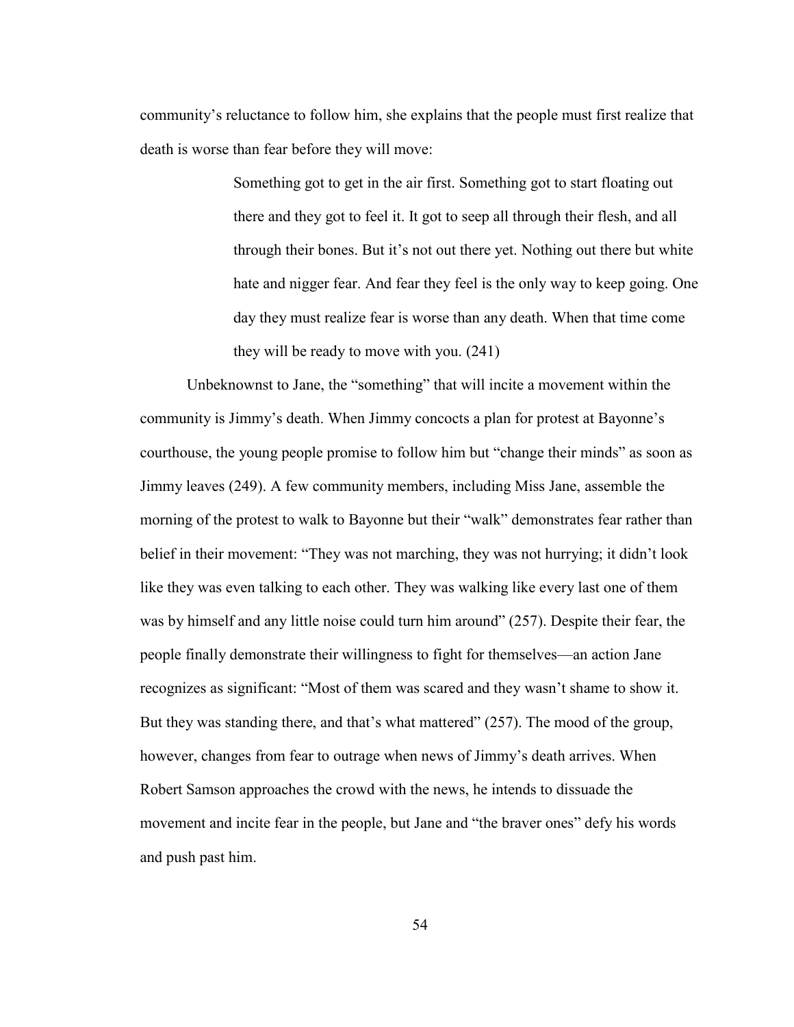community's reluctance to follow him, she explains that the people must first realize that death is worse than fear before they will move:

> Something got to get in the air first. Something got to start floating out there and they got to feel it. It got to seep all through their flesh, and all through their bones. But it's not out there yet. Nothing out there but white hate and nigger fear. And fear they feel is the only way to keep going. One day they must realize fear is worse than any death. When that time come they will be ready to move with you. (241)

Unbeknownst to Jane, the "something" that will incite a movement within the community is Jimmy's death. When Jimmy concocts a plan for protest at Bayonne's courthouse, the young people promise to follow him but "change their minds" as soon as Jimmy leaves (249). A few community members, including Miss Jane, assemble the morning of the protest to walk to Bayonne but their "walk" demonstrates fear rather than belief in their movement: "They was not marching, they was not hurrying; it didn't look like they was even talking to each other. They was walking like every last one of them was by himself and any little noise could turn him around" (257). Despite their fear, the people finally demonstrate their willingness to fight for themselves—an action Jane recognizes as significant: "Most of them was scared and they wasn't shame to show it. But they was standing there, and that's what mattered" (257). The mood of the group, however, changes from fear to outrage when news of Jimmy's death arrives. When Robert Samson approaches the crowd with the news, he intends to dissuade the movement and incite fear in the people, but Jane and "the braver ones" defy his words and push past him.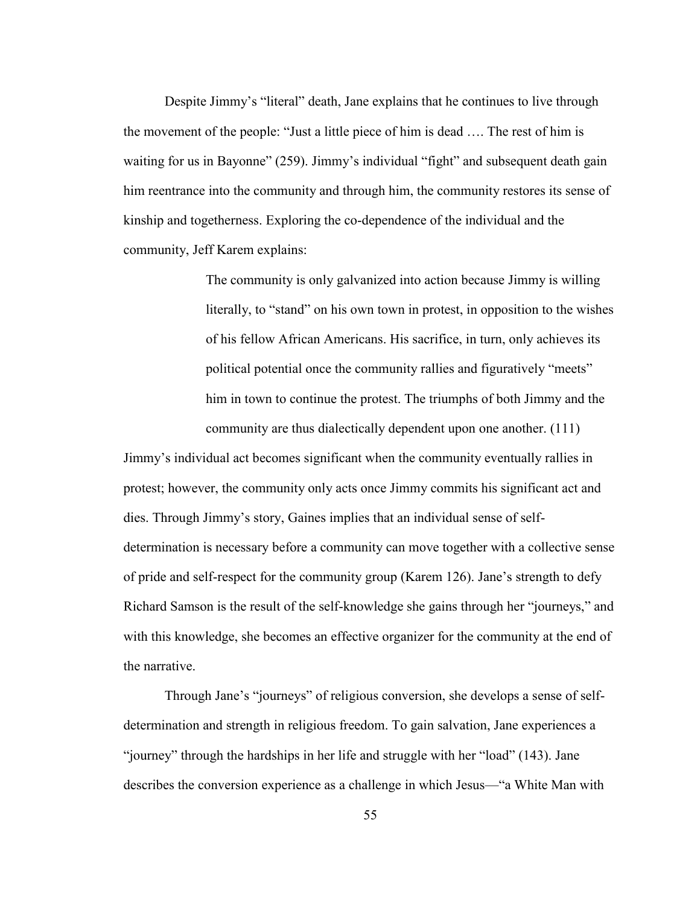Despite Jimmy's "literal" death, Jane explains that he continues to live through the movement of the people: "Just a little piece of him is dead …. The rest of him is waiting for us in Bayonne" (259). Jimmy's individual "fight" and subsequent death gain him reentrance into the community and through him, the community restores its sense of kinship and togetherness. Exploring the co-dependence of the individual and the community, Jeff Karem explains:

> The community is only galvanized into action because Jimmy is willing literally, to "stand" on his own town in protest, in opposition to the wishes of his fellow African Americans. His sacrifice, in turn, only achieves its political potential once the community rallies and figuratively "meets" him in town to continue the protest. The triumphs of both Jimmy and the community are thus dialectically dependent upon one another. (111)

Jimmy's individual act becomes significant when the community eventually rallies in protest; however, the community only acts once Jimmy commits his significant act and dies. Through Jimmy's story, Gaines implies that an individual sense of self-determination is necessary before a community can move together with a collective sense of pride and self-respect for the community group (Karem 126). Jane's strength to defy Richard Samson is the result of the self-knowledge she gains through her "journeys," and with this knowledge, she becomes an effective organizer for the community at the end of the narrative.

Through Jane's "journeys" of religious conversion, she develops a sense of self-determination and strength in religious freedom. To gain salvation, Jane experiences a "journey" through the hardships in her life and struggle with her "load" (143). Jane describes the conversion experience as a challenge in which Jesus—"a White Man with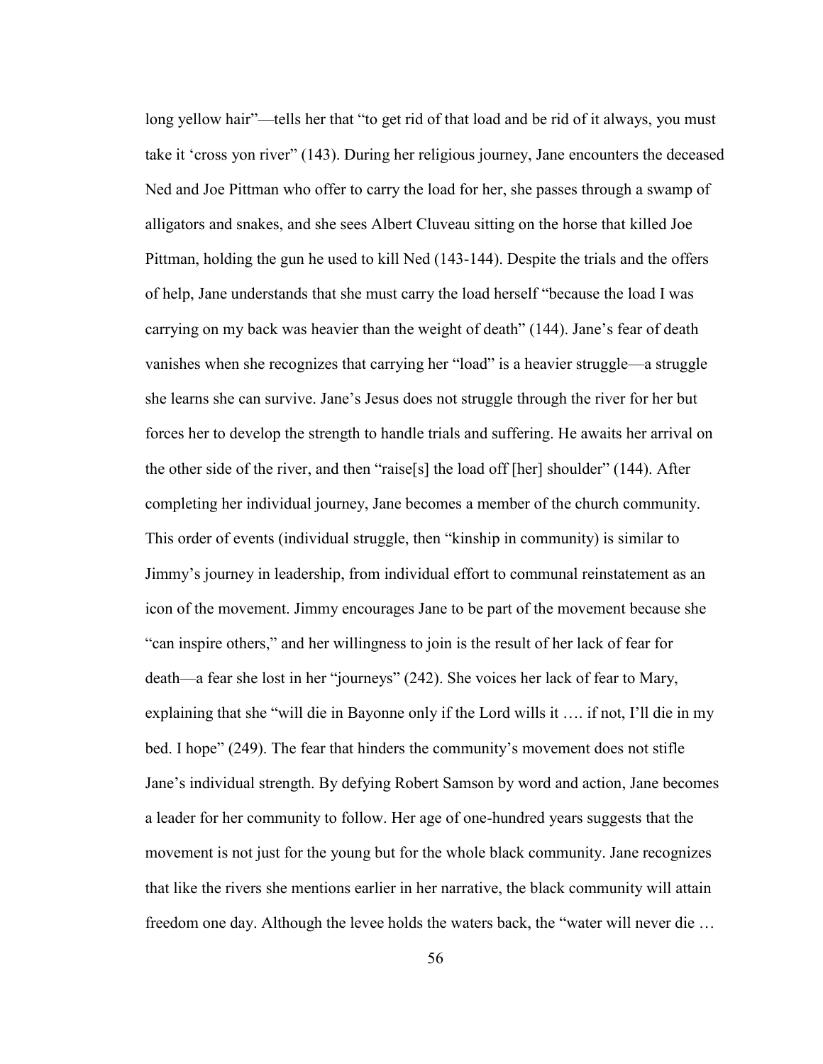long yellow hair"—tells her that "to get rid of that load and be rid of it always, you must take it 'cross yon river" (143). During her religious journey, Jane encounters the deceased Ned and Joe Pittman who offer to carry the load for her, she passes through a swamp of alligators and snakes, and she sees Albert Cluveau sitting on the horse that killed Joe Pittman, holding the gun he used to kill Ned (143-144). Despite the trials and the offers of help, Jane understands that she must carry the load herself "because the load I was carrying on my back was heavier than the weight of death" (144). Jane's fear of death vanishes when she recognizes that carrying her "load" is a heavier struggle—a struggle she learns she can survive. Jane's Jesus does not struggle through the river for her but forces her to develop the strength to handle trials and suffering. He awaits her arrival on the other side of the river, and then "raise[s] the load off [her] shoulder" (144). After completing her individual journey, Jane becomes a member of the church community. This order of events (individual struggle, then "kinship in community) is similar to Jimmy's journey in leadership, from individual effort to communal reinstatement as an icon of the movement. Jimmy encourages Jane to be part of the movement because she "can inspire others," and her willingness to join is the result of her lack of fear for death—a fear she lost in her "journeys" (242). She voices her lack of fear to Mary, explaining that she "will die in Bayonne only if the Lord wills it …. if not, I'll die in my bed. I hope" (249). The fear that hinders the community's movement does not stifle Jane's individual strength. By defying Robert Samson by word and action, Jane becomes a leader for her community to follow. Her age of one-hundred years suggests that the movement is not just for the young but for the whole black community. Jane recognizes that like the rivers she mentions earlier in her narrative, the black community will attain freedom one day. Although the levee holds the waters back, the "water will never die …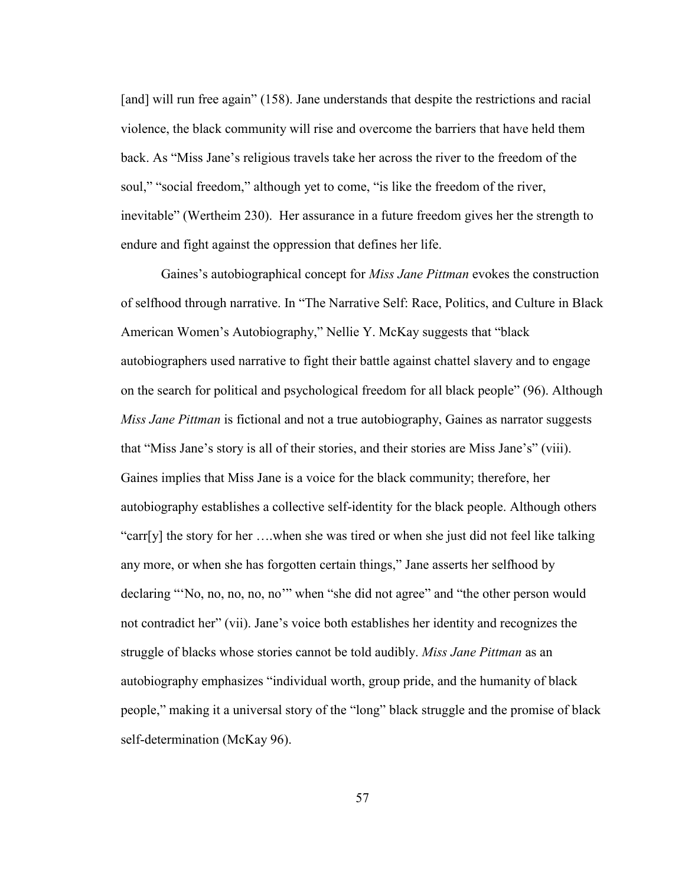[and] will run free again" (158). Jane understands that despite the restrictions and racial violence, the black community will rise and overcome the barriers that have held them back. As "Miss Jane's religious travels take her across the river to the freedom of the soul," "social freedom," although yet to come, "is like the freedom of the river, inevitable" (Wertheim 230). Her assurance in a future freedom gives her the strength to endure and fight against the oppression that defines her life.

Gaines's autobiographical concept for *Miss Jane Pittman* evokes the construction of selfhood through narrative. In "The Narrative Self: Race, Politics, and Culture in Black American Women's Autobiography," Nellie Y. McKay suggests that "black autobiographers used narrative to fight their battle against chattel slavery and to engage on the search for political and psychological freedom for all black people" (96). Although *Miss Jane Pittman* is fictional and not a true autobiography, Gaines as narrator suggests that "Miss Jane's story is all of their stories, and their stories are Miss Jane's" (viii). Gaines implies that Miss Jane is a voice for the black community; therefore, her autobiography establishes a collective self-identity for the black people. Although others "carr[y] the story for her ….when she was tired or when she just did not feel like talking any more, or when she has forgotten certain things," Jane asserts her selfhood by declaring "'No, no, no, no, no'" when "she did not agree" and "the other person would not contradict her" (vii). Jane's voice both establishes her identity and recognizes the struggle of blacks whose stories cannot be told audibly. *Miss Jane Pittman* as an autobiography emphasizes "individual worth, group pride, and the humanity of black people," making it a universal story of the "long" black struggle and the promise of black self-determination (McKay 96).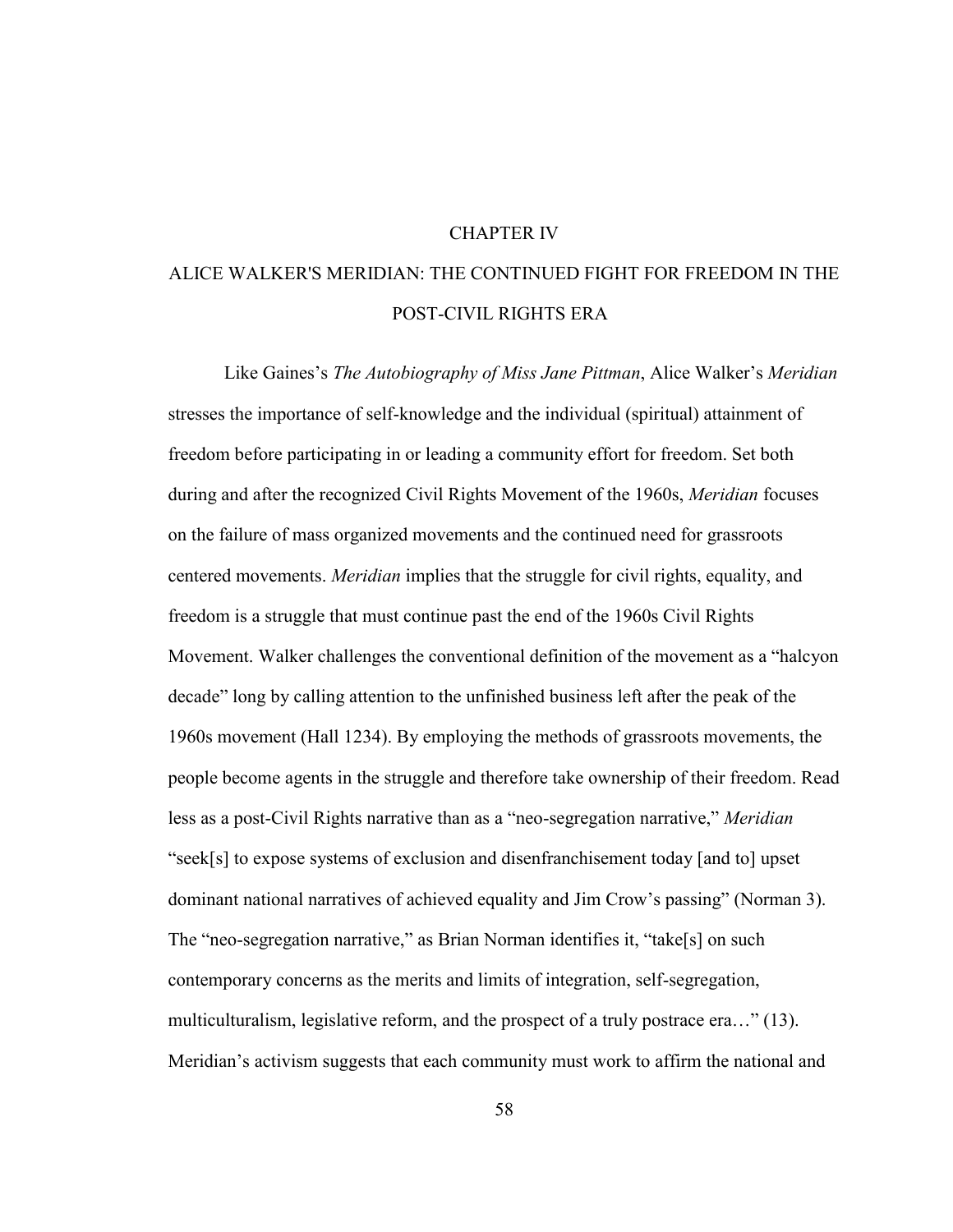# CHAPTER IV

# ALICE WALKER'S MERIDIAN: THE CONTINUED FIGHT FOR FREEDOM IN THE POST-CIVIL RIGHTS ERA

Like Gaines's *The Autobiography of Miss Jane Pittman*, Alice Walker's *Meridian* stresses the importance of self-knowledge and the individual (spiritual) attainment of freedom before participating in or leading a community effort for freedom. Set both during and after the recognized Civil Rights Movement of the 1960s, *Meridian* focuses on the failure of mass organized movements and the continued need for grassroots centered movements. *Meridian* implies that the struggle for civil rights, equality, and freedom is a struggle that must continue past the end of the 1960s Civil Rights Movement. Walker challenges the conventional definition of the movement as a "halcyon decade" long by calling attention to the unfinished business left after the peak of the 1960s movement (Hall 1234). By employing the methods of grassroots movements, the people become agents in the struggle and therefore take ownership of their freedom. Read less as a post-Civil Rights narrative than as a "neo-segregation narrative," *Meridian* "seek[s] to expose systems of exclusion and disenfranchisement today [and to] upset dominant national narratives of achieved equality and Jim Crow's passing" (Norman 3). The "neo-segregation narrative," as Brian Norman identifies it, "take[s] on such contemporary concerns as the merits and limits of integration, self-segregation, multiculturalism, legislative reform, and the prospect of a truly postrace era…" (13). Meridian's activism suggests that each community must work to affirm the national and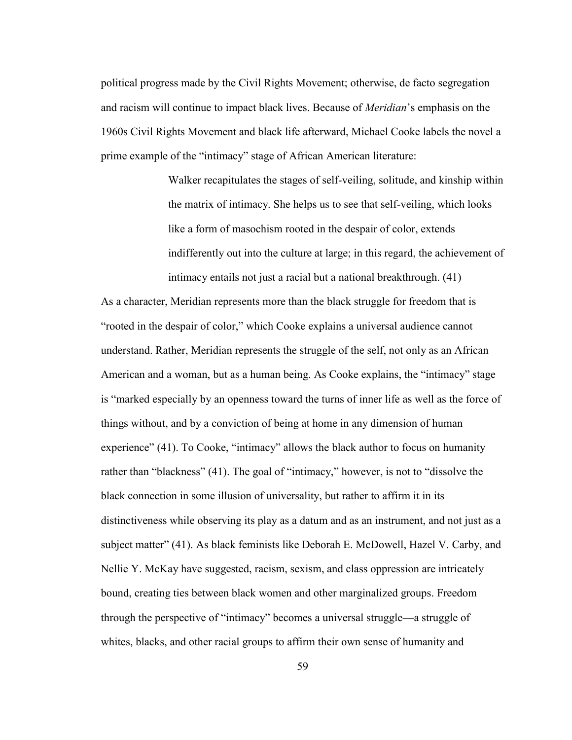political progress made by the Civil Rights Movement; otherwise, de facto segregation and racism will continue to impact black lives. Because of *Meridian*'s emphasis on the 1960s Civil Rights Movement and black life afterward, Michael Cooke labels the novel a prime example of the "intimacy" stage of African American literature:

> Walker recapitulates the stages of self-veiling, solitude, and kinship within the matrix of intimacy. She helps us to see that self-veiling, which looks like a form of masochism rooted in the despair of color, extends indifferently out into the culture at large; in this regard, the achievement of intimacy entails not just a racial but a national breakthrough. (41)

As a character, Meridian represents more than the black struggle for freedom that is "rooted in the despair of color," which Cooke explains a universal audience cannot understand. Rather, Meridian represents the struggle of the self, not only as an African American and a woman, but as a human being. As Cooke explains, the "intimacy" stage is "marked especially by an openness toward the turns of inner life as well as the force of things without, and by a conviction of being at home in any dimension of human experience" (41). To Cooke, "intimacy" allows the black author to focus on humanity rather than "blackness" (41). The goal of "intimacy," however, is not to "dissolve the black connection in some illusion of universality, but rather to affirm it in its distinctiveness while observing its play as a datum and as an instrument, and not just as a subject matter" (41). As black feminists like Deborah E. McDowell, Hazel V. Carby, and Nellie Y. McKay have suggested, racism, sexism, and class oppression are intricately bound, creating ties between black women and other marginalized groups. Freedom through the perspective of "intimacy" becomes a universal struggle—a struggle of whites, blacks, and other racial groups to affirm their own sense of humanity and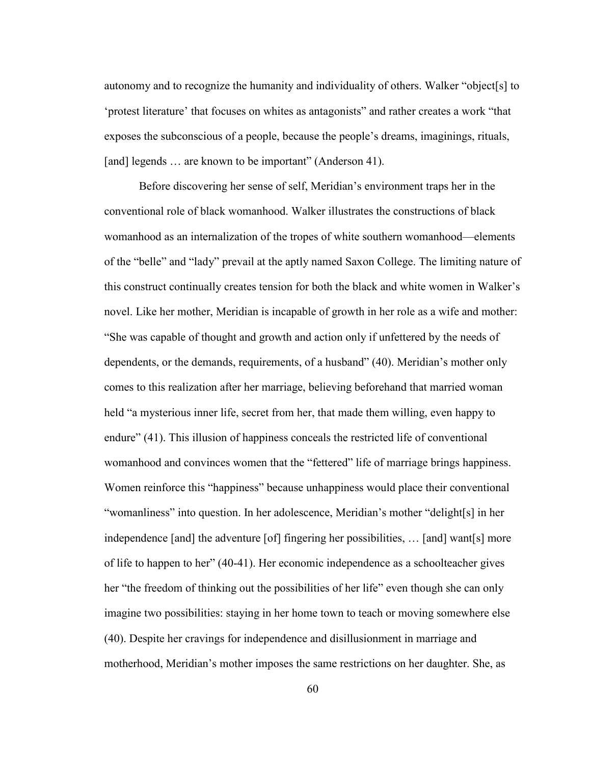autonomy and to recognize the humanity and individuality of others. Walker "object[s] to 'protest literature' that focuses on whites as antagonists" and rather creates a work "that exposes the subconscious of a people, because the people's dreams, imaginings, rituals, [and] legends … are known to be important" (Anderson 41).

Before discovering her sense of self, Meridian's environment traps her in the conventional role of black womanhood. Walker illustrates the constructions of black womanhood as an internalization of the tropes of white southern womanhood—elements of the "belle" and "lady" prevail at the aptly named Saxon College. The limiting nature of this construct continually creates tension for both the black and white women in Walker's novel. Like her mother, Meridian is incapable of growth in her role as a wife and mother: "She was capable of thought and growth and action only if unfettered by the needs of dependents, or the demands, requirements, of a husband" (40). Meridian's mother only comes to this realization after her marriage, believing beforehand that married woman held "a mysterious inner life, secret from her, that made them willing, even happy to endure" (41). This illusion of happiness conceals the restricted life of conventional womanhood and convinces women that the "fettered" life of marriage brings happiness. Women reinforce this "happiness" because unhappiness would place their conventional "womanliness" into question. In her adolescence, Meridian's mother "delight[s] in her independence [and] the adventure [of] fingering her possibilities, … [and] want[s] more of life to happen to her" (40-41). Her economic independence as a schoolteacher gives her "the freedom of thinking out the possibilities of her life" even though she can only imagine two possibilities: staying in her home town to teach or moving somewhere else (40). Despite her cravings for independence and disillusionment in marriage and motherhood, Meridian's mother imposes the same restrictions on her daughter. She, as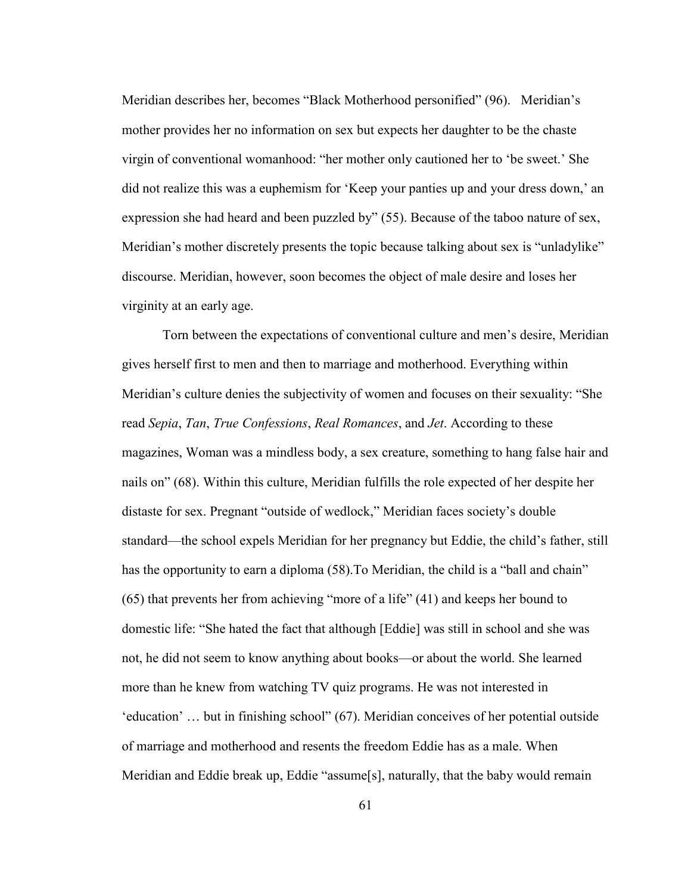Meridian describes her, becomes "Black Motherhood personified" (96).   Meridian's mother provides her no information on sex but expects her daughter to be the chaste virgin of conventional womanhood: "her mother only cautioned her to 'be sweet.' She did not realize this was a euphemism for 'Keep your panties up and your dress down,' an expression she had heard and been puzzled by" (55). Because of the taboo nature of sex, Meridian's mother discretely presents the topic because talking about sex is "unladylike" discourse. Meridian, however, soon becomes the object of male desire and loses her virginity at an early age.

Torn between the expectations of conventional culture and men's desire, Meridian gives herself first to men and then to marriage and motherhood. Everything within Meridian's culture denies the subjectivity of women and focuses on their sexuality: "She read *Sepia*, *Tan*, *True Confessions*, *Real Romances*, and *Jet*. According to these magazines, Woman was a mindless body, a sex creature, something to hang false hair and nails on" (68). Within this culture, Meridian fulfills the role expected of her despite her distaste for sex. Pregnant "outside of wedlock," Meridian faces society's double standard—the school expels Meridian for her pregnancy but Eddie, the child's father, still has the opportunity to earn a diploma (58).To Meridian, the child is a "ball and chain" (65) that prevents her from achieving "more of a life" (41) and keeps her bound to domestic life: "She hated the fact that although [Eddie] was still in school and she was not, he did not seem to know anything about books—or about the world. She learned more than he knew from watching TV quiz programs. He was not interested in 'education' … but in finishing school" (67). Meridian conceives of her potential outside of marriage and motherhood and resents the freedom Eddie has as a male. When Meridian and Eddie break up, Eddie "assume[s], naturally, that the baby would remain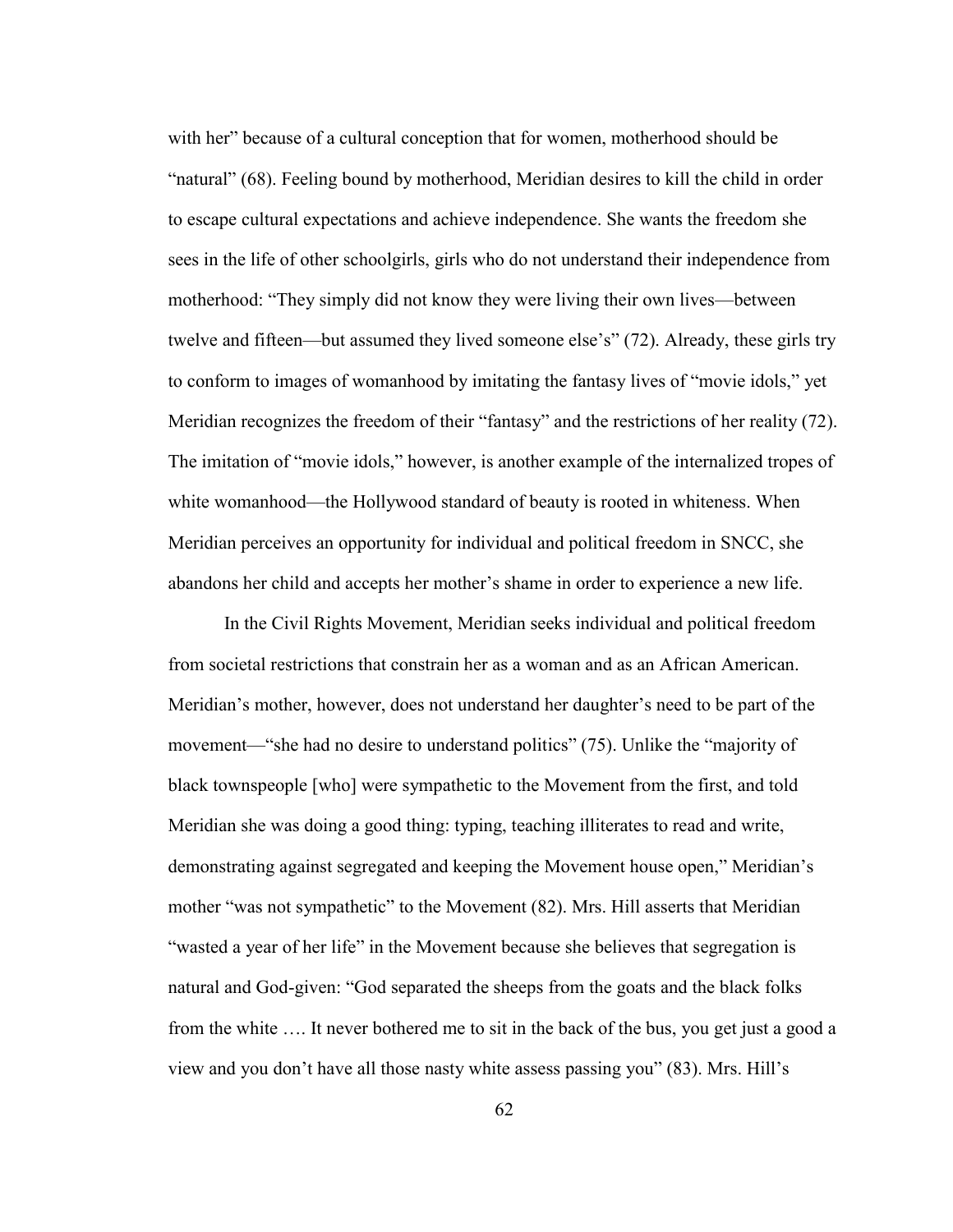with her" because of a cultural conception that for women, motherhood should be "natural" (68). Feeling bound by motherhood, Meridian desires to kill the child in order to escape cultural expectations and achieve independence. She wants the freedom she sees in the life of other schoolgirls, girls who do not understand their independence from motherhood: "They simply did not know they were living their own lives—between twelve and fifteen—but assumed they lived someone else's" (72). Already, these girls try to conform to images of womanhood by imitating the fantasy lives of "movie idols," yet Meridian recognizes the freedom of their "fantasy" and the restrictions of her reality (72). The imitation of "movie idols," however, is another example of the internalized tropes of white womanhood—the Hollywood standard of beauty is rooted in whiteness. When Meridian perceives an opportunity for individual and political freedom in SNCC, she abandons her child and accepts her mother's shame in order to experience a new life.

In the Civil Rights Movement, Meridian seeks individual and political freedom from societal restrictions that constrain her as a woman and as an African American. Meridian's mother, however, does not understand her daughter's need to be part of the movement—"she had no desire to understand politics" (75). Unlike the "majority of black townspeople [who] were sympathetic to the Movement from the first, and told Meridian she was doing a good thing: typing, teaching illiterates to read and write, demonstrating against segregated and keeping the Movement house open," Meridian's mother "was not sympathetic" to the Movement (82). Mrs. Hill asserts that Meridian "wasted a year of her life" in the Movement because she believes that segregation is natural and God-given: "God separated the sheeps from the goats and the black folks from the white …. It never bothered me to sit in the back of the bus, you get just a good a view and you don't have all those nasty white assess passing you" (83). Mrs. Hill's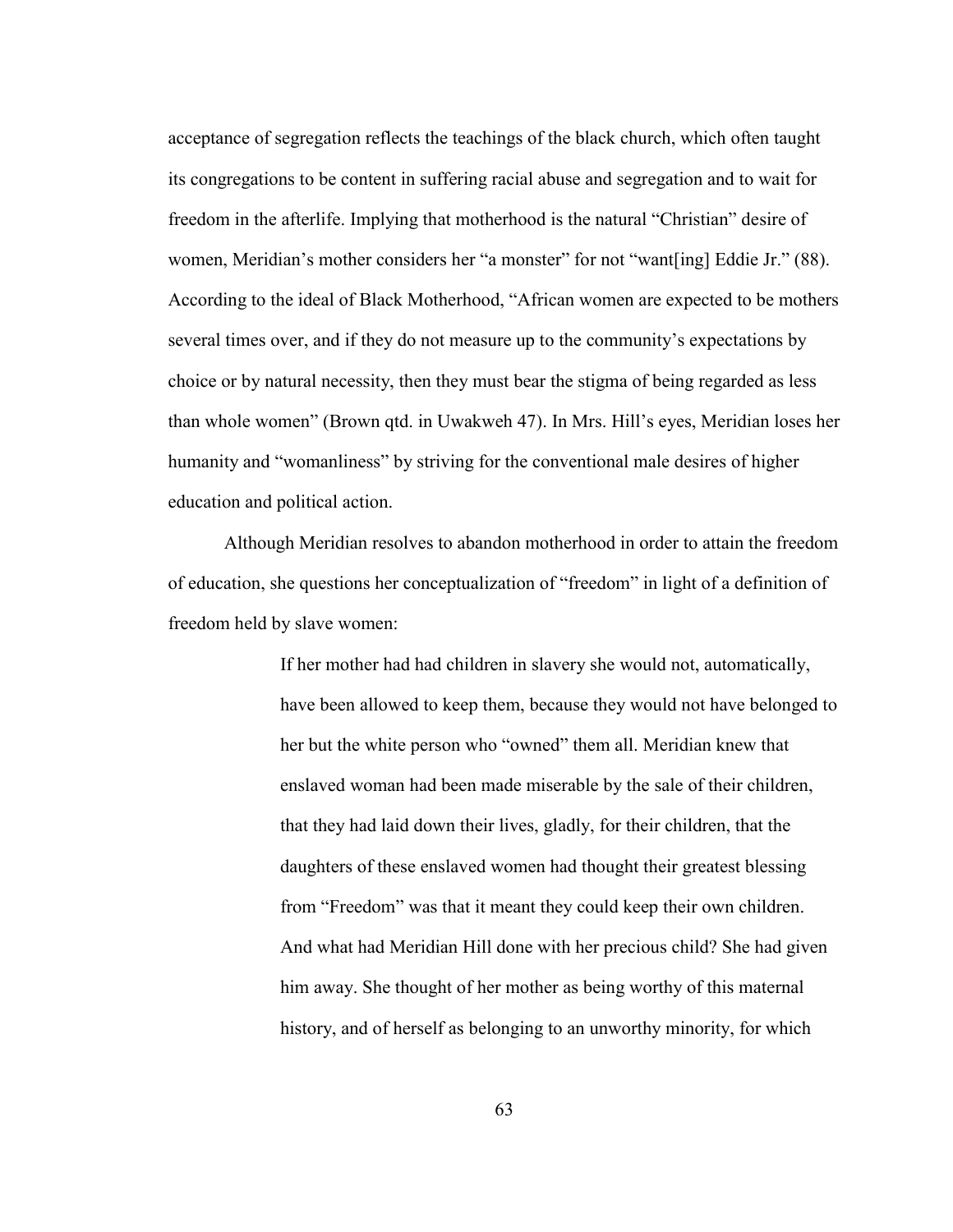acceptance of segregation reflects the teachings of the black church, which often taught its congregations to be content in suffering racial abuse and segregation and to wait for freedom in the afterlife. Implying that motherhood is the natural "Christian" desire of women, Meridian's mother considers her "a monster" for not "want[ing] Eddie Jr." (88). According to the ideal of Black Motherhood, "African women are expected to be mothers several times over, and if they do not measure up to the community's expectations by choice or by natural necessity, then they must bear the stigma of being regarded as less than whole women" (Brown qtd. in Uwakweh 47). In Mrs. Hill's eyes, Meridian loses her humanity and "womanliness" by striving for the conventional male desires of higher education and political action.

Although Meridian resolves to abandon motherhood in order to attain the freedom of education, she questions her conceptualization of "freedom" in light of a definition of freedom held by slave women:

> If her mother had had children in slavery she would not, automatically, have been allowed to keep them, because they would not have belonged to her but the white person who "owned" them all. Meridian knew that enslaved woman had been made miserable by the sale of their children, that they had laid down their lives, gladly, for their children, that the daughters of these enslaved women had thought their greatest blessing from "Freedom" was that it meant they could keep their own children. And what had Meridian Hill done with her precious child? She had given him away. She thought of her mother as being worthy of this maternal history, and of herself as belonging to an unworthy minority, for which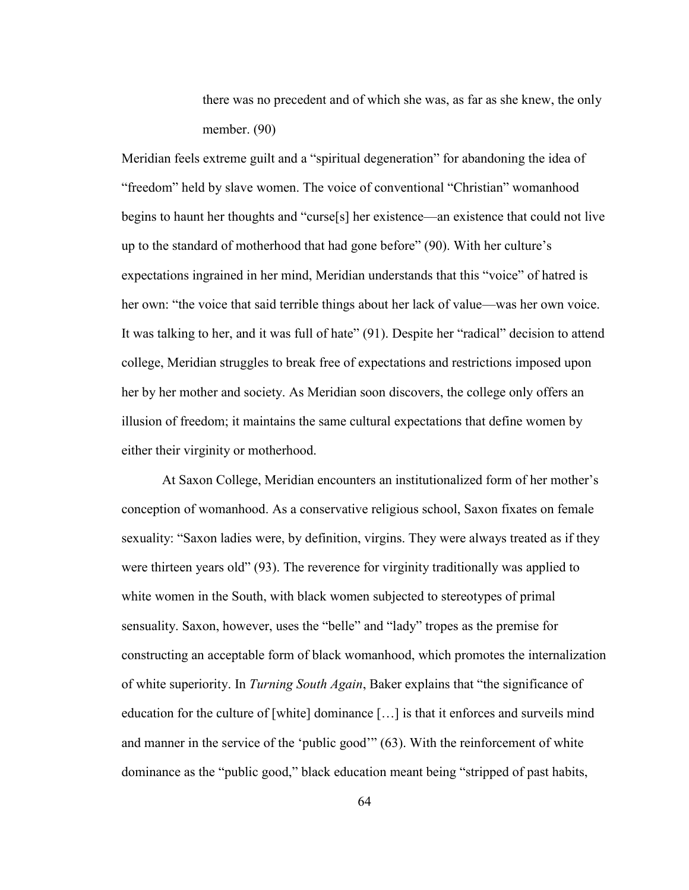> there was no precedent and of which she was, as far as she knew, the only member. (90)

Meridian feels extreme guilt and a "spiritual degeneration" for abandoning the idea of "freedom" held by slave women. The voice of conventional "Christian" womanhood begins to haunt her thoughts and "curse[s] her existence—an existence that could not live up to the standard of motherhood that had gone before" (90). With her culture's expectations ingrained in her mind, Meridian understands that this "voice" of hatred is her own: "the voice that said terrible things about her lack of value—was her own voice. It was talking to her, and it was full of hate" (91). Despite her "radical" decision to attend college, Meridian struggles to break free of expectations and restrictions imposed upon her by her mother and society. As Meridian soon discovers, the college only offers an illusion of freedom; it maintains the same cultural expectations that define women by either their virginity or motherhood.

At Saxon College, Meridian encounters an institutionalized form of her mother's conception of womanhood. As a conservative religious school, Saxon fixates on female sexuality: "Saxon ladies were, by definition, virgins. They were always treated as if they were thirteen years old" (93). The reverence for virginity traditionally was applied to white women in the South, with black women subjected to stereotypes of primal sensuality. Saxon, however, uses the "belle" and "lady" tropes as the premise for constructing an acceptable form of black womanhood, which promotes the internalization of white superiority. In *Turning South Again*, Baker explains that "the significance of education for the culture of [white] dominance […] is that it enforces and surveils mind and manner in the service of the 'public good'" (63). With the reinforcement of white dominance as the "public good," black education meant being "stripped of past habits,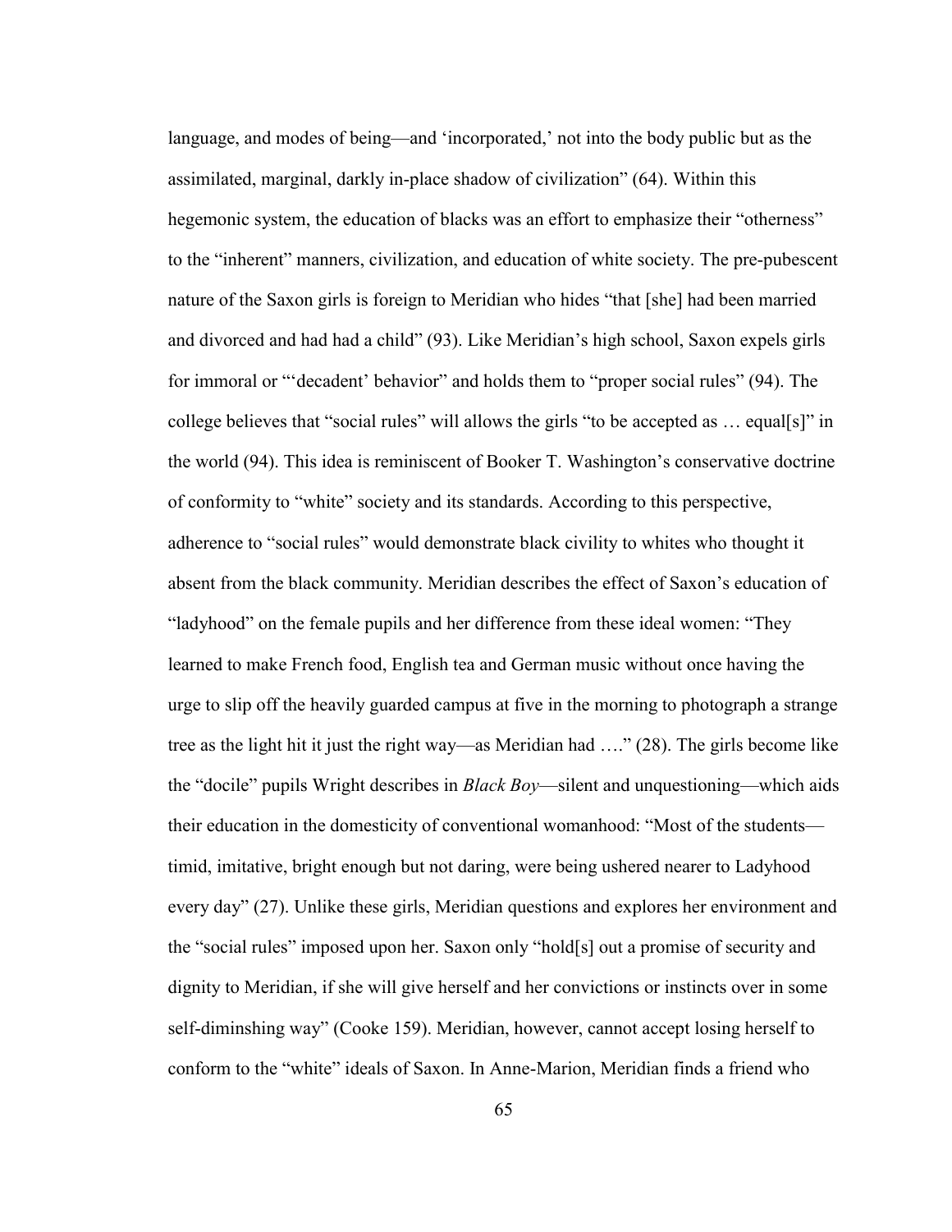language, and modes of being—and 'incorporated,' not into the body public but as the assimilated, marginal, darkly in-place shadow of civilization" (64). Within this hegemonic system, the education of blacks was an effort to emphasize their "otherness" to the "inherent" manners, civilization, and education of white society. The pre-pubescent nature of the Saxon girls is foreign to Meridian who hides "that [she] had been married and divorced and had had a child" (93). Like Meridian's high school, Saxon expels girls for immoral or "'decadent' behavior" and holds them to "proper social rules" (94). The college believes that "social rules" will allows the girls "to be accepted as … equal[s]" in the world (94). This idea is reminiscent of Booker T. Washington's conservative doctrine of conformity to "white" society and its standards. According to this perspective, adherence to "social rules" would demonstrate black civility to whites who thought it absent from the black community. Meridian describes the effect of Saxon's education of "ladyhood" on the female pupils and her difference from these ideal women: "They learned to make French food, English tea and German music without once having the urge to slip off the heavily guarded campus at five in the morning to photograph a strange tree as the light hit it just the right way—as Meridian had …." (28). The girls become like the "docile" pupils Wright describes in *Black Boy*—silent and unquestioning—which aids their education in the domesticity of conventional womanhood: "Most of the students—timid, imitative, bright enough but not daring, were being ushered nearer to Ladyhood every day" (27). Unlike these girls, Meridian questions and explores her environment and the "social rules" imposed upon her. Saxon only "hold[s] out a promise of security and dignity to Meridian, if she will give herself and her convictions or instincts over in some self-diminshing way" (Cooke 159). Meridian, however, cannot accept losing herself to conform to the "white" ideals of Saxon. In Anne-Marion, Meridian finds a friend who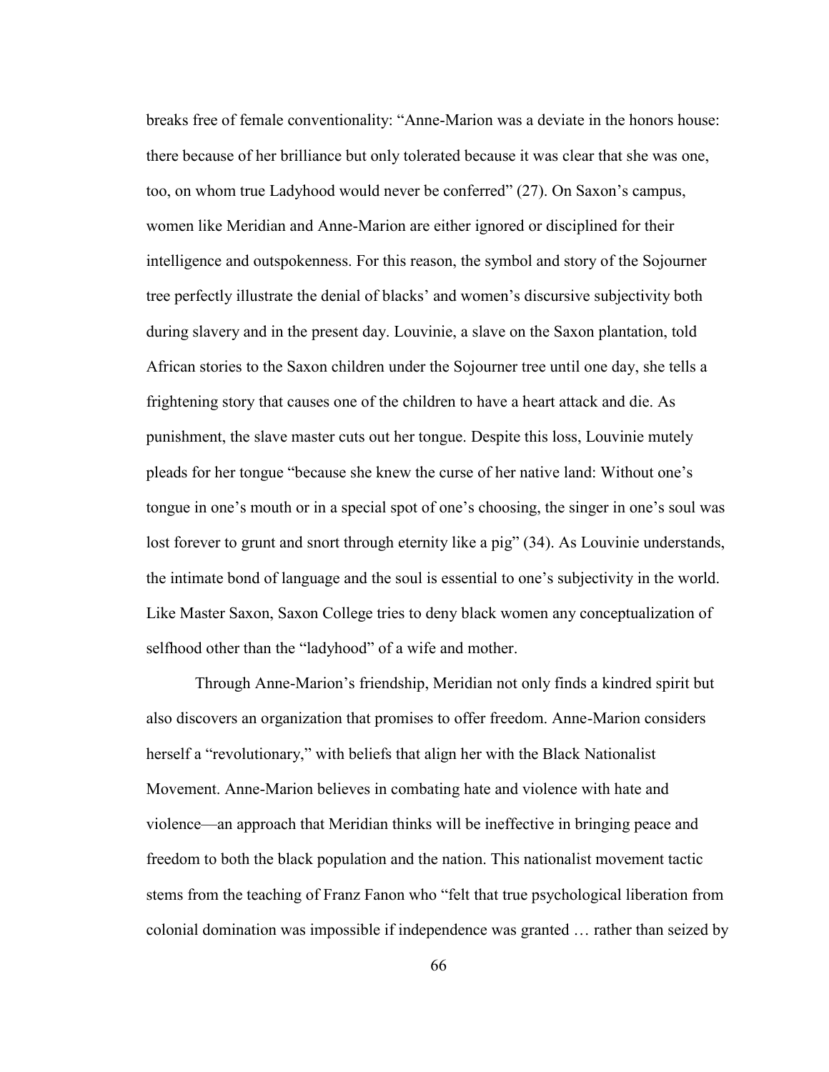breaks free of female conventionality: "Anne-Marion was a deviate in the honors house: there because of her brilliance but only tolerated because it was clear that she was one, too, on whom true Ladyhood would never be conferred" (27). On Saxon's campus, women like Meridian and Anne-Marion are either ignored or disciplined for their intelligence and outspokenness. For this reason, the symbol and story of the Sojourner tree perfectly illustrate the denial of blacks' and women's discursive subjectivity both during slavery and in the present day. Louvinie, a slave on the Saxon plantation, told African stories to the Saxon children under the Sojourner tree until one day, she tells a frightening story that causes one of the children to have a heart attack and die. As punishment, the slave master cuts out her tongue. Despite this loss, Louvinie mutely pleads for her tongue "because she knew the curse of her native land: Without one's tongue in one's mouth or in a special spot of one's choosing, the singer in one's soul was lost forever to grunt and snort through eternity like a pig" (34). As Louvinie understands, the intimate bond of language and the soul is essential to one's subjectivity in the world. Like Master Saxon, Saxon College tries to deny black women any conceptualization of selfhood other than the "ladyhood" of a wife and mother.

Through Anne-Marion's friendship, Meridian not only finds a kindred spirit but also discovers an organization that promises to offer freedom. Anne-Marion considers herself a "revolutionary," with beliefs that align her with the Black Nationalist Movement. Anne-Marion believes in combating hate and violence with hate and violence—an approach that Meridian thinks will be ineffective in bringing peace and freedom to both the black population and the nation. This nationalist movement tactic stems from the teaching of Franz Fanon who "felt that true psychological liberation from colonial domination was impossible if independence was granted … rather than seized by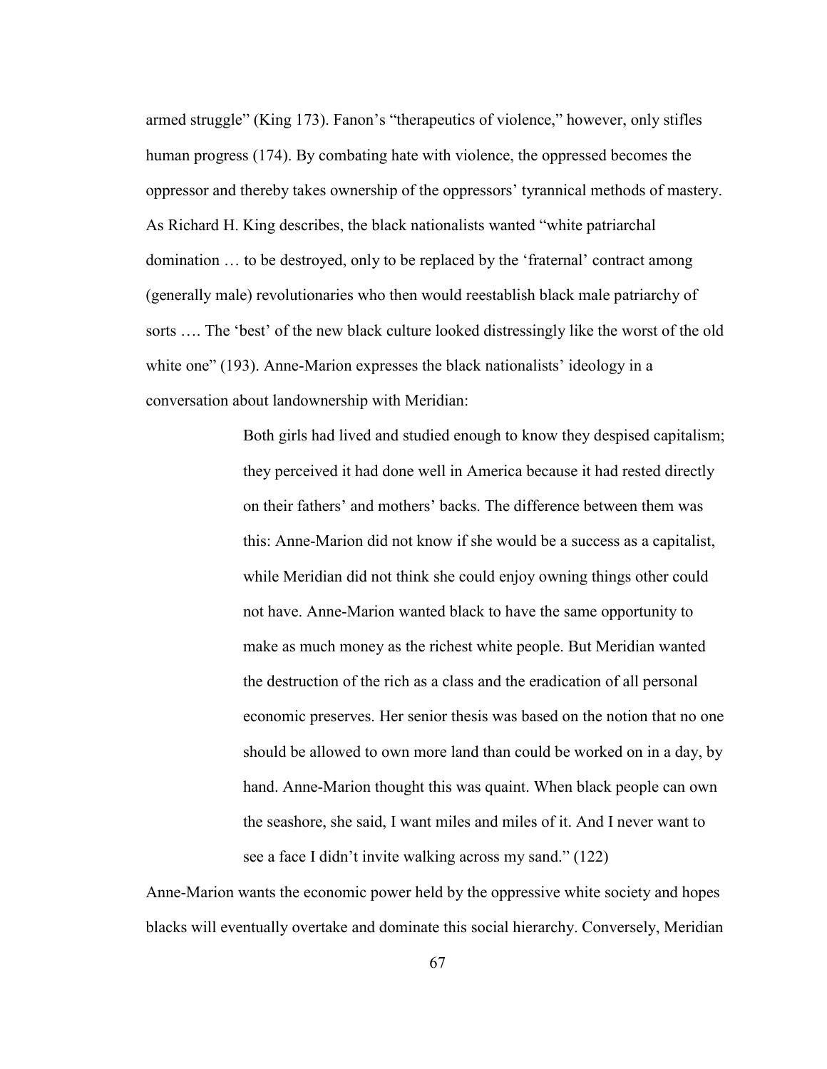armed struggle" (King 173). Fanon's "therapeutics of violence," however, only stifles human progress (174). By combating hate with violence, the oppressed becomes the oppressor and thereby takes ownership of the oppressors' tyrannical methods of mastery. As Richard H. King describes, the black nationalists wanted "white patriarchal domination … to be destroyed, only to be replaced by the 'fraternal' contract among (generally male) revolutionaries who then would reestablish black male patriarchy of sorts …. The 'best' of the new black culture looked distressingly like the worst of the old white one" (193). Anne-Marion expresses the black nationalists' ideology in a conversation about landownership with Meridian:

> Both girls had lived and studied enough to know they despised capitalism; they perceived it had done well in America because it had rested directly on their fathers' and mothers' backs. The difference between them was this: Anne-Marion did not know if she would be a success as a capitalist, while Meridian did not think she could enjoy owning things other could not have. Anne-Marion wanted black to have the same opportunity to make as much money as the richest white people. But Meridian wanted the destruction of the rich as a class and the eradication of all personal economic preserves. Her senior thesis was based on the notion that no one should be allowed to own more land than could be worked on in a day, by hand. Anne-Marion thought this was quaint. When black people can own the seashore, she said, I want miles and miles of it. And I never want to see a face I didn't invite walking across my sand." (122)

Anne-Marion wants the economic power held by the oppressive white society and hopes blacks will eventually overtake and dominate this social hierarchy. Conversely, Meridian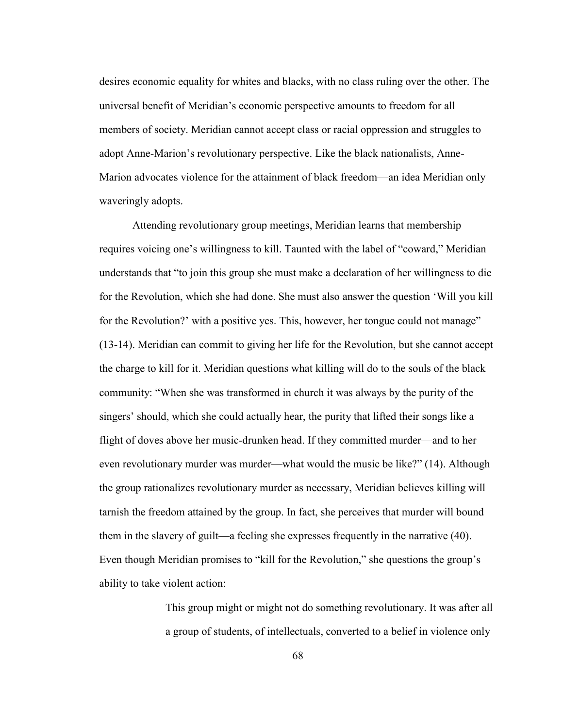desires economic equality for whites and blacks, with no class ruling over the other. The universal benefit of Meridian's economic perspective amounts to freedom for all members of society. Meridian cannot accept class or racial oppression and struggles to adopt Anne-Marion's revolutionary perspective. Like the black nationalists, Anne-Marion advocates violence for the attainment of black freedom—an idea Meridian only waveringly adopts.

Attending revolutionary group meetings, Meridian learns that membership requires voicing one's willingness to kill. Taunted with the label of "coward," Meridian understands that "to join this group she must make a declaration of her willingness to die for the Revolution, which she had done. She must also answer the question 'Will you kill for the Revolution?' with a positive yes. This, however, her tongue could not manage" (13-14). Meridian can commit to giving her life for the Revolution, but she cannot accept the charge to kill for it. Meridian questions what killing will do to the souls of the black community: "When she was transformed in church it was always by the purity of the singers' should, which she could actually hear, the purity that lifted their songs like a flight of doves above her music-drunken head. If they committed murder—and to her even revolutionary murder was murder—what would the music be like?" (14). Although the group rationalizes revolutionary murder as necessary, Meridian believes killing will tarnish the freedom attained by the group. In fact, she perceives that murder will bound them in the slavery of guilt—a feeling she expresses frequently in the narrative (40). Even though Meridian promises to "kill for the Revolution," she questions the group's ability to take violent action:

> This group might or might not do something revolutionary. It was after all a group of students, of intellectuals, converted to a belief in violence only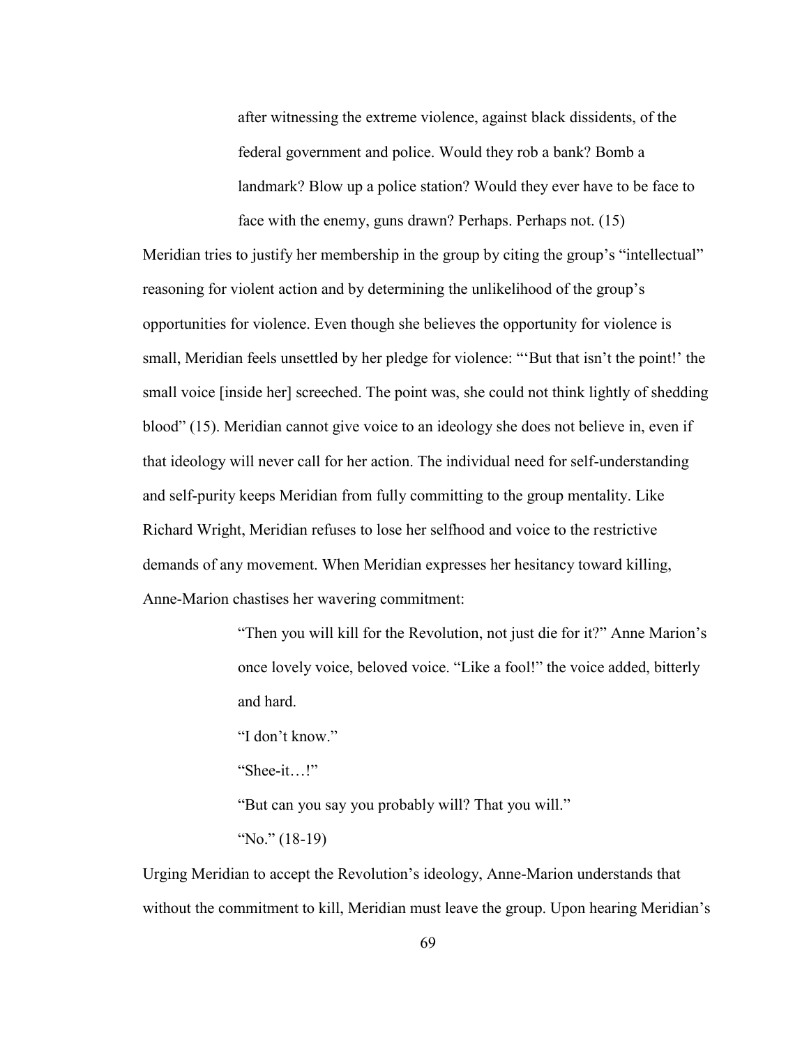> after witnessing the extreme violence, against black dissidents, of the federal government and police. Would they rob a bank? Bomb a landmark? Blow up a police station? Would they ever have to be face to face with the enemy, guns drawn? Perhaps. Perhaps not. (15)

Meridian tries to justify her membership in the group by citing the group's "intellectual" reasoning for violent action and by determining the unlikelihood of the group's opportunities for violence. Even though she believes the opportunity for violence is small, Meridian feels unsettled by her pledge for violence: "'But that isn't the point!' the small voice [inside her] screeched. The point was, she could not think lightly of shedding blood" (15). Meridian cannot give voice to an ideology she does not believe in, even if that ideology will never call for her action. The individual need for self-understanding and self-purity keeps Meridian from fully committing to the group mentality. Like Richard Wright, Meridian refuses to lose her selfhood and voice to the restrictive demands of any movement. When Meridian expresses her hesitancy toward killing, Anne-Marion chastises her wavering commitment:

> "Then you will kill for the Revolution, not just die for it?" Anne Marion's once lovely voice, beloved voice. "Like a fool!" the voice added, bitterly and hard.
>
> "I don't know."
>
> "Shee-it…!"
>
> "But can you say you probably will? That you will."
>
> "No." (18-19)

Urging Meridian to accept the Revolution's ideology, Anne-Marion understands that without the commitment to kill, Meridian must leave the group. Upon hearing Meridian's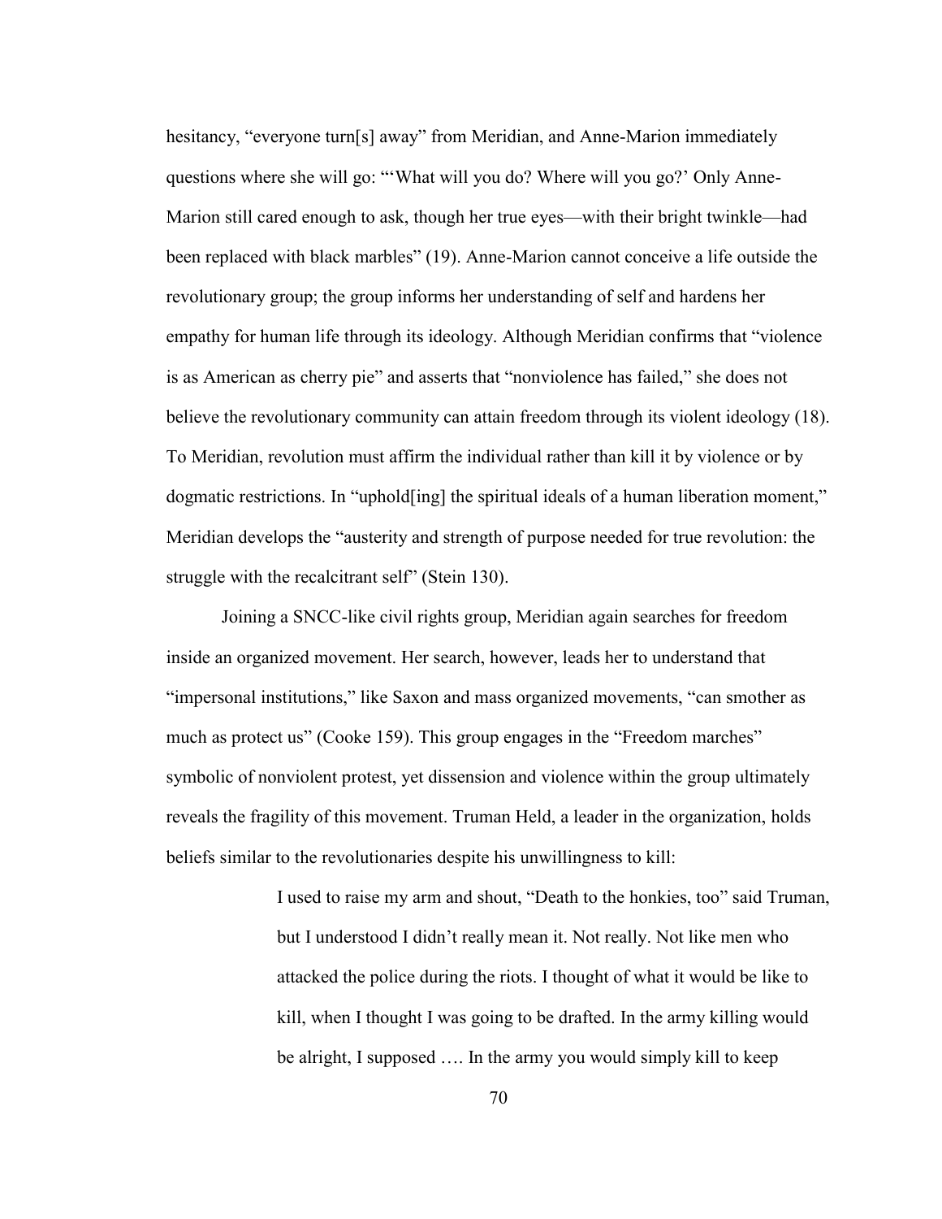hesitancy, "everyone turn[s] away" from Meridian, and Anne-Marion immediately questions where she will go: "'What will you do? Where will you go?' Only Anne-Marion still cared enough to ask, though her true eyes—with their bright twinkle—had been replaced with black marbles" (19). Anne-Marion cannot conceive a life outside the revolutionary group; the group informs her understanding of self and hardens her empathy for human life through its ideology. Although Meridian confirms that "violence is as American as cherry pie" and asserts that "nonviolence has failed," she does not believe the revolutionary community can attain freedom through its violent ideology (18). To Meridian, revolution must affirm the individual rather than kill it by violence or by dogmatic restrictions. In "uphold[ing] the spiritual ideals of a human liberation moment," Meridian develops the "austerity and strength of purpose needed for true revolution: the struggle with the recalcitrant self" (Stein 130).

Joining a SNCC-like civil rights group, Meridian again searches for freedom inside an organized movement. Her search, however, leads her to understand that "impersonal institutions," like Saxon and mass organized movements, "can smother as much as protect us" (Cooke 159). This group engages in the "Freedom marches" symbolic of nonviolent protest, yet dissension and violence within the group ultimately reveals the fragility of this movement. Truman Held, a leader in the organization, holds beliefs similar to the revolutionaries despite his unwillingness to kill:

> I used to raise my arm and shout, "Death to the honkies, too" said Truman, but I understood I didn't really mean it. Not really. Not like men who attacked the police during the riots. I thought of what it would be like to kill, when I thought I was going to be drafted. In the army killing would be alright, I supposed …. In the army you would simply kill to keep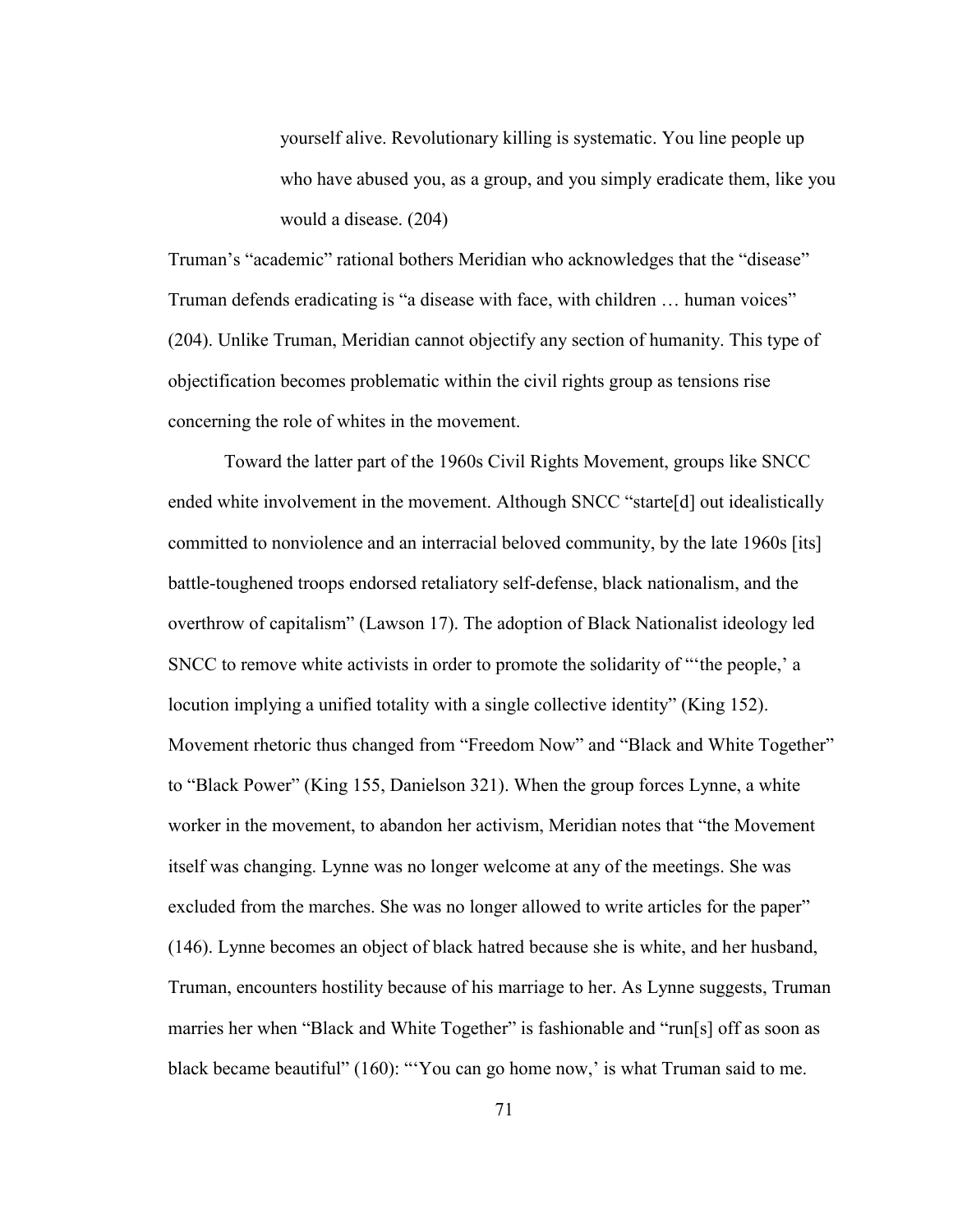> yourself alive. Revolutionary killing is systematic. You line people up who have abused you, as a group, and you simply eradicate them, like you would a disease. (204)

Truman's "academic" rational bothers Meridian who acknowledges that the "disease" Truman defends eradicating is "a disease with face, with children … human voices" (204). Unlike Truman, Meridian cannot objectify any section of humanity. This type of objectification becomes problematic within the civil rights group as tensions rise concerning the role of whites in the movement.

Toward the latter part of the 1960s Civil Rights Movement, groups like SNCC ended white involvement in the movement. Although SNCC "starte[d] out idealistically committed to nonviolence and an interracial beloved community, by the late 1960s [its] battle-toughened troops endorsed retaliatory self-defense, black nationalism, and the overthrow of capitalism" (Lawson 17). The adoption of Black Nationalist ideology led SNCC to remove white activists in order to promote the solidarity of "'the people,' a locution implying a unified totality with a single collective identity" (King 152). Movement rhetoric thus changed from "Freedom Now" and "Black and White Together" to "Black Power" (King 155, Danielson 321). When the group forces Lynne, a white worker in the movement, to abandon her activism, Meridian notes that "the Movement itself was changing. Lynne was no longer welcome at any of the meetings. She was excluded from the marches. She was no longer allowed to write articles for the paper" (146). Lynne becomes an object of black hatred because she is white, and her husband, Truman, encounters hostility because of his marriage to her. As Lynne suggests, Truman marries her when "Black and White Together" is fashionable and "run[s] off as soon as black became beautiful" (160): "'You can go home now,' is what Truman said to me.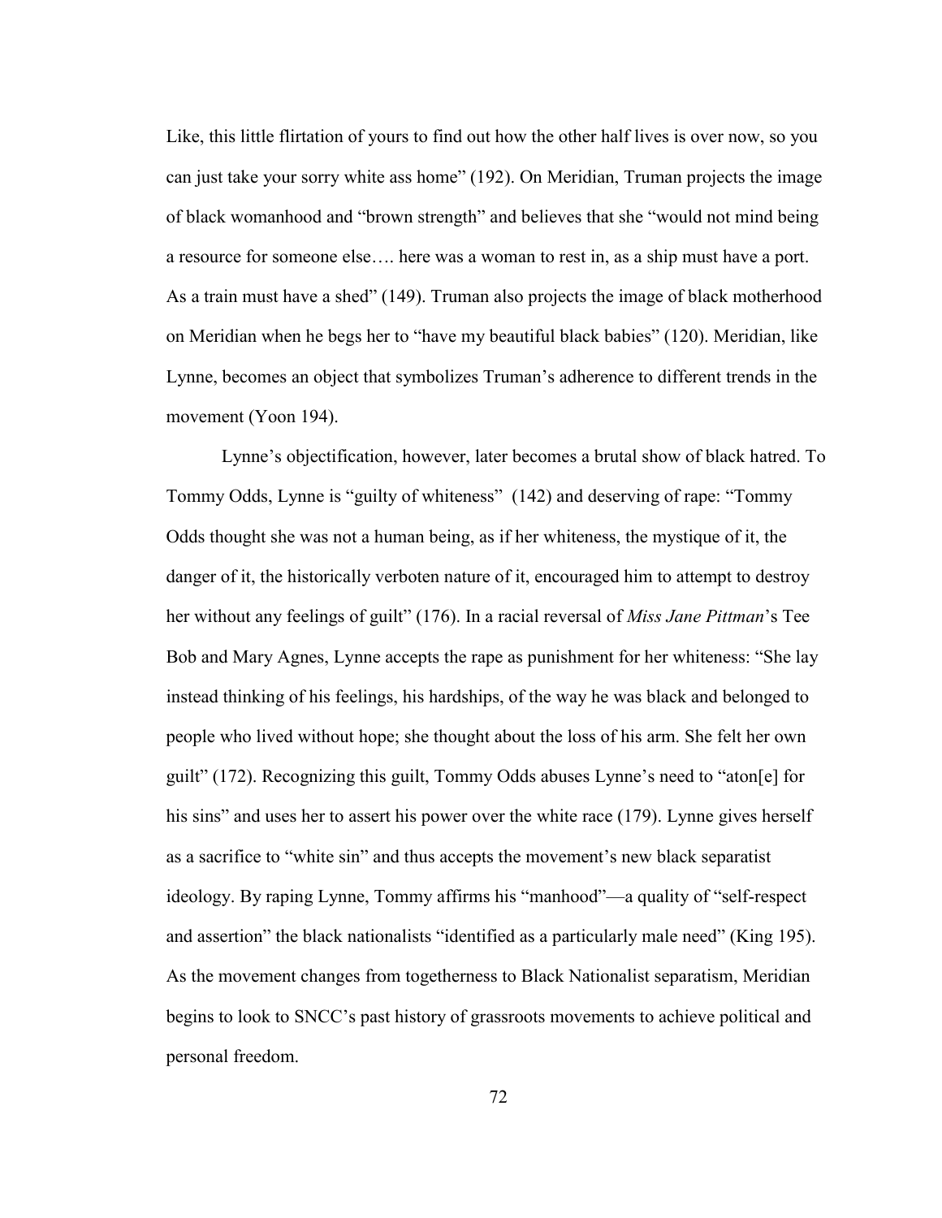Like, this little flirtation of yours to find out how the other half lives is over now, so you can just take your sorry white ass home" (192). On Meridian, Truman projects the image of black womanhood and "brown strength" and believes that she "would not mind being a resource for someone else…. here was a woman to rest in, as a ship must have a port. As a train must have a shed" (149). Truman also projects the image of black motherhood on Meridian when he begs her to "have my beautiful black babies" (120). Meridian, like Lynne, becomes an object that symbolizes Truman's adherence to different trends in the movement (Yoon 194).

Lynne's objectification, however, later becomes a brutal show of black hatred. To Tommy Odds, Lynne is "guilty of whiteness" (142) and deserving of rape: "Tommy Odds thought she was not a human being, as if her whiteness, the mystique of it, the danger of it, the historically verboten nature of it, encouraged him to attempt to destroy her without any feelings of guilt" (176). In a racial reversal of *Miss Jane Pittman*'s Tee Bob and Mary Agnes, Lynne accepts the rape as punishment for her whiteness: "She lay instead thinking of his feelings, his hardships, of the way he was black and belonged to people who lived without hope; she thought about the loss of his arm. She felt her own guilt" (172). Recognizing this guilt, Tommy Odds abuses Lynne's need to "aton[e] for his sins" and uses her to assert his power over the white race (179). Lynne gives herself as a sacrifice to "white sin" and thus accepts the movement's new black separatist ideology. By raping Lynne, Tommy affirms his "manhood"—a quality of "self-respect and assertion" the black nationalists "identified as a particularly male need" (King 195). As the movement changes from togetherness to Black Nationalist separatism, Meridian begins to look to SNCC's past history of grassroots movements to achieve political and personal freedom.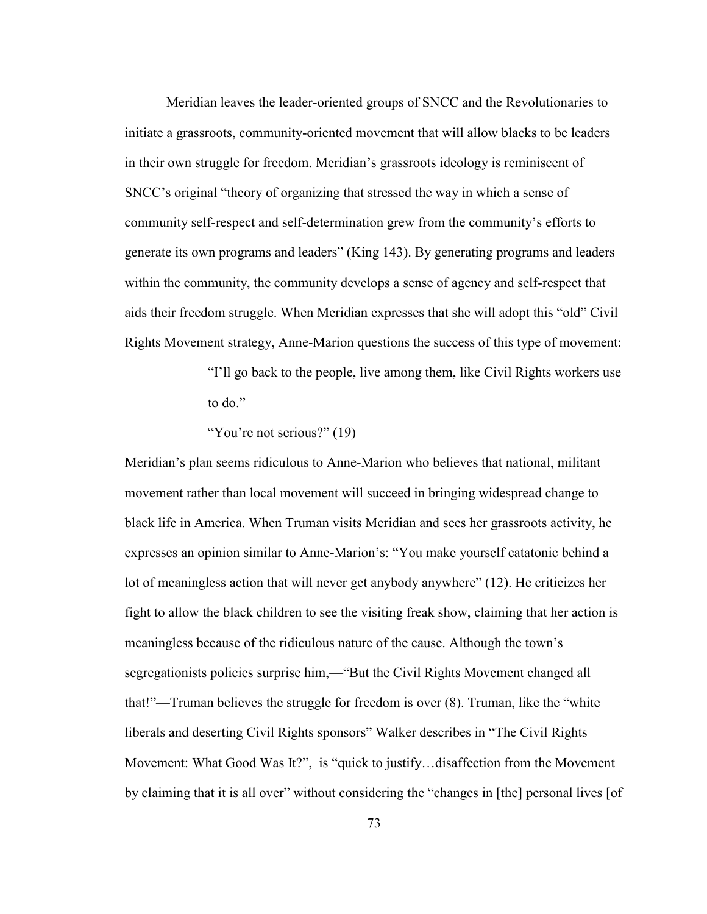Meridian leaves the leader-oriented groups of SNCC and the Revolutionaries to initiate a grassroots, community-oriented movement that will allow blacks to be leaders in their own struggle for freedom. Meridian's grassroots ideology is reminiscent of SNCC's original "theory of organizing that stressed the way in which a sense of community self-respect and self-determination grew from the community's efforts to generate its own programs and leaders" (King 143). By generating programs and leaders within the community, the community develops a sense of agency and self-respect that aids their freedom struggle. When Meridian expresses that she will adopt this "old" Civil Rights Movement strategy, Anne-Marion questions the success of this type of movement:

> "I'll go back to the people, live among them, like Civil Rights workers use to do."
>
> "You're not serious?" (19)

Meridian's plan seems ridiculous to Anne-Marion who believes that national, militant movement rather than local movement will succeed in bringing widespread change to black life in America. When Truman visits Meridian and sees her grassroots activity, he expresses an opinion similar to Anne-Marion's: "You make yourself catatonic behind a lot of meaningless action that will never get anybody anywhere" (12). He criticizes her fight to allow the black children to see the visiting freak show, claiming that her action is meaningless because of the ridiculous nature of the cause. Although the town's segregationists policies surprise him,—"But the Civil Rights Movement changed all that!"—Truman believes the struggle for freedom is over (8). Truman, like the "white liberals and deserting Civil Rights sponsors" Walker describes in "The Civil Rights Movement: What Good Was It?", is "quick to justify…disaffection from the Movement by claiming that it is all over" without considering the "changes in [the] personal lives [of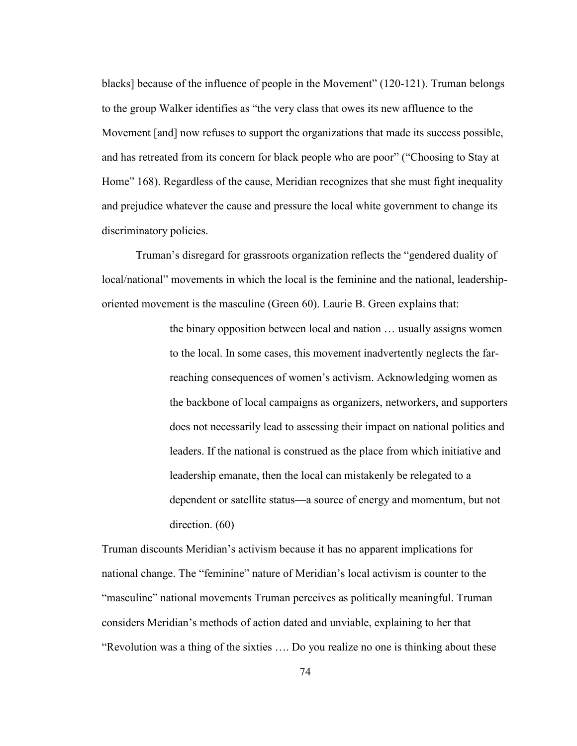blacks] because of the influence of people in the Movement" (120-121). Truman belongs to the group Walker identifies as "the very class that owes its new affluence to the Movement [and] now refuses to support the organizations that made its success possible, and has retreated from its concern for black people who are poor" ("Choosing to Stay at Home" 168). Regardless of the cause, Meridian recognizes that she must fight inequality and prejudice whatever the cause and pressure the local white government to change its discriminatory policies.

Truman's disregard for grassroots organization reflects the "gendered duality of local/national" movements in which the local is the feminine and the national, leadership-oriented movement is the masculine (Green 60). Laurie B. Green explains that:

> the binary opposition between local and nation … usually assigns women to the local. In some cases, this movement inadvertently neglects the far-reaching consequences of women's activism. Acknowledging women as the backbone of local campaigns as organizers, networkers, and supporters does not necessarily lead to assessing their impact on national politics and leaders. If the national is construed as the place from which initiative and leadership emanate, then the local can mistakenly be relegated to a dependent or satellite status—a source of energy and momentum, but not direction. (60)

Truman discounts Meridian's activism because it has no apparent implications for national change. The "feminine" nature of Meridian's local activism is counter to the "masculine" national movements Truman perceives as politically meaningful. Truman considers Meridian's methods of action dated and unviable, explaining to her that "Revolution was a thing of the sixties …. Do you realize no one is thinking about these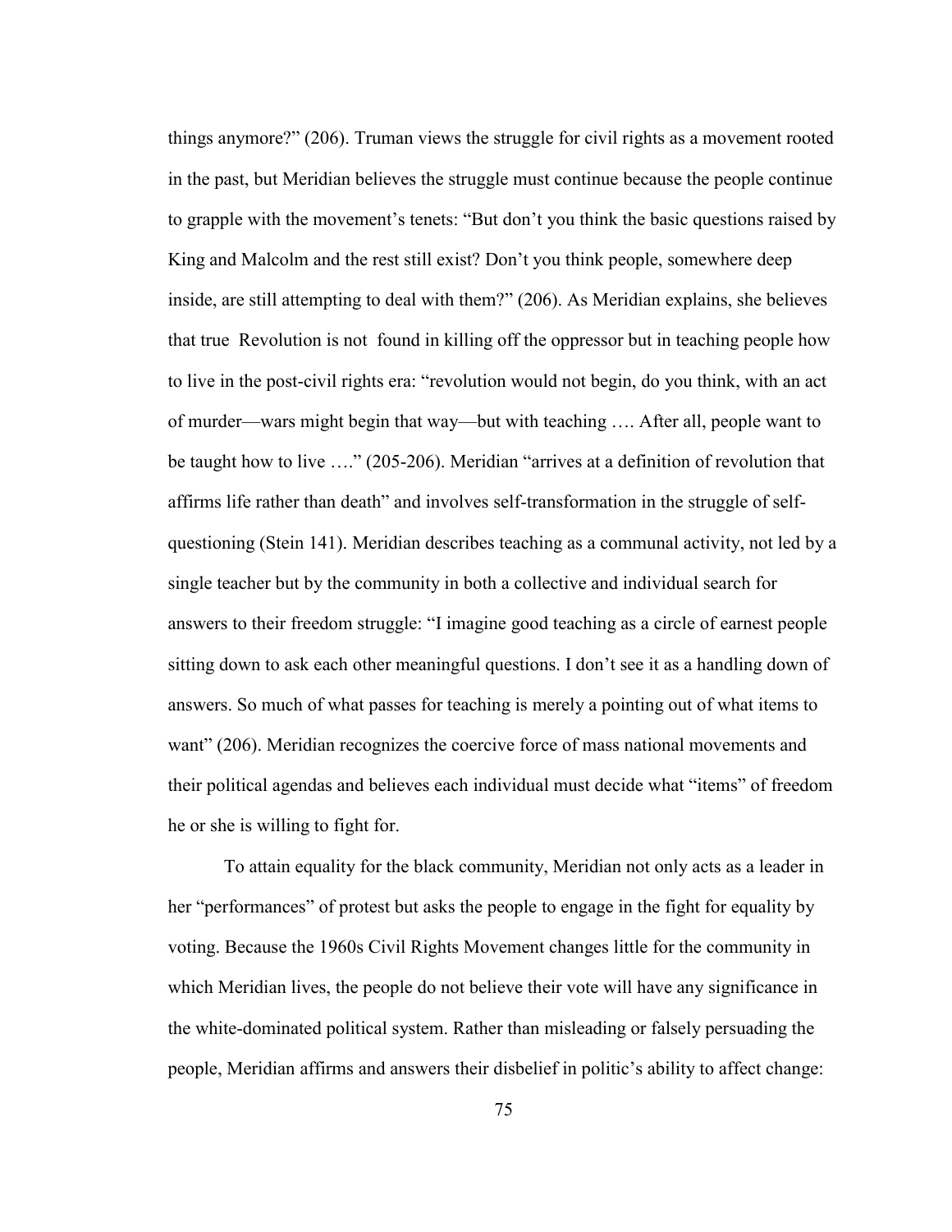things anymore?" (206). Truman views the struggle for civil rights as a movement rooted in the past, but Meridian believes the struggle must continue because the people continue to grapple with the movement's tenets: "But don't you think the basic questions raised by King and Malcolm and the rest still exist? Don't you think people, somewhere deep inside, are still attempting to deal with them?" (206). As Meridian explains, she believes that true Revolution is not found in killing off the oppressor but in teaching people how to live in the post-civil rights era: "revolution would not begin, do you think, with an act of murder—wars might begin that way—but with teaching …. After all, people want to be taught how to live …." (205-206). Meridian "arrives at a definition of revolution that affirms life rather than death" and involves self-transformation in the struggle of self-questioning (Stein 141). Meridian describes teaching as a communal activity, not led by a single teacher but by the community in both a collective and individual search for answers to their freedom struggle: "I imagine good teaching as a circle of earnest people sitting down to ask each other meaningful questions. I don't see it as a handling down of answers. So much of what passes for teaching is merely a pointing out of what items to want" (206). Meridian recognizes the coercive force of mass national movements and their political agendas and believes each individual must decide what "items" of freedom he or she is willing to fight for.

To attain equality for the black community, Meridian not only acts as a leader in her "performances" of protest but asks the people to engage in the fight for equality by voting. Because the 1960s Civil Rights Movement changes little for the community in which Meridian lives, the people do not believe their vote will have any significance in the white-dominated political system. Rather than misleading or falsely persuading the people, Meridian affirms and answers their disbelief in politic's ability to affect change: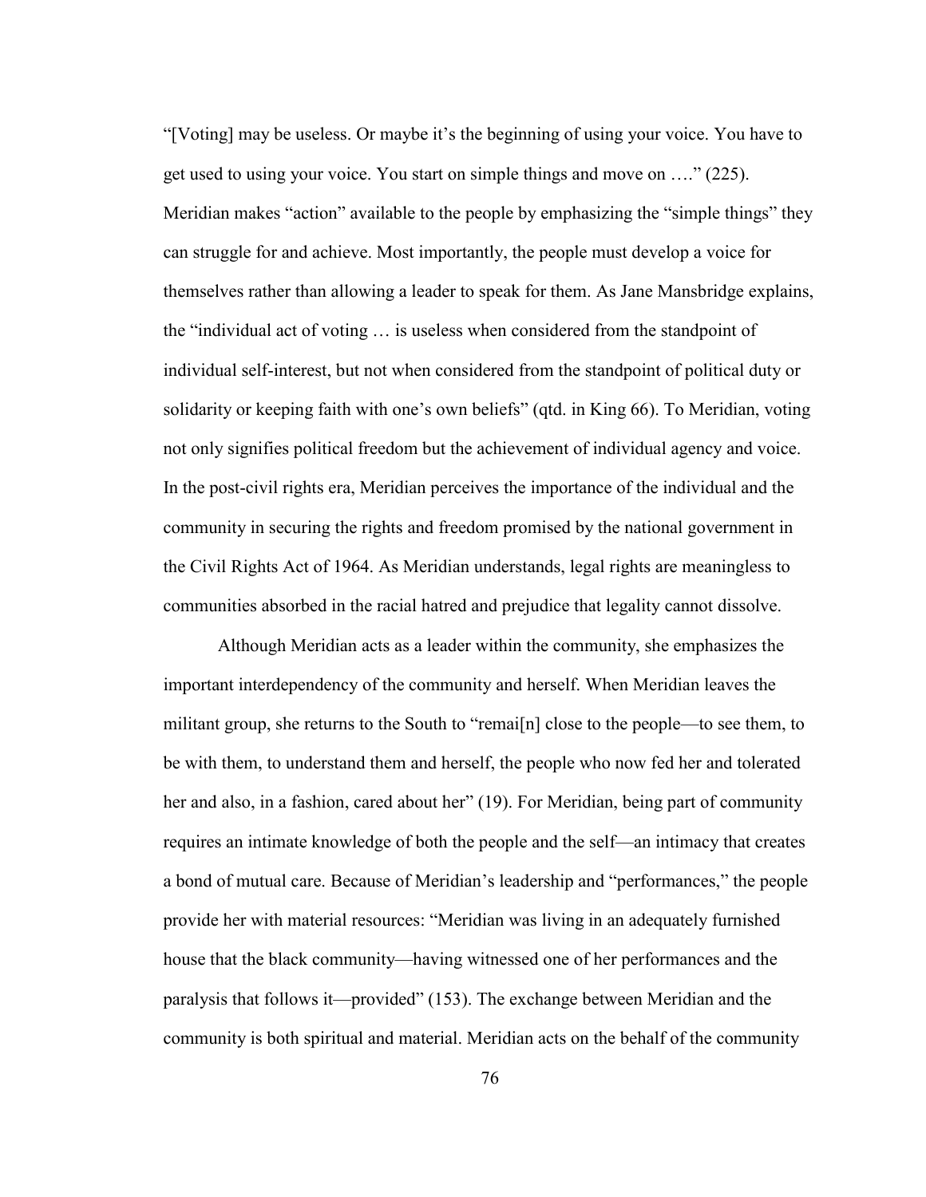"[Voting] may be useless. Or maybe it's the beginning of using your voice. You have to get used to using your voice. You start on simple things and move on …." (225). Meridian makes "action" available to the people by emphasizing the "simple things" they can struggle for and achieve. Most importantly, the people must develop a voice for themselves rather than allowing a leader to speak for them. As Jane Mansbridge explains, the "individual act of voting … is useless when considered from the standpoint of individual self-interest, but not when considered from the standpoint of political duty or solidarity or keeping faith with one's own beliefs" (qtd. in King 66). To Meridian, voting not only signifies political freedom but the achievement of individual agency and voice. In the post-civil rights era, Meridian perceives the importance of the individual and the community in securing the rights and freedom promised by the national government in the Civil Rights Act of 1964. As Meridian understands, legal rights are meaningless to communities absorbed in the racial hatred and prejudice that legality cannot dissolve.

Although Meridian acts as a leader within the community, she emphasizes the important interdependency of the community and herself. When Meridian leaves the militant group, she returns to the South to "remai[n] close to the people—to see them, to be with them, to understand them and herself, the people who now fed her and tolerated her and also, in a fashion, cared about her" (19). For Meridian, being part of community requires an intimate knowledge of both the people and the self—an intimacy that creates a bond of mutual care. Because of Meridian's leadership and "performances," the people provide her with material resources: "Meridian was living in an adequately furnished house that the black community—having witnessed one of her performances and the paralysis that follows it—provided" (153). The exchange between Meridian and the community is both spiritual and material. Meridian acts on the behalf of the community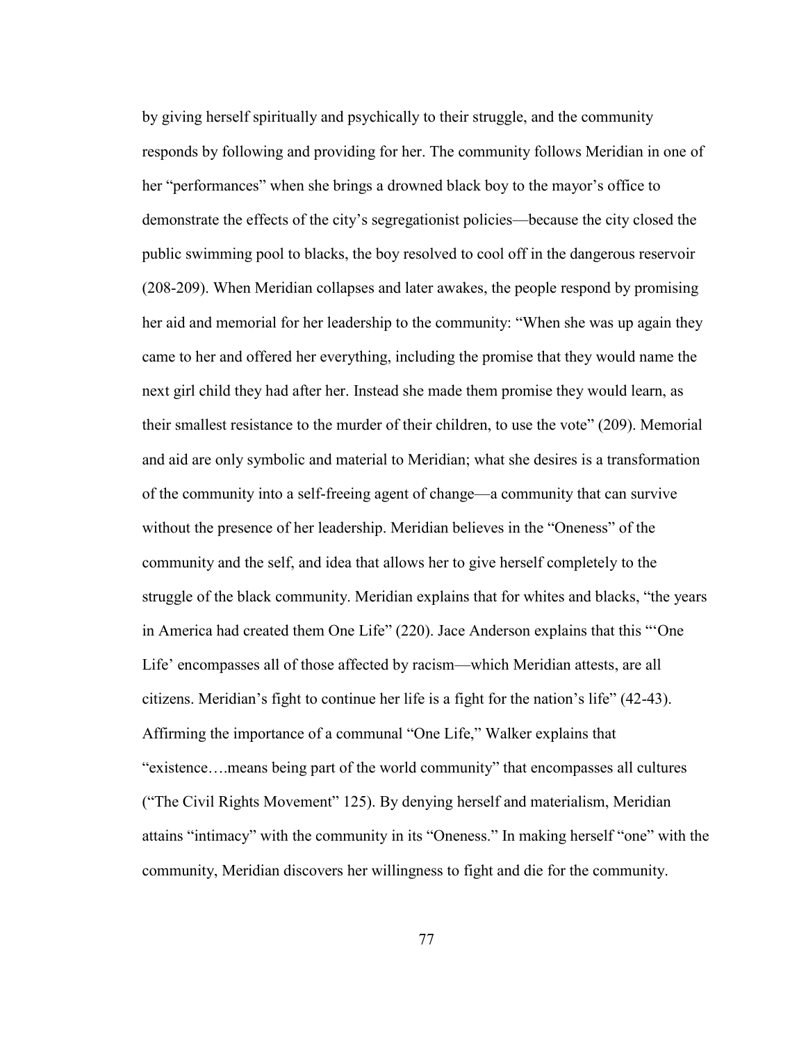by giving herself spiritually and psychically to their struggle, and the community responds by following and providing for her. The community follows Meridian in one of her "performances" when she brings a drowned black boy to the mayor's office to demonstrate the effects of the city's segregationist policies—because the city closed the public swimming pool to blacks, the boy resolved to cool off in the dangerous reservoir (208-209). When Meridian collapses and later awakes, the people respond by promising her aid and memorial for her leadership to the community: "When she was up again they came to her and offered her everything, including the promise that they would name the next girl child they had after her. Instead she made them promise they would learn, as their smallest resistance to the murder of their children, to use the vote" (209). Memorial and aid are only symbolic and material to Meridian; what she desires is a transformation of the community into a self-freeing agent of change—a community that can survive without the presence of her leadership. Meridian believes in the "Oneness" of the community and the self, and idea that allows her to give herself completely to the struggle of the black community. Meridian explains that for whites and blacks, "the years in America had created them One Life" (220). Jace Anderson explains that this "'One Life' encompasses all of those affected by racism—which Meridian attests, are all citizens. Meridian's fight to continue her life is a fight for the nation's life" (42-43). Affirming the importance of a communal "One Life," Walker explains that "existence….means being part of the world community" that encompasses all cultures ("The Civil Rights Movement" 125). By denying herself and materialism, Meridian attains "intimacy" with the community in its "Oneness." In making herself "one" with the community, Meridian discovers her willingness to fight and die for the community.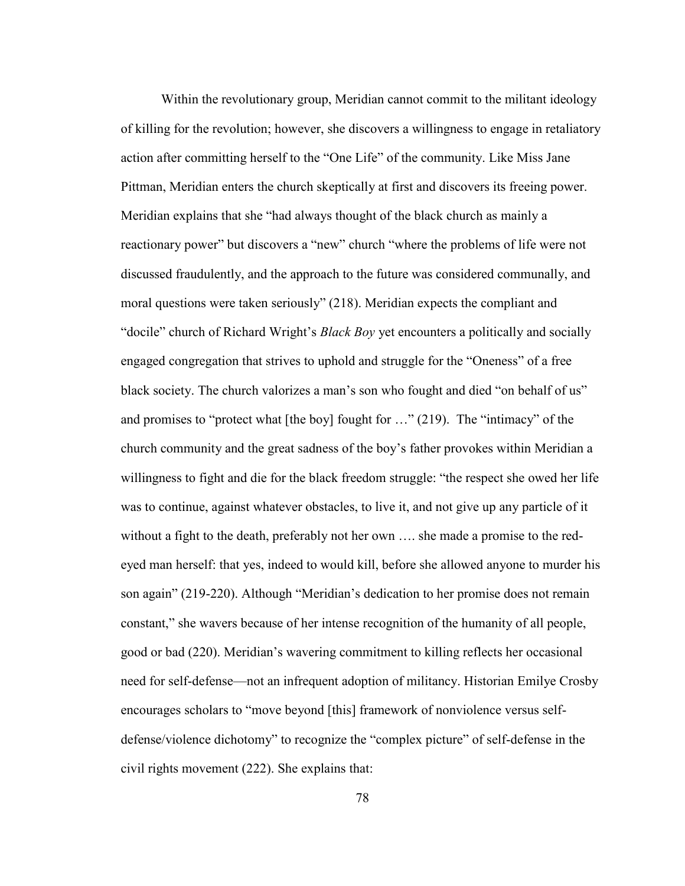Within the revolutionary group, Meridian cannot commit to the militant ideology of killing for the revolution; however, she discovers a willingness to engage in retaliatory action after committing herself to the "One Life" of the community. Like Miss Jane Pittman, Meridian enters the church skeptically at first and discovers its freeing power. Meridian explains that she "had always thought of the black church as mainly a reactionary power" but discovers a "new" church "where the problems of life were not discussed fraudulently, and the approach to the future was considered communally, and moral questions were taken seriously" (218). Meridian expects the compliant and "docile" church of Richard Wright's *Black Boy* yet encounters a politically and socially engaged congregation that strives to uphold and struggle for the "Oneness" of a free black society. The church valorizes a man's son who fought and died "on behalf of us" and promises to "protect what [the boy] fought for …" (219). The "intimacy" of the church community and the great sadness of the boy's father provokes within Meridian a willingness to fight and die for the black freedom struggle: "the respect she owed her life was to continue, against whatever obstacles, to live it, and not give up any particle of it without a fight to the death, preferably not her own …. she made a promise to the red-eyed man herself: that yes, indeed to would kill, before she allowed anyone to murder his son again" (219-220). Although "Meridian's dedication to her promise does not remain constant," she wavers because of her intense recognition of the humanity of all people, good or bad (220). Meridian's wavering commitment to killing reflects her occasional need for self-defense—not an infrequent adoption of militancy. Historian Emilye Crosby encourages scholars to "move beyond [this] framework of nonviolence versus self-defense/violence dichotomy" to recognize the "complex picture" of self-defense in the civil rights movement (222). She explains that: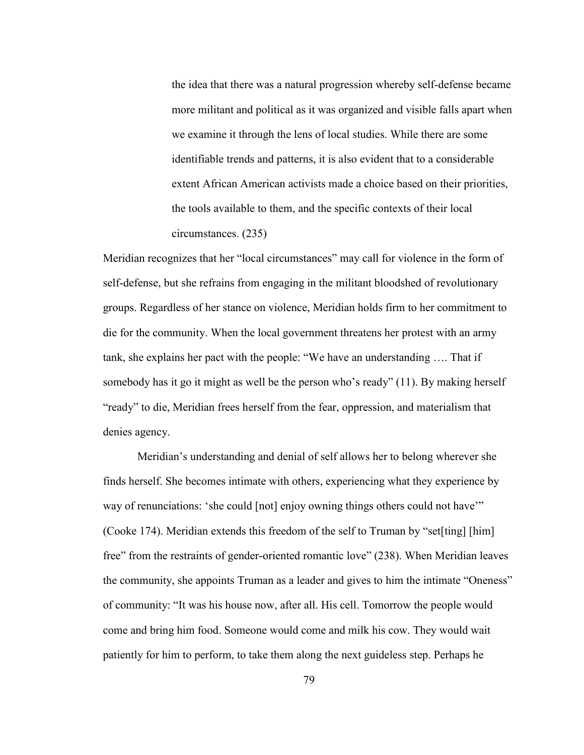> the idea that there was a natural progression whereby self-defense became more militant and political as it was organized and visible falls apart when we examine it through the lens of local studies. While there are some identifiable trends and patterns, it is also evident that to a considerable extent African American activists made a choice based on their priorities, the tools available to them, and the specific contexts of their local circumstances. (235)

Meridian recognizes that her "local circumstances" may call for violence in the form of self-defense, but she refrains from engaging in the militant bloodshed of revolutionary groups. Regardless of her stance on violence, Meridian holds firm to her commitment to die for the community. When the local government threatens her protest with an army tank, she explains her pact with the people: "We have an understanding …. That if somebody has it go it might as well be the person who's ready" (11). By making herself "ready" to die, Meridian frees herself from the fear, oppression, and materialism that denies agency.

Meridian's understanding and denial of self allows her to belong wherever she finds herself. She becomes intimate with others, experiencing what they experience by way of renunciations: 'she could [not] enjoy owning things others could not have'" (Cooke 174). Meridian extends this freedom of the self to Truman by "set[ting] [him] free" from the restraints of gender-oriented romantic love" (238). When Meridian leaves the community, she appoints Truman as a leader and gives to him the intimate "Oneness" of community: "It was his house now, after all. His cell. Tomorrow the people would come and bring him food. Someone would come and milk his cow. They would wait patiently for him to perform, to take them along the next guideless step. Perhaps he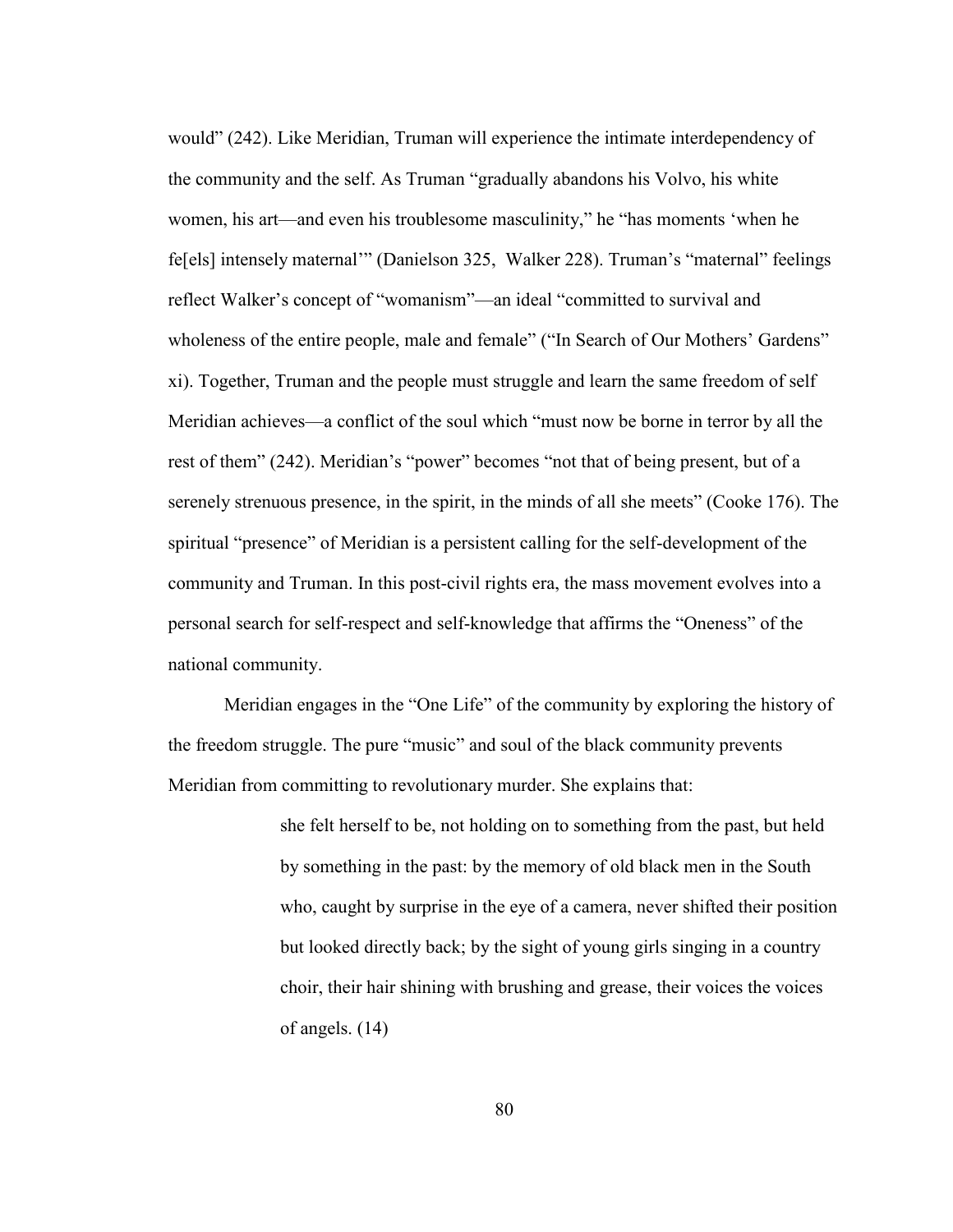would" (242). Like Meridian, Truman will experience the intimate interdependency of the community and the self. As Truman "gradually abandons his Volvo, his white women, his art—and even his troublesome masculinity," he "has moments 'when he fe[els] intensely maternal'" (Danielson 325, Walker 228). Truman's "maternal" feelings reflect Walker's concept of "womanism"—an ideal "committed to survival and wholeness of the entire people, male and female" ("In Search of Our Mothers' Gardens" xi). Together, Truman and the people must struggle and learn the same freedom of self Meridian achieves—a conflict of the soul which "must now be borne in terror by all the rest of them" (242). Meridian's "power" becomes "not that of being present, but of a serenely strenuous presence, in the spirit, in the minds of all she meets" (Cooke 176). The spiritual "presence" of Meridian is a persistent calling for the self-development of the community and Truman. In this post-civil rights era, the mass movement evolves into a personal search for self-respect and self-knowledge that affirms the "Oneness" of the national community.

Meridian engages in the "One Life" of the community by exploring the history of the freedom struggle. The pure "music" and soul of the black community prevents Meridian from committing to revolutionary murder. She explains that:

> she felt herself to be, not holding on to something from the past, but held by something in the past: by the memory of old black men in the South who, caught by surprise in the eye of a camera, never shifted their position but looked directly back; by the sight of young girls singing in a country choir, their hair shining with brushing and grease, their voices the voices of angels. (14)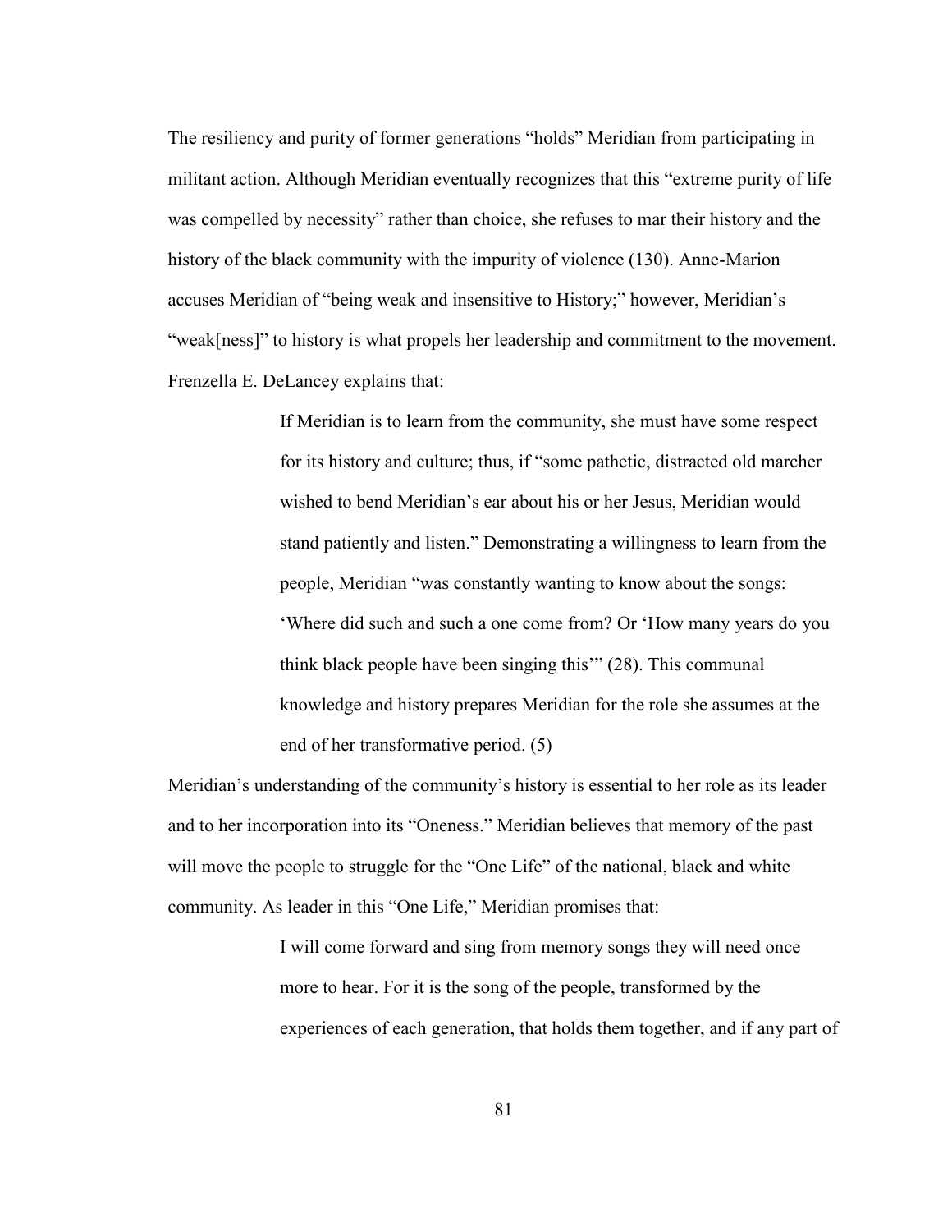The resiliency and purity of former generations "holds" Meridian from participating in militant action. Although Meridian eventually recognizes that this "extreme purity of life was compelled by necessity" rather than choice, she refuses to mar their history and the history of the black community with the impurity of violence (130). Anne-Marion accuses Meridian of "being weak and insensitive to History;" however, Meridian's "weak[ness]" to history is what propels her leadership and commitment to the movement. Frenzella E. DeLancey explains that:

> If Meridian is to learn from the community, she must have some respect for its history and culture; thus, if "some pathetic, distracted old marcher wished to bend Meridian's ear about his or her Jesus, Meridian would stand patiently and listen." Demonstrating a willingness to learn from the people, Meridian "was constantly wanting to know about the songs: 'Where did such and such a one come from? Or 'How many years do you think black people have been singing this'" (28). This communal knowledge and history prepares Meridian for the role she assumes at the end of her transformative period. (5)

Meridian's understanding of the community's history is essential to her role as its leader and to her incorporation into its "Oneness." Meridian believes that memory of the past will move the people to struggle for the "One Life" of the national, black and white community. As leader in this "One Life," Meridian promises that:

> I will come forward and sing from memory songs they will need once more to hear. For it is the song of the people, transformed by the experiences of each generation, that holds them together, and if any part of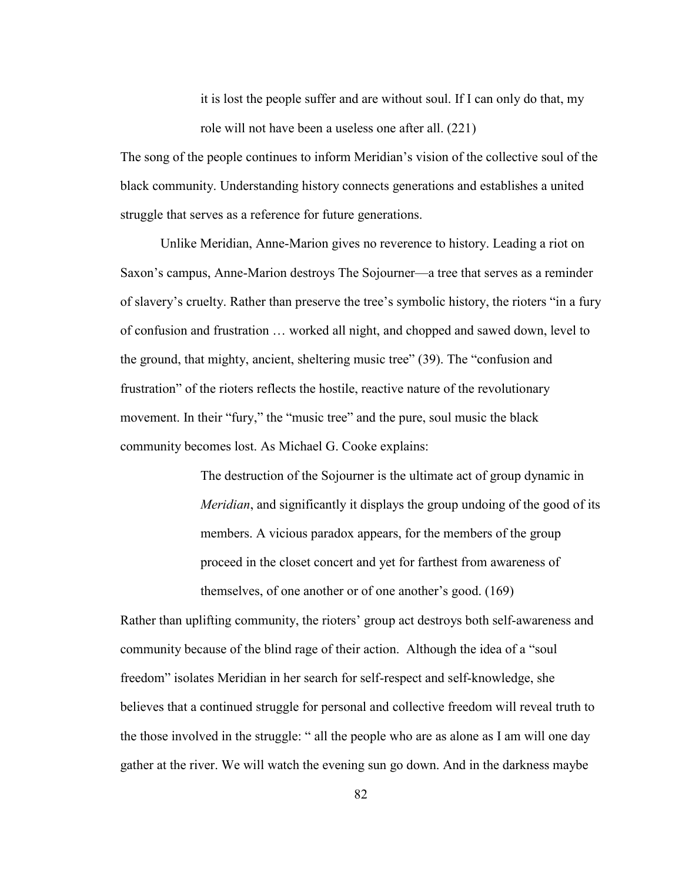> it is lost the people suffer and are without soul. If I can only do that, my role will not have been a useless one after all. (221)

The song of the people continues to inform Meridian's vision of the collective soul of the black community. Understanding history connects generations and establishes a united struggle that serves as a reference for future generations.

Unlike Meridian, Anne-Marion gives no reverence to history. Leading a riot on Saxon's campus, Anne-Marion destroys The Sojourner—a tree that serves as a reminder of slavery's cruelty. Rather than preserve the tree's symbolic history, the rioters "in a fury of confusion and frustration … worked all night, and chopped and sawed down, level to the ground, that mighty, ancient, sheltering music tree" (39). The "confusion and frustration" of the rioters reflects the hostile, reactive nature of the revolutionary movement. In their "fury," the "music tree" and the pure, soul music the black community becomes lost. As Michael G. Cooke explains:

> The destruction of the Sojourner is the ultimate act of group dynamic in *Meridian*, and significantly it displays the group undoing of the good of its members. A vicious paradox appears, for the members of the group proceed in the closet concert and yet for farthest from awareness of themselves, of one another or of one another's good. (169)

Rather than uplifting community, the rioters' group act destroys both self-awareness and community because of the blind rage of their action. Although the idea of a "soul freedom" isolates Meridian in her search for self-respect and self-knowledge, she believes that a continued struggle for personal and collective freedom will reveal truth to the those involved in the struggle: " all the people who are as alone as I am will one day gather at the river. We will watch the evening sun go down. And in the darkness maybe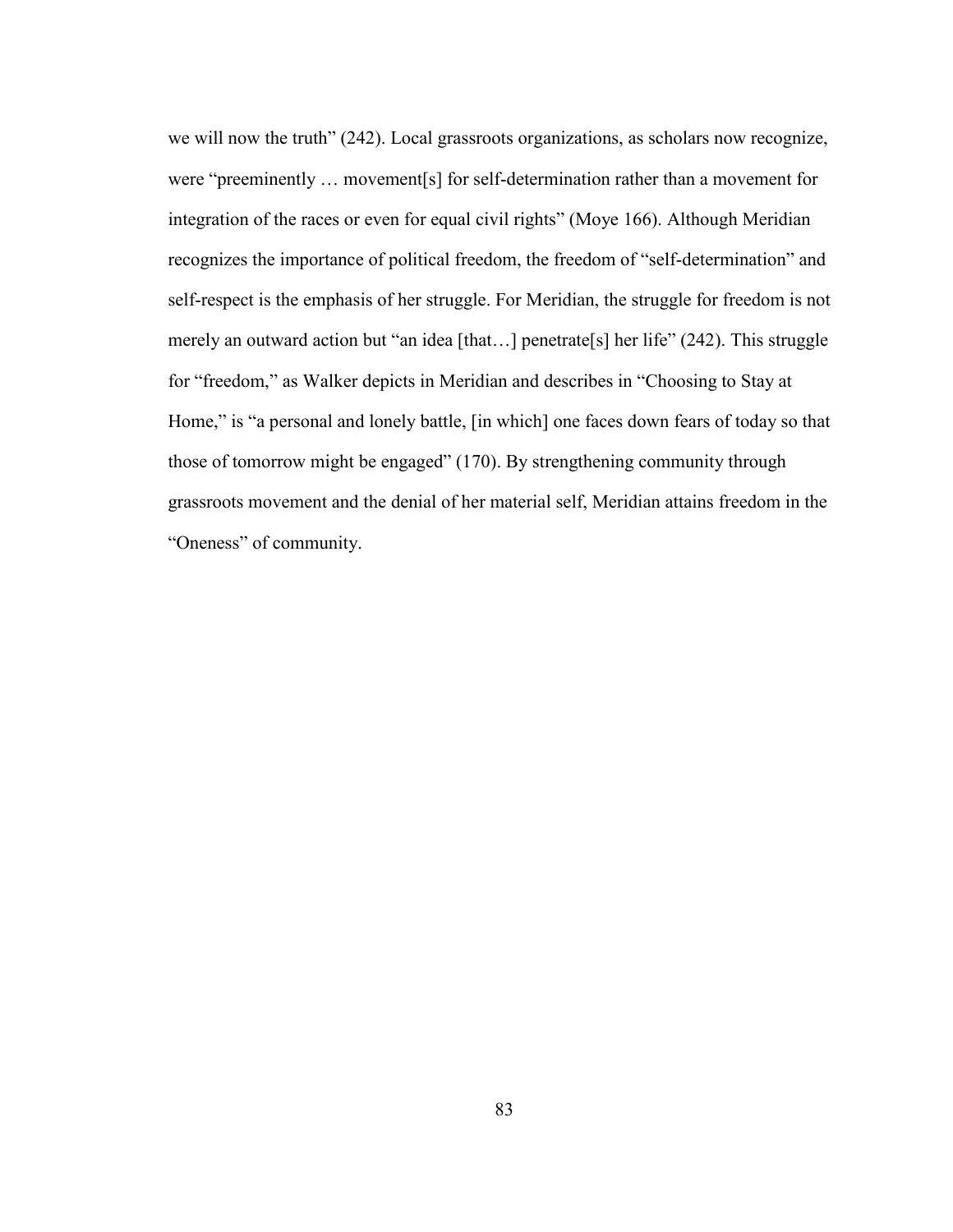we will now the truth" (242). Local grassroots organizations, as scholars now recognize, were "preeminently … movement[s] for self-determination rather than a movement for integration of the races or even for equal civil rights" (Moye 166). Although Meridian recognizes the importance of political freedom, the freedom of "self-determination" and self-respect is the emphasis of her struggle. For Meridian, the struggle for freedom is not merely an outward action but "an idea [that…] penetrate[s] her life" (242). This struggle for "freedom," as Walker depicts in Meridian and describes in "Choosing to Stay at Home," is "a personal and lonely battle, [in which] one faces down fears of today so that those of tomorrow might be engaged" (170). By strengthening community through grassroots movement and the denial of her material self, Meridian attains freedom in the "Oneness" of community.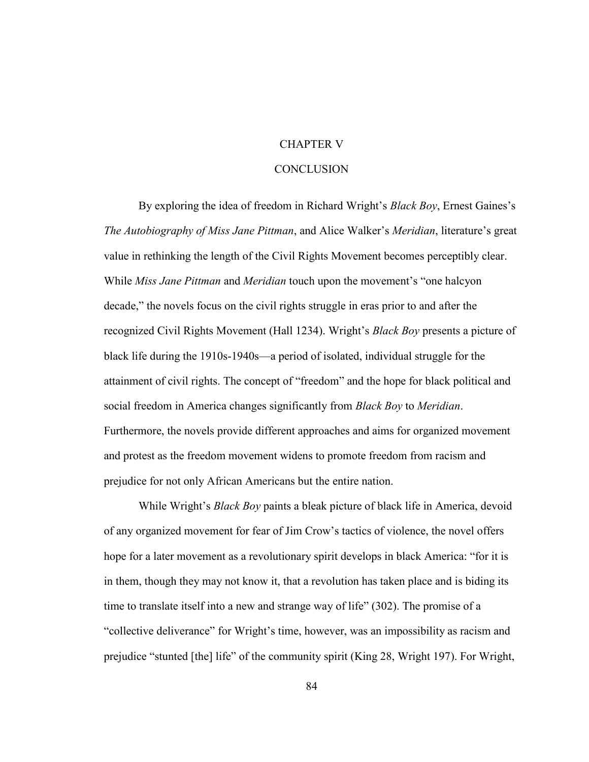# CHAPTER V

# CONCLUSION

By exploring the idea of freedom in Richard Wright's *Black Boy*, Ernest Gaines's *The Autobiography of Miss Jane Pittman*, and Alice Walker's *Meridian*, literature's great value in rethinking the length of the Civil Rights Movement becomes perceptibly clear. While *Miss Jane Pittman* and *Meridian* touch upon the movement's "one halcyon decade," the novels focus on the civil rights struggle in eras prior to and after the recognized Civil Rights Movement (Hall 1234). Wright's *Black Boy* presents a picture of black life during the 1910s-1940s—a period of isolated, individual struggle for the attainment of civil rights. The concept of "freedom" and the hope for black political and social freedom in America changes significantly from *Black Boy* to *Meridian*. Furthermore, the novels provide different approaches and aims for organized movement and protest as the freedom movement widens to promote freedom from racism and prejudice for not only African Americans but the entire nation.

While Wright's *Black Boy* paints a bleak picture of black life in America, devoid of any organized movement for fear of Jim Crow's tactics of violence, the novel offers hope for a later movement as a revolutionary spirit develops in black America: "for it is in them, though they may not know it, that a revolution has taken place and is biding its time to translate itself into a new and strange way of life" (302). The promise of a "collective deliverance" for Wright's time, however, was an impossibility as racism and prejudice "stunted [the] life" of the community spirit (King 28, Wright 197). For Wright,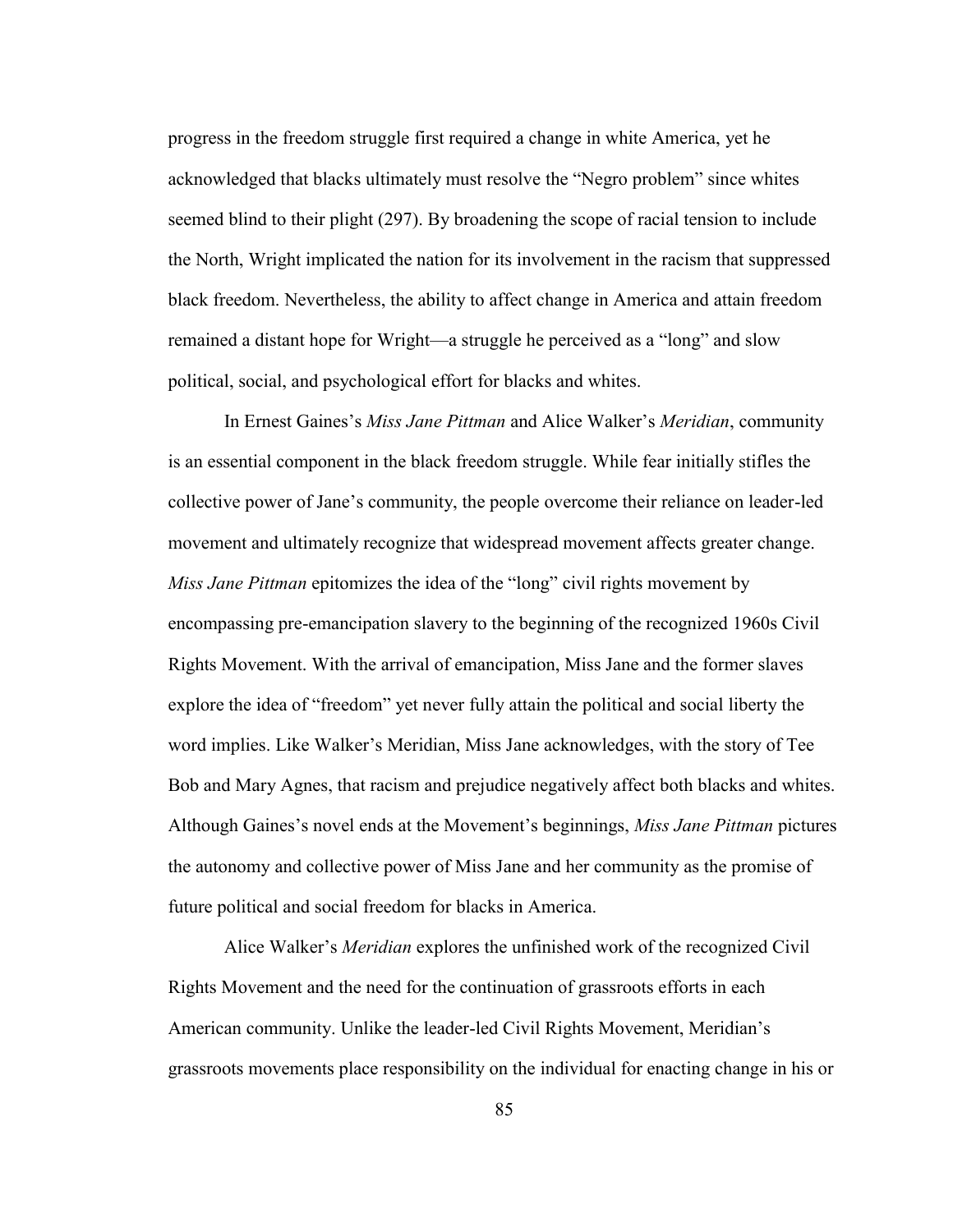progress in the freedom struggle first required a change in white America, yet he acknowledged that blacks ultimately must resolve the "Negro problem" since whites seemed blind to their plight (297). By broadening the scope of racial tension to include the North, Wright implicated the nation for its involvement in the racism that suppressed black freedom. Nevertheless, the ability to affect change in America and attain freedom remained a distant hope for Wright—a struggle he perceived as a "long" and slow political, social, and psychological effort for blacks and whites.

In Ernest Gaines's *Miss Jane Pittman* and Alice Walker's *Meridian*, community is an essential component in the black freedom struggle. While fear initially stifles the collective power of Jane's community, the people overcome their reliance on leader-led movement and ultimately recognize that widespread movement affects greater change. *Miss Jane Pittman* epitomizes the idea of the "long" civil rights movement by encompassing pre-emancipation slavery to the beginning of the recognized 1960s Civil Rights Movement. With the arrival of emancipation, Miss Jane and the former slaves explore the idea of "freedom" yet never fully attain the political and social liberty the word implies. Like Walker's Meridian, Miss Jane acknowledges, with the story of Tee Bob and Mary Agnes, that racism and prejudice negatively affect both blacks and whites. Although Gaines's novel ends at the Movement's beginnings, *Miss Jane Pittman* pictures the autonomy and collective power of Miss Jane and her community as the promise of future political and social freedom for blacks in America.

Alice Walker's *Meridian* explores the unfinished work of the recognized Civil Rights Movement and the need for the continuation of grassroots efforts in each American community. Unlike the leader-led Civil Rights Movement, Meridian's grassroots movements place responsibility on the individual for enacting change in his or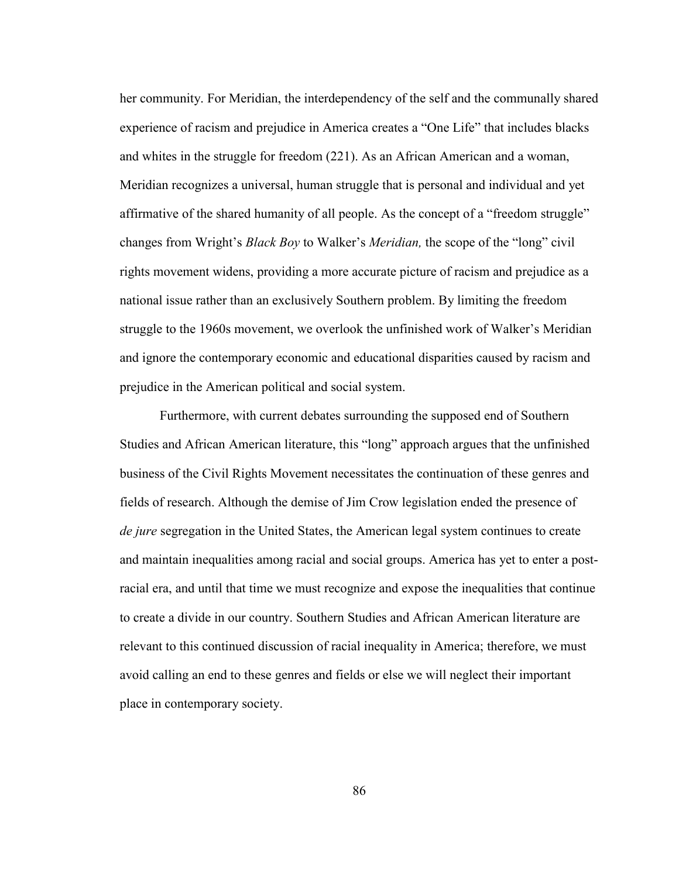her community. For Meridian, the interdependency of the self and the communally shared experience of racism and prejudice in America creates a "One Life" that includes blacks and whites in the struggle for freedom (221). As an African American and a woman, Meridian recognizes a universal, human struggle that is personal and individual and yet affirmative of the shared humanity of all people. As the concept of a "freedom struggle" changes from Wright's *Black Boy* to Walker's *Meridian,* the scope of the "long" civil rights movement widens, providing a more accurate picture of racism and prejudice as a national issue rather than an exclusively Southern problem. By limiting the freedom struggle to the 1960s movement, we overlook the unfinished work of Walker's Meridian and ignore the contemporary economic and educational disparities caused by racism and prejudice in the American political and social system.

Furthermore, with current debates surrounding the supposed end of Southern Studies and African American literature, this "long" approach argues that the unfinished business of the Civil Rights Movement necessitates the continuation of these genres and fields of research. Although the demise of Jim Crow legislation ended the presence of *de jure* segregation in the United States, the American legal system continues to create and maintain inequalities among racial and social groups. America has yet to enter a post-racial era, and until that time we must recognize and expose the inequalities that continue to create a divide in our country. Southern Studies and African American literature are relevant to this continued discussion of racial inequality in America; therefore, we must avoid calling an end to these genres and fields or else we will neglect their important place in contemporary society.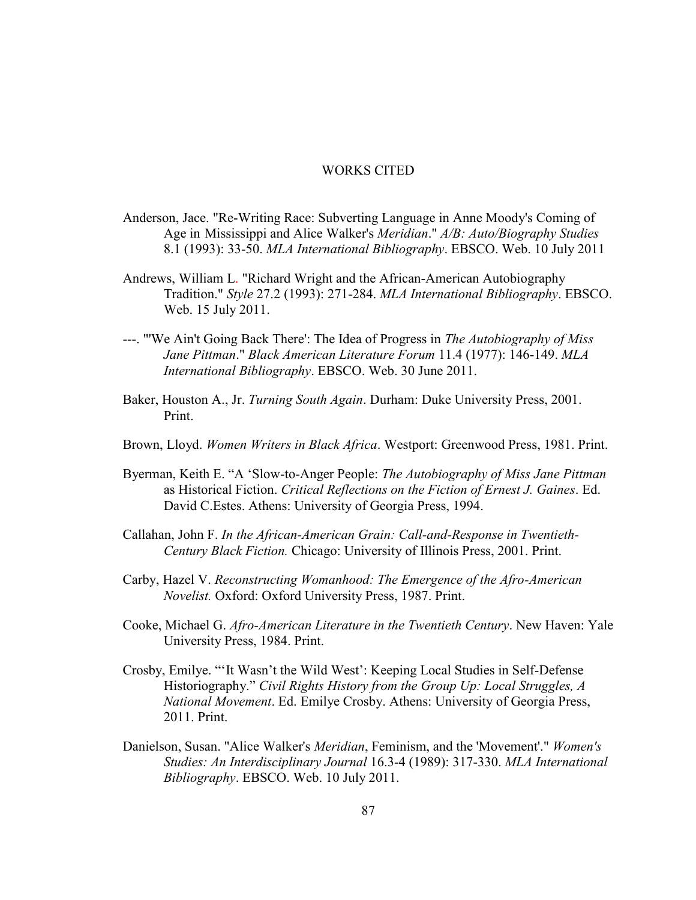# WORKS CITED

Anderson, Jace. "Re-Writing Race: Subverting Language in Anne Moody's Coming of Age in Mississippi and Alice Walker's *Meridian*." *A/B: Auto/Biography Studies* 8.1 (1993): 33-50. *MLA International Bibliography*. EBSCO. Web. 10 July 2011

Andrews, William L. "Richard Wright and the African-American Autobiography Tradition." *Style* 27.2 (1993): 271-284. *MLA International Bibliography*. EBSCO. Web. 15 July 2011.

---. "'We Ain't Going Back There': The Idea of Progress in *The Autobiography of Miss Jane Pittman*." *Black American Literature Forum* 11.4 (1977): 146-149. *MLA International Bibliography*. EBSCO. Web. 30 June 2011.

Baker, Houston A., Jr. *Turning South Again*. Durham: Duke University Press, 2001. Print.

Brown, Lloyd. *Women Writers in Black Africa*. Westport: Greenwood Press, 1981. Print.

Byerman, Keith E. "A 'Slow-to-Anger People: *The Autobiography of Miss Jane Pittman* as Historical Fiction. *Critical Reflections on the Fiction of Ernest J. Gaines*. Ed. David C.Estes. Athens: University of Georgia Press, 1994.

Callahan, John F. *In the African-American Grain: Call-and-Response in Twentieth-Century Black Fiction.* Chicago: University of Illinois Press, 2001. Print.

Carby, Hazel V. *Reconstructing Womanhood: The Emergence of the Afro-American Novelist.* Oxford: Oxford University Press, 1987. Print.

Cooke, Michael G. *Afro-American Literature in the Twentieth Century*. New Haven: Yale University Press, 1984. Print.

Crosby, Emilye. "'It Wasn't the Wild West': Keeping Local Studies in Self-Defense Historiography." *Civil Rights History from the Group Up: Local Struggles, A National Movement*. Ed. Emilye Crosby. Athens: University of Georgia Press, 2011. Print.

Danielson, Susan. "Alice Walker's *Meridian*, Feminism, and the 'Movement'." *Women's Studies: An Interdisciplinary Journal* 16.3-4 (1989): 317-330. *MLA International Bibliography*. EBSCO. Web. 10 July 2011.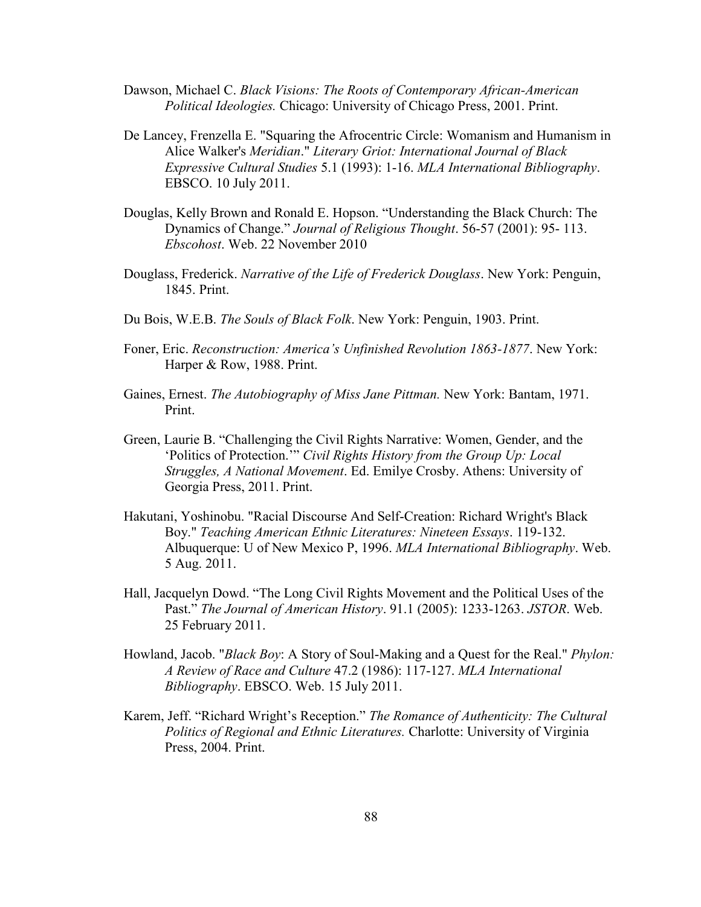Dawson, Michael C. *Black Visions: The Roots of Contemporary African-American Political Ideologies.* Chicago: University of Chicago Press, 2001. Print.

De Lancey, Frenzella E. "Squaring the Afrocentric Circle: Womanism and Humanism in Alice Walker's *Meridian*." *Literary Griot: International Journal of Black Expressive Cultural Studies* 5.1 (1993): 1-16. *MLA International Bibliography*. EBSCO. 10 July 2011.

Douglas, Kelly Brown and Ronald E. Hopson. "Understanding the Black Church: The Dynamics of Change." *Journal of Religious Thought*. 56-57 (2001): 95- 113. *Ebscohost*. Web. 22 November 2010

Douglass, Frederick. *Narrative of the Life of Frederick Douglass*. New York: Penguin, 1845. Print.

Du Bois, W.E.B. *The Souls of Black Folk*. New York: Penguin, 1903. Print.

Foner, Eric. *Reconstruction: America's Unfinished Revolution 1863-1877*. New York: Harper & Row, 1988. Print.

Gaines, Ernest. *The Autobiography of Miss Jane Pittman.* New York: Bantam, 1971. Print.

Green, Laurie B. "Challenging the Civil Rights Narrative: Women, Gender, and the 'Politics of Protection.'" *Civil Rights History from the Group Up: Local Struggles, A National Movement*. Ed. Emilye Crosby. Athens: University of Georgia Press, 2011. Print.

Hakutani, Yoshinobu. "Racial Discourse And Self-Creation: Richard Wright's Black Boy." *Teaching American Ethnic Literatures: Nineteen Essays*. 119-132. Albuquerque: U of New Mexico P, 1996. *MLA International Bibliography*. Web. 5 Aug. 2011.

Hall, Jacquelyn Dowd. "The Long Civil Rights Movement and the Political Uses of the Past." *The Journal of American History*. 91.1 (2005): 1233-1263. *JSTOR*. Web. 25 February 2011.

Howland, Jacob. "*Black Boy*: A Story of Soul-Making and a Quest for the Real." *Phylon: A Review of Race and Culture* 47.2 (1986): 117-127. *MLA International Bibliography*. EBSCO. Web. 15 July 2011.

Karem, Jeff. "Richard Wright's Reception." *The Romance of Authenticity: The Cultural Politics of Regional and Ethnic Literatures.* Charlotte: University of Virginia Press, 2004. Print.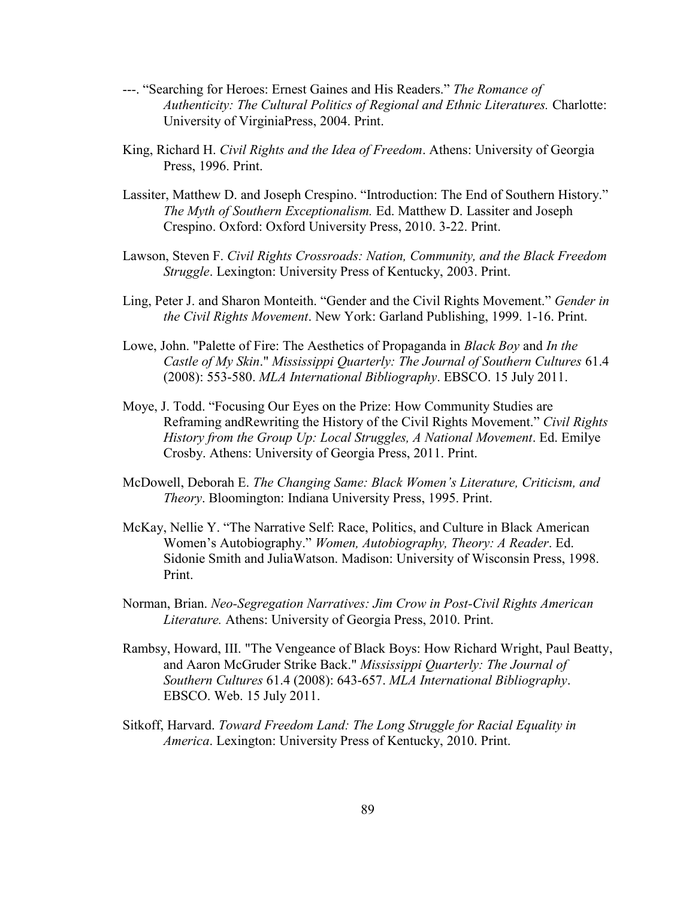---. “Searching for Heroes: Ernest Gaines and His Readers.” *The Romance of Authenticity: The Cultural Politics of Regional and Ethnic Literatures.* Charlotte: University of VirginiaPress, 2004. Print.

King, Richard H. *Civil Rights and the Idea of Freedom*. Athens: University of Georgia Press, 1996. Print.

Lassiter, Matthew D. and Joseph Crespino. “Introduction: The End of Southern History.” *The Myth of Southern Exceptionalism.* Ed. Matthew D. Lassiter and Joseph Crespino. Oxford: Oxford University Press, 2010. 3-22. Print.

Lawson, Steven F. *Civil Rights Crossroads: Nation, Community, and the Black Freedom Struggle*. Lexington: University Press of Kentucky, 2003. Print.

Ling, Peter J. and Sharon Monteith. “Gender and the Civil Rights Movement.” *Gender in the Civil Rights Movement*. New York: Garland Publishing, 1999. 1-16. Print.

Lowe, John. "Palette of Fire: The Aesthetics of Propaganda in *Black Boy* and *In the Castle of My Skin*." *Mississippi Quarterly: The Journal of Southern Cultures* 61.4 (2008): 553-580. *MLA International Bibliography*. EBSCO. 15 July 2011.

Moye, J. Todd. “Focusing Our Eyes on the Prize: How Community Studies are Reframing andRewriting the History of the Civil Rights Movement.” *Civil Rights History from the Group Up: Local Struggles, A National Movement*. Ed. Emilye Crosby. Athens: University of Georgia Press, 2011. Print.

McDowell, Deborah E. *The Changing Same: Black Women’s Literature, Criticism, and Theory*. Bloomington: Indiana University Press, 1995. Print.

McKay, Nellie Y. “The Narrative Self: Race, Politics, and Culture in Black American Women’s Autobiography.” *Women, Autobiography, Theory: A Reader*. Ed. Sidonie Smith and JuliaWatson. Madison: University of Wisconsin Press, 1998. Print.

Norman, Brian. *Neo-Segregation Narratives: Jim Crow in Post-Civil Rights American Literature.* Athens: University of Georgia Press, 2010. Print.

Rambsy, Howard, III. "The Vengeance of Black Boys: How Richard Wright, Paul Beatty, and Aaron McGruder Strike Back." *Mississippi Quarterly: The Journal of Southern Cultures* 61.4 (2008): 643-657. *MLA International Bibliography*. EBSCO. Web. 15 July 2011.

Sitkoff, Harvard. *Toward Freedom Land: The Long Struggle for Racial Equality in America*. Lexington: University Press of Kentucky, 2010. Print.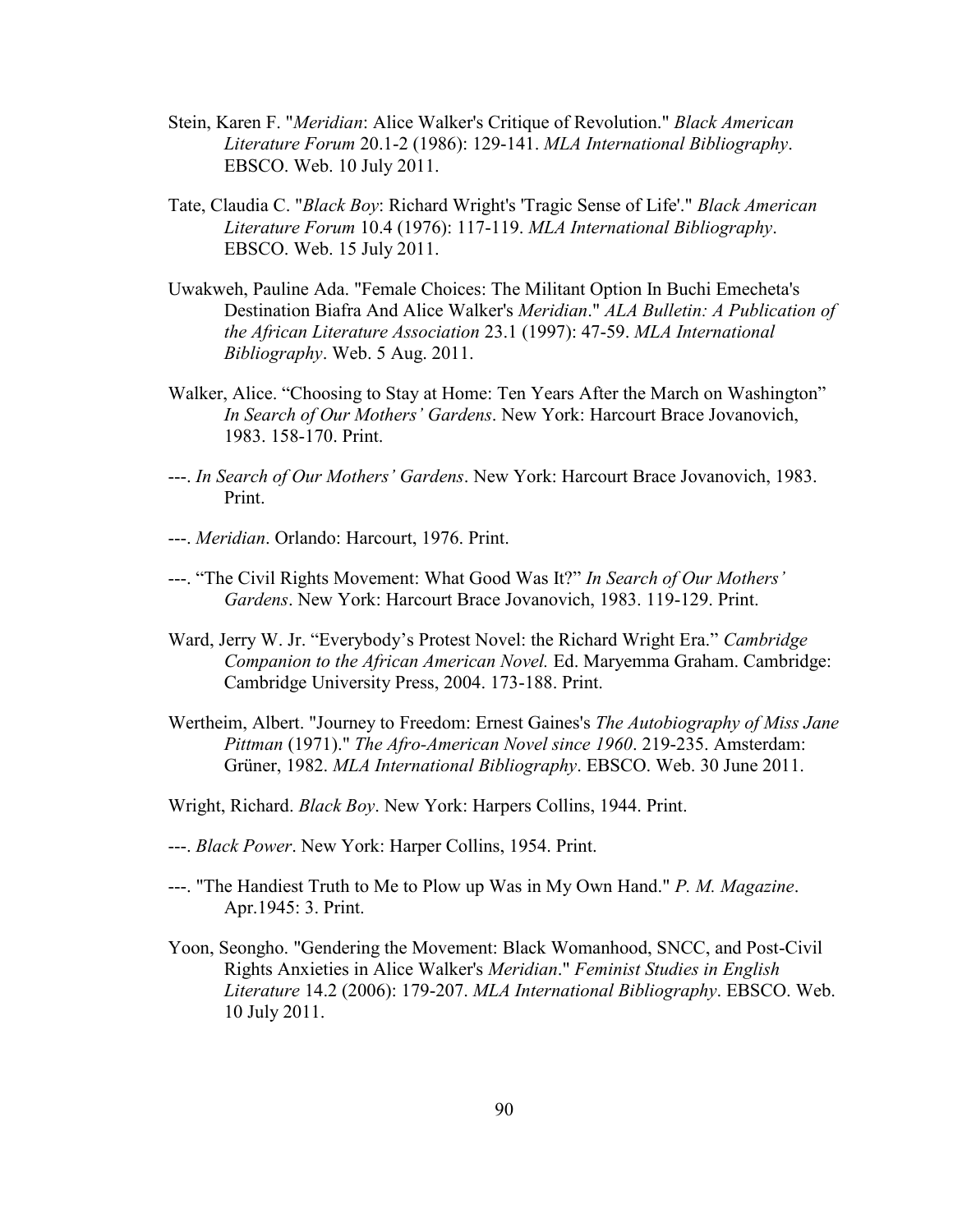Stein, Karen F. "*Meridian*: Alice Walker's Critique of Revolution." *Black American Literature Forum* 20.1-2 (1986): 129-141. *MLA International Bibliography*. EBSCO. Web. 10 July 2011.

Tate, Claudia C. "*Black Boy*: Richard Wright's 'Tragic Sense of Life'." *Black American Literature Forum* 10.4 (1976): 117-119. *MLA International Bibliography*. EBSCO. Web. 15 July 2011.

Uwakweh, Pauline Ada. "Female Choices: The Militant Option In Buchi Emecheta's Destination Biafra And Alice Walker's *Meridian*." *ALA Bulletin: A Publication of the African Literature Association* 23.1 (1997): 47-59. *MLA International Bibliography*. Web. 5 Aug. 2011.

Walker, Alice. "Choosing to Stay at Home: Ten Years After the March on Washington" *In Search of Our Mothers' Gardens*. New York: Harcourt Brace Jovanovich, 1983. 158-170. Print.

---. *In Search of Our Mothers' Gardens*. New York: Harcourt Brace Jovanovich, 1983. Print.

---. *Meridian*. Orlando: Harcourt, 1976. Print.

---. "The Civil Rights Movement: What Good Was It?" *In Search of Our Mothers' Gardens*. New York: Harcourt Brace Jovanovich, 1983. 119-129. Print.

Ward, Jerry W. Jr. "Everybody's Protest Novel: the Richard Wright Era." *Cambridge Companion to the African American Novel.* Ed. Maryemma Graham. Cambridge: Cambridge University Press, 2004. 173-188. Print.

Wertheim, Albert. "Journey to Freedom: Ernest Gaines's *The Autobiography of Miss Jane Pittman* (1971)." *The Afro-American Novel since 1960*. 219-235. Amsterdam: Grüner, 1982. *MLA International Bibliography*. EBSCO. Web. 30 June 2011.

Wright, Richard. *Black Boy*. New York: Harpers Collins, 1944. Print.

---. *Black Power*. New York: Harper Collins, 1954. Print.

---. "The Handiest Truth to Me to Plow up Was in My Own Hand." *P. M. Magazine*. Apr.1945: 3. Print.

Yoon, Seongho. "Gendering the Movement: Black Womanhood, SNCC, and Post-Civil Rights Anxieties in Alice Walker's *Meridian*." *Feminist Studies in English Literature* 14.2 (2006): 179-207. *MLA International Bibliography*. EBSCO. Web. 10 July 2011.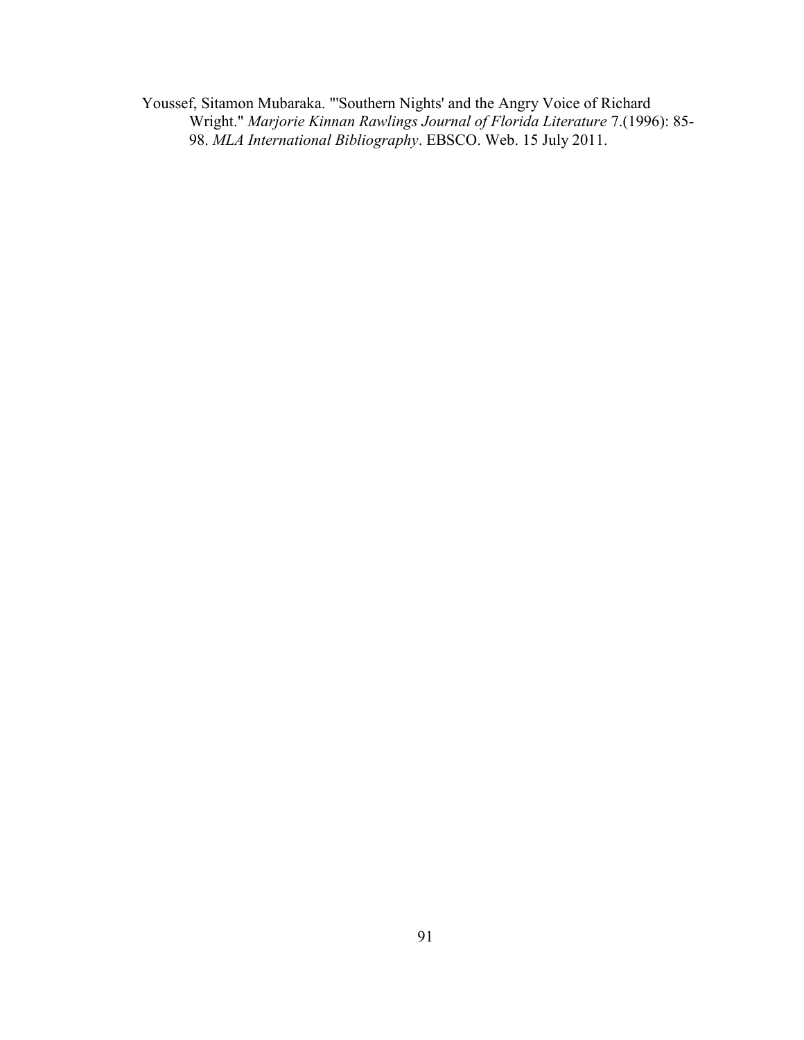Youssef, Sitamon Mubaraka. "'Southern Nights' and the Angry Voice of Richard Wright." *Marjorie Kinnan Rawlings Journal of Florida Literature* 7.(1996): 85-98. *MLA International Bibliography*. EBSCO. Web. 15 July 2011.